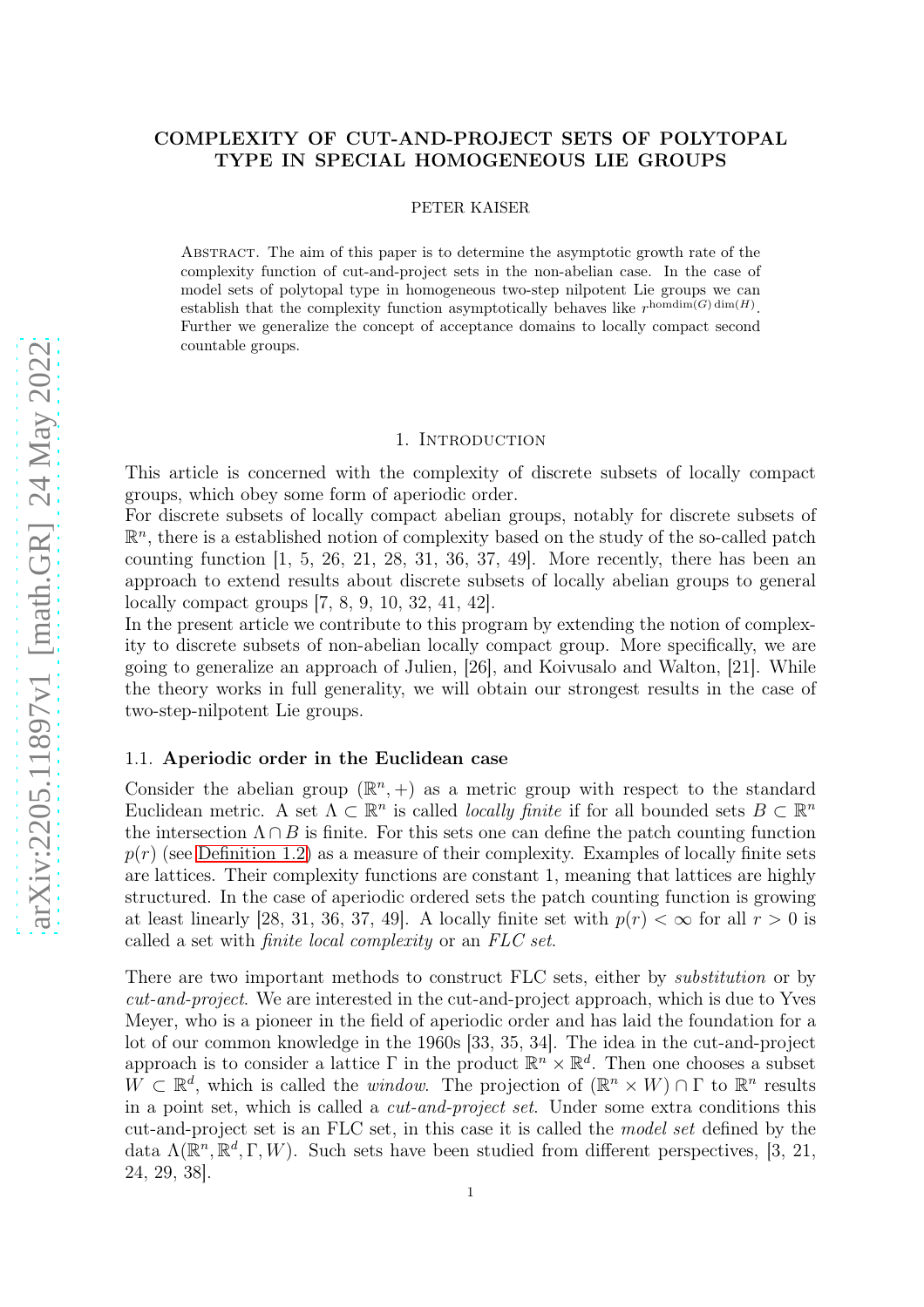# COMPLEXITY OF CUT-AND-PROJECT SETS OF POLYTOPAL TYPE IN SPECIAL HOMOGENEOUS LIE GROUPS

PETER KAISER

Abstract. The aim of this paper is to determine the asymptotic growth rate of the complexity function of cut-and-project sets in the non-abelian case. In the case of model sets of polytopal type in homogeneous two-step nilpotent Lie groups we can establish that the complexity function asymptotically behaves like $r^{\text{homdim}(G)\dim(H)}$. Further we generalize the concept of acceptance domains to locally compact second countable groups.

## 1. Introduction

This article is concerned with the complexity of discrete subsets of locally compact groups, which obey some form of aperiodic order.

For discrete subsets of locally compact abelian groups, notably for discrete subsets of $\mathbb{R}^n$, there is a established notion of complexity based on the study of the so-called patch counting function [1, 5, 26, 21, 28, 31, 36, 37, 49]. More recently, there has been an approach to extend results about discrete subsets of locally abelian groups to general locally compact groups [7, 8, 9, 10, 32, 41, 42].

In the present article we contribute to this program by extending the notion of complexity to discrete subsets of non-abelian locally compact group. More specifically, we are going to generalize an approach of Julien, [26], and Koivusalo and Walton, [21]. While the theory works in full generality, we will obtain our strongest results in the case of two-step-nilpotent Lie groups.

### 1.1. Aperiodic order in the Euclidean case

Consider the abelian group $(\mathbb{R}^n, +)$ as a metric group with respect to the standard Euclidean metric. A set $\Lambda \subset \mathbb{R}^n$ is called *locally finite* if for all bounded sets $B \subset \mathbb{R}^n$ the intersection $\Lambda \cap B$ is finite. For this sets one can define the patch counting function $p(r)$ (see Definition 1.2) as a measure of their complexity. Examples of locally finite sets are lattices. Their complexity functions are constant 1, meaning that lattices are highly structured. In the case of aperiodic ordered sets the patch counting function is growing at least linearly [28, 31, 36, 37, 49]. A locally finite set with $p(r) < \infty$ for all $r > 0$ is called a set with *finite local complexity* or an *FLC set*.

There are two important methods to construct FLC sets, either by *substitution* or by *cut-and-project*. We are interested in the cut-and-project approach, which is due to Yves Meyer, who is a pioneer in the field of aperiodic order and has laid the foundation for a lot of our common knowledge in the 1960s [33, 35, 34]. The idea in the cut-and-project approach is to consider a lattice $\Gamma$ in the product $\mathbb{R}^n \times \mathbb{R}^d$. Then one chooses a subset $W \subset \mathbb{R}^d$, which is called the *window*. The projection of $(\mathbb{R}^n \times W) \cap \Gamma$ to $\mathbb{R}^n$ results in a point set, which is called a *cut-and-project set*. Under some extra conditions this cut-and-project set is an FLC set, in this case it is called the *model set* defined by the data $\Lambda(\mathbb{R}^n, \mathbb{R}^d, \Gamma, W)$. Such sets have been studied from different perspectives, [3, 21, 24, 29, 38].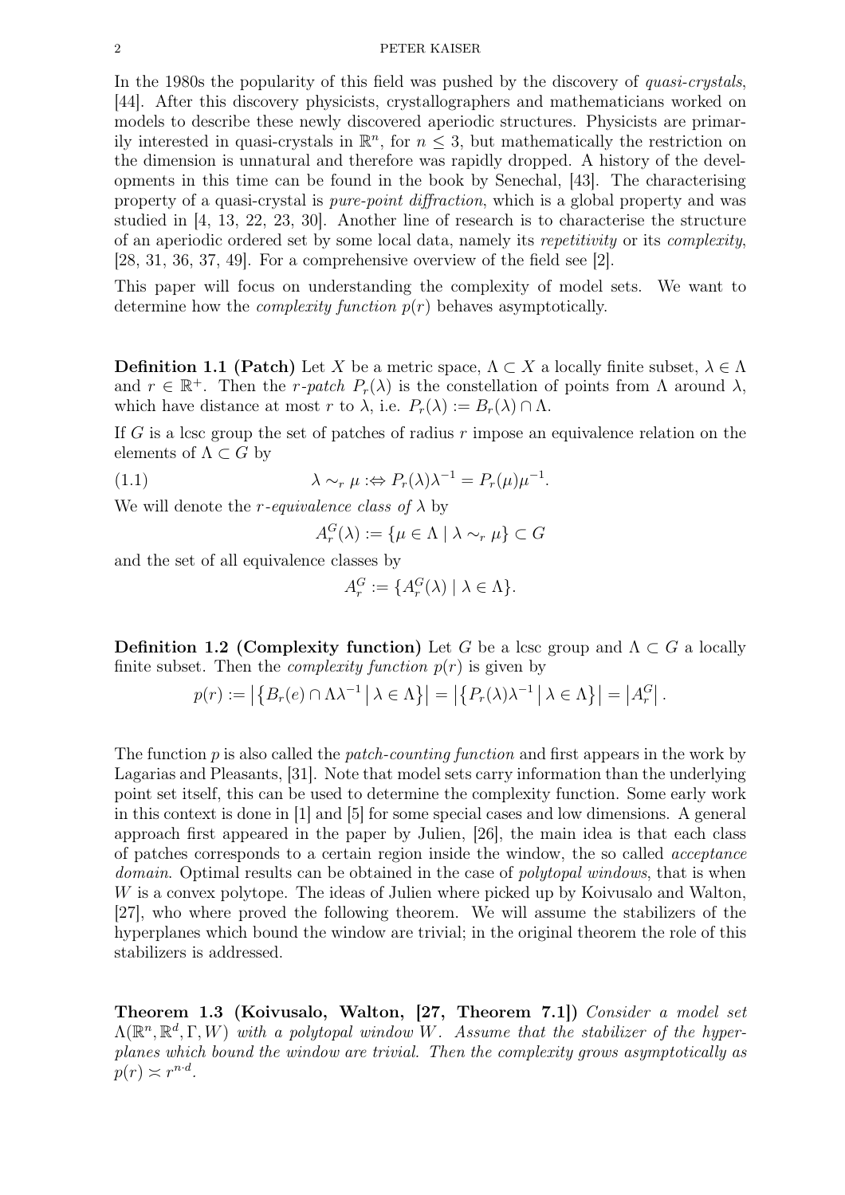In the 1980s the popularity of this field was pushed by the discovery of *quasi-crystals*, [44]. After this discovery physicists, crystallographers and mathematicians worked on models to describe these newly discovered aperiodic structures. Physicists are primarily interested in quasi-crystals in $\mathbb{R}^n$, for $n \leq 3$, but mathematically the restriction on the dimension is unnatural and therefore was rapidly dropped. A history of the developments in this time can be found in the book by Senechal, [43]. The characterising property of a quasi-crystal is *pure-point diffraction*, which is a global property and was studied in [4, 13, 22, 23, 30]. Another line of research is to characterise the structure of an aperiodic ordered set by some local data, namely its *repetitivity* or its *complexity*, [28, 31, 36, 37, 49]. For a comprehensive overview of the field see [2].

This paper will focus on understanding the complexity of model sets. We want to determine how the *complexity function* $p(r)$ behaves asymptotically.

**Definition 1.1 (Patch)** Let $X$ be a metric space, $\Lambda \subset X$ a locally finite subset, $\lambda \in \Lambda$ and $r \in \mathbb{R}^+$. Then the *r-patch* $P_r(\lambda)$ is the constellation of points from $\Lambda$ around $\lambda$, which have distance at most $r$ to $\lambda$, i.e. $P_r(\lambda) := B_r(\lambda) \cap \Lambda$.

If $G$ is a lcsc group the set of patches of radius $r$ impose an equivalence relation on the elements of $\Lambda \subset G$ by

$$\lambda \sim_r \mu :\Leftrightarrow P_r(\lambda)\lambda^{-1} = P_r(\mu)\mu^{-1}. \tag{1.1}$$

We will denote the *r-equivalence class of* $\lambda$ by

$$A_r^G(\lambda) := \{\mu \in \Lambda \mid \lambda \sim_r \mu\} \subset G$$

and the set of all equivalence classes by

$$A_r^G := \{A_r^G(\lambda) \mid \lambda \in \Lambda\}.$$

**Definition 1.2 (Complexity function)** Let $G$ be a lcsc group and $\Lambda \subset G$ a locally finite subset. Then the *complexity function* $p(r)$ is given by

$$p(r) := \left|\left\{B_r(e) \cap \Lambda\lambda^{-1} \,\middle|\, \lambda \in \Lambda\right\}\right| = \left|\left\{P_r(\lambda)\lambda^{-1} \,\middle|\, \lambda \in \Lambda\right\}\right| = \left|A_r^G\right|.$$

The function $p$ is also called the *patch-counting function* and first appears in the work by Lagarias and Pleasants, [31]. Note that model sets carry information than the underlying point set itself, this can be used to determine the complexity function. Some early work in this context is done in [1] and [5] for some special cases and low dimensions. A general approach first appeared in the paper by Julien, [26], the main idea is that each class of patches corresponds to a certain region inside the window, the so called *acceptance domain*. Optimal results can be obtained in the case of *polytopal windows*, that is when $W$ is a convex polytope. The ideas of Julien where picked up by Koivusalo and Walton, [27], who where proved the following theorem. We will assume the stabilizers of the hyperplanes which bound the window are trivial; in the original theorem the role of this stabilizers is addressed.

**Theorem 1.3 (Koivusalo, Walton, [27, Theorem 7.1])** *Consider a model set* $\Lambda(\mathbb{R}^n, \mathbb{R}^d, \Gamma, W)$ *with a polytopal window* $W$*. Assume that the stabilizer of the hyperplanes which bound the window are trivial. Then the complexity grows asymptotically as* $p(r) \asymp r^{n \cdot d}$.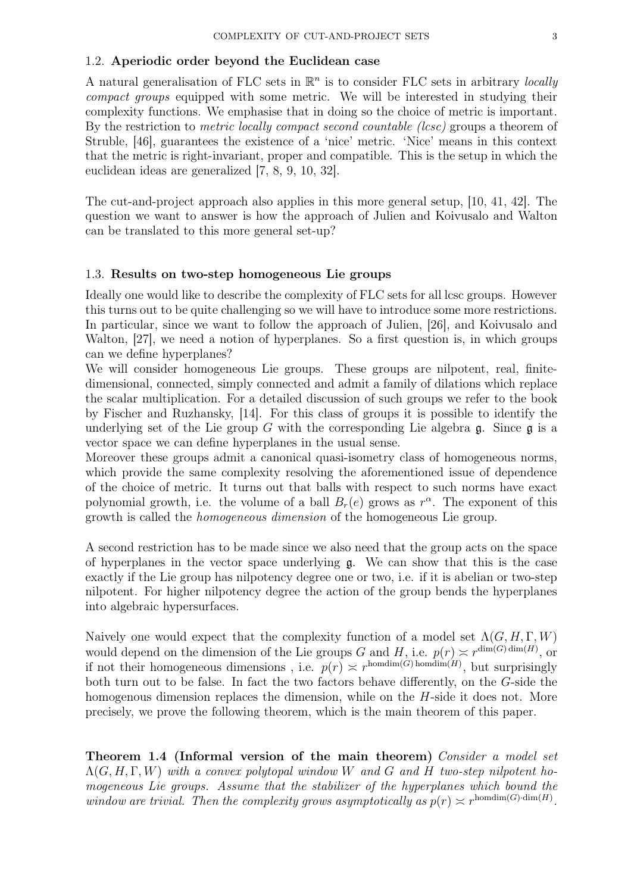### 1.2. Aperiodic order beyond the Euclidean case

A natural generalisation of FLC sets in $\mathbb{R}^n$ is to consider FLC sets in arbitrary *locally compact groups* equipped with some metric. We will be interested in studying their complexity functions. We emphasise that in doing so the choice of metric is important. By the restriction to *metric locally compact second countable (lcsc)* groups a theorem of Struble, [46], guarantees the existence of a 'nice' metric. 'Nice' means in this context that the metric is right-invariant, proper and compatible. This is the setup in which the euclidean ideas are generalized [7, 8, 9, 10, 32].

The cut-and-project approach also applies in this more general setup, [10, 41, 42]. The question we want to answer is how the approach of Julien and Koivusalo and Walton can be translated to this more general set-up?

### 1.3. Results on two-step homogeneous Lie groups

Ideally one would like to describe the complexity of FLC sets for all lcsc groups. However this turns out to be quite challenging so we will have to introduce some more restrictions. In particular, since we want to follow the approach of Julien, [26], and Koivusalo and Walton, [27], we need a notion of hyperplanes. So a first question is, in which groups can we define hyperplanes?

We will consider homogeneous Lie groups. These groups are nilpotent, real, finite-dimensional, connected, simply connected and admit a family of dilations which replace the scalar multiplication. For a detailed discussion of such groups we refer to the book by Fischer and Ruzhansky, [14]. For this class of groups it is possible to identify the underlying set of the Lie group $G$ with the corresponding Lie algebra $\mathfrak{g}$. Since $\mathfrak{g}$ is a vector space we can define hyperplanes in the usual sense.

Moreover these groups admit a canonical quasi-isometry class of homogeneous norms, which provide the same complexity resolving the aforementioned issue of dependence of the choice of metric. It turns out that balls with respect to such norms have exact polynomial growth, i.e. the volume of a ball $B_r(e)$ grows as $r^\alpha$. The exponent of this growth is called the *homogeneous dimension* of the homogeneous Lie group.

A second restriction has to be made since we also need that the group acts on the space of hyperplanes in the vector space underlying $\mathfrak{g}$. We can show that this is the case exactly if the Lie group has nilpotency degree one or two, i.e. if it is abelian or two-step nilpotent. For higher nilpotency degree the action of the group bends the hyperplanes into algebraic hypersurfaces.

Naively one would expect that the complexity function of a model set $\Lambda(G, H, \Gamma, W)$ would depend on the dimension of the Lie groups $G$ and $H$, i.e. $p(r) \asymp r^{\dim(G)\dim(H)}$, or if not their homogeneous dimensions , i.e. $p(r) \asymp r^{\mathrm{homdim}(G)\,\mathrm{homdim}(H)}$, but surprisingly both turn out to be false. In fact the two factors behave differently, on the $G$-side the homogenous dimension replaces the dimension, while on the $H$-side it does not. More precisely, we prove the following theorem, which is the main theorem of this paper.

**Theorem 1.4 (Informal version of the main theorem)** *Consider a model set $\Lambda(G, H, \Gamma, W)$ with a convex polytopal window $W$ and $G$ and $H$ two-step nilpotent homogeneous Lie groups. Assume that the stabilizer of the hyperplanes which bound the window are trivial. Then the complexity grows asymptotically as $p(r) \asymp r^{\mathrm{homdim}(G)\cdot\dim(H)}$.*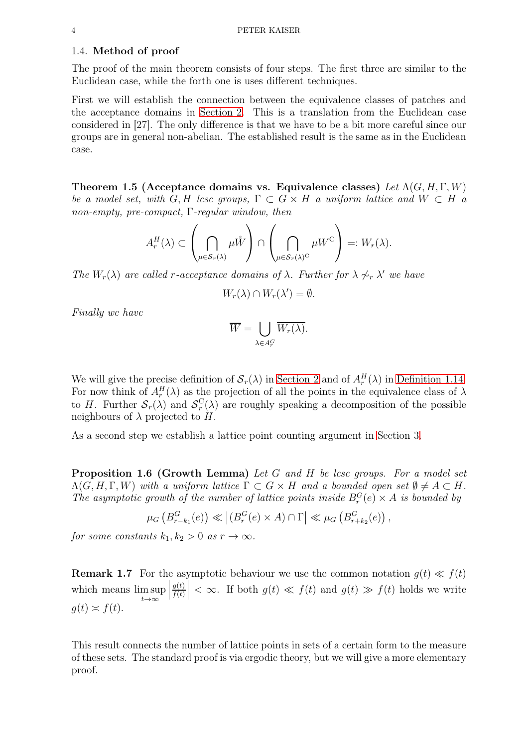### 1.4. Method of proof

The proof of the main theorem consists of four steps. The first three are similar to the Euclidean case, while the forth one is uses different techniques.

First we will establish the connection between the equivalence classes of patches and the acceptance domains in Section 2. This is a translation from the Euclidean case considered in [27]. The only difference is that we have to be a bit more careful since our groups are in general non-abelian. The established result is the same as in the Euclidean case.

**Theorem 1.5 (Acceptance domains vs. Equivalence classes)** *Let $\Lambda(G, H, \Gamma, W)$ be a model set, with $G, H$ lcsc groups, $\Gamma \subset G \times H$ a uniform lattice and $W \subset H$ a non-empty, pre-compact, $\Gamma$-regular window, then*

$$A_r^H(\lambda) \subset \left( \bigcap_{\mu \in \mathcal{S}_r(\lambda)} \mu \mathring{W} \right) \cap \left( \bigcap_{\mu \in \mathcal{S}_r(\lambda)^{\mathrm{C}}} \mu W^{\mathrm{C}} \right) =: W_r(\lambda).$$

*The $W_r(\lambda)$ are called $r$-acceptance domains of $\lambda$. Further for $\lambda \not\sim_r \lambda'$ we have*

$$W_r(\lambda) \cap W_r(\lambda') = \emptyset.$$

*Finally we have*

$$\overline{W} = \bigcup_{\lambda \in A_r^G} \overline{W_r(\lambda)}.$$

We will give the precise definition of $\mathcal{S}_r(\lambda)$ in Section 2 and of $A_r^H(\lambda)$ in Definition 1.14. For now think of $A_r^H(\lambda)$ as the projection of all the points in the equivalence class of $\lambda$ to $H$. Further $\mathcal{S}_r(\lambda)$ and $\mathcal{S}_r^{\mathrm{C}}(\lambda)$ are roughly speaking a decomposition of the possible neighbours of $\lambda$ projected to $H$.

As a second step we establish a lattice point counting argument in Section 3.

**Proposition 1.6 (Growth Lemma)** *Let $G$ and $H$ be lcsc groups. For a model set $\Lambda(G, H, \Gamma, W)$ with a uniform lattice $\Gamma \subset G \times H$ and a bounded open set $\emptyset \neq A \subset H$. The asymptotic growth of the number of lattice points inside $B_r^G(e) \times A$ is bounded by*

$$\mu_G\left(B_{r-k_1}^G(e)\right) \ll \left|(B_r^G(e) \times A) \cap \Gamma\right| \ll \mu_G\left(B_{r+k_2}^G(e)\right),$$

*for some constants $k_1, k_2 > 0$ as $r \to \infty$.*

**Remark 1.7** For the asymptotic behaviour we use the common notation $g(t) \ll f(t)$ which means $\limsup\limits_{t\to\infty} \left|\frac{g(t)}{f(t)}\right| < \infty$. If both $g(t) \ll f(t)$ and $g(t) \gg f(t)$ holds we write $g(t) \asymp f(t)$.

This result connects the number of lattice points in sets of a certain form to the measure of these sets. The standard proof is via ergodic theory, but we will give a more elementary proof.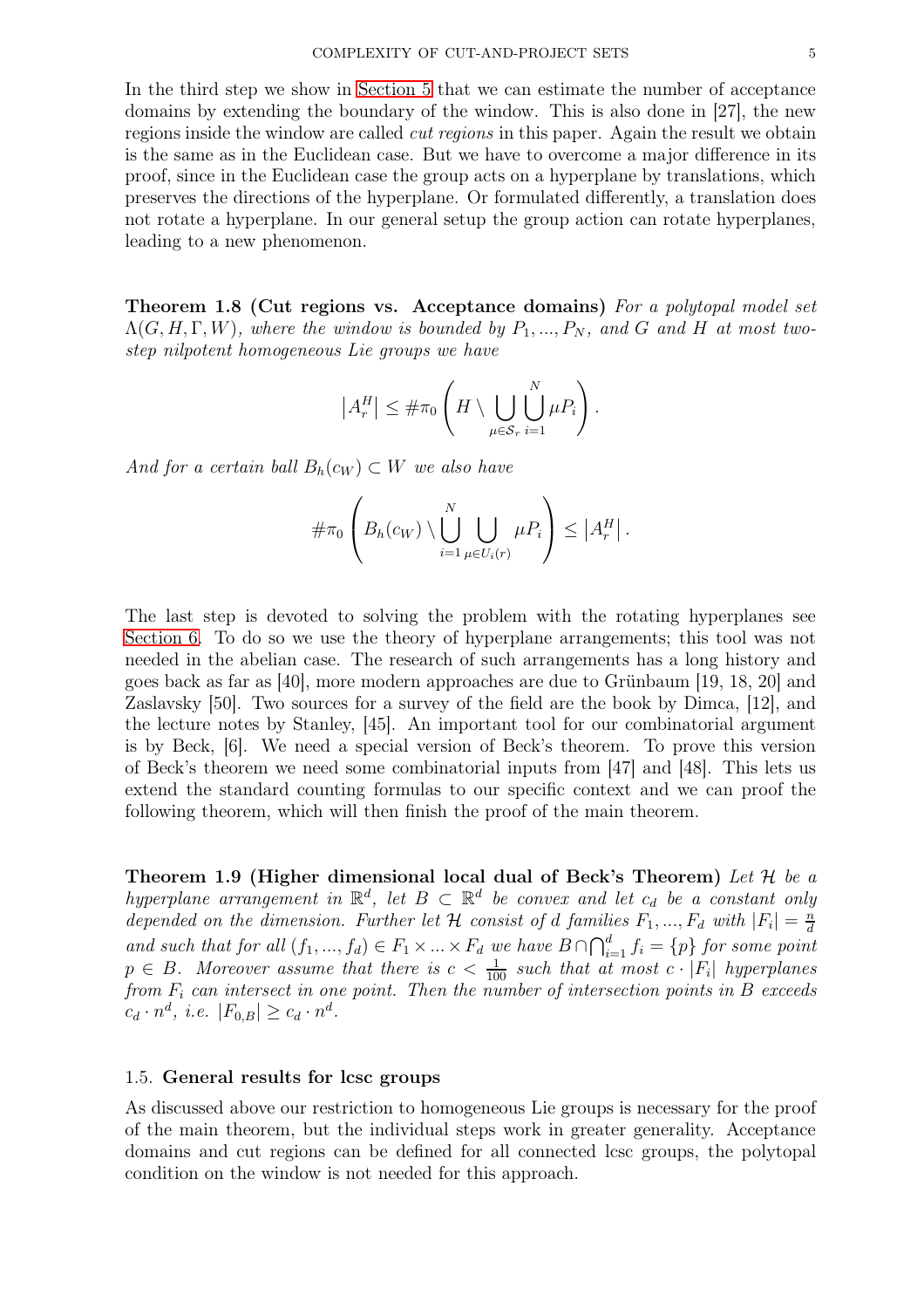In the third step we show in Section 5 that we can estimate the number of acceptance domains by extending the boundary of the window. This is also done in [27], the new regions inside the window are called *cut regions* in this paper. Again the result we obtain is the same as in the Euclidean case. But we have to overcome a major difference in its proof, since in the Euclidean case the group acts on a hyperplane by translations, which preserves the directions of the hyperplane. Or formulated differently, a translation does not rotate a hyperplane. In our general setup the group action can rotate hyperplanes, leading to a new phenomenon.

**Theorem 1.8 (Cut regions vs. Acceptance domains)** *For a polytopal model set $\Lambda(G, H, \Gamma, W)$, where the window is bounded by $P_1, ..., P_N$, and $G$ and $H$ at most two-step nilpotent homogeneous Lie groups we have*

$$\left|A_r^H\right| \leq \#\pi_0 \left( H \setminus \bigcup_{\mu \in \mathcal{S}_r} \bigcup_{i=1}^{N} \mu P_i \right).$$

*And for a certain ball $B_h(c_W) \subset W$ we also have*

$$\#\pi_0 \left( B_h(c_W) \setminus \bigcup_{i=1}^{N} \bigcup_{\mu \in U_i(r)} \mu P_i \right) \leq \left|A_r^H\right|.$$

The last step is devoted to solving the problem with the rotating hyperplanes see Section 6. To do so we use the theory of hyperplane arrangements; this tool was not needed in the abelian case. The research of such arrangements has a long history and goes back as far as [40], more modern approaches are due to Grünbaum [19, 18, 20] and Zaslavsky [50]. Two sources for a survey of the field are the book by Dimca, [12], and the lecture notes by Stanley, [45]. An important tool for our combinatorial argument is by Beck, [6]. We need a special version of Beck's theorem. To prove this version of Beck's theorem we need some combinatorial inputs from [47] and [48]. This lets us extend the standard counting formulas to our specific context and we can proof the following theorem, which will then finish the proof of the main theorem.

**Theorem 1.9 (Higher dimensional local dual of Beck's Theorem)** *Let $\mathcal{H}$ be a hyperplane arrangement in $\mathbb{R}^d$, let $B \subset \mathbb{R}^d$ be convex and let $c_d$ be a constant only depended on the dimension. Further let $\mathcal{H}$ consist of $d$ families $F_1, ..., F_d$ with $|F_i| = \frac{n}{d}$ and such that for all $(f_1, ..., f_d) \in F_1 \times ... \times F_d$ we have $B \cap \bigcap_{i=1}^d f_i = \{p\}$ for some point $p \in B$. Moreover assume that there is $c < \frac{1}{100}$ such that at most $c \cdot |F_i|$ hyperplanes from $F_i$ can intersect in one point. Then the number of intersection points in $B$ exceeds $c_d \cdot n^d$, i.e. $|F_{0,B}| \geq c_d \cdot n^d$.*

### 1.5. **General results for lcsc groups**

As discussed above our restriction to homogeneous Lie groups is necessary for the proof of the main theorem, but the individual steps work in greater generality. Acceptance domains and cut regions can be defined for all connected lcsc groups, the polytopal condition on the window is not needed for this approach.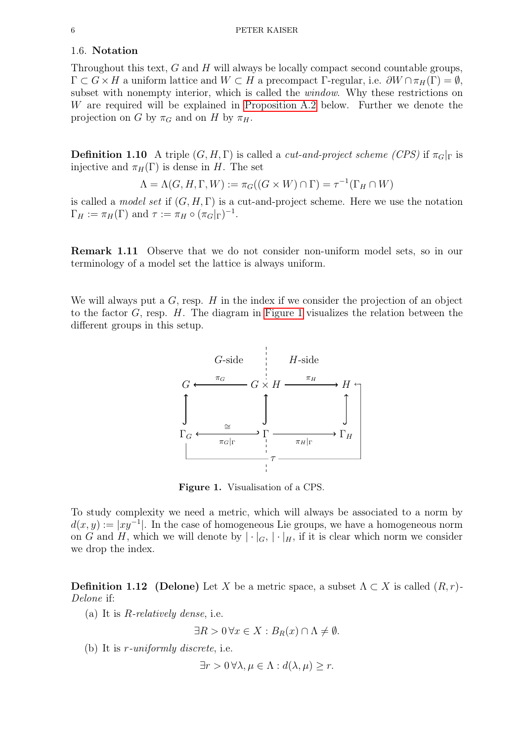## 1.6. Notation

Throughout this text, $G$ and $H$ will always be locally compact second countable groups, $\Gamma \subset G \times H$ a uniform lattice and $W \subset H$ a precompact $\Gamma$-regular, i.e. $\partial W \cap \pi_H(\Gamma) = \emptyset$, subset with nonempty interior, which is called the *window*. Why these restrictions on $W$ are required will be explained in Proposition A.2 below. Further we denote the projection on $G$ by $\pi_G$ and on $H$ by $\pi_H$.

**Definition 1.10** A triple $(G, H, \Gamma)$ is called a *cut-and-project scheme (CPS)* if $\pi_G|_\Gamma$ is injective and $\pi_H(\Gamma)$ is dense in $H$. The set

$$\Lambda = \Lambda(G, H, \Gamma, W) := \pi_G((G \times W) \cap \Gamma) = \tau^{-1}(\Gamma_H \cap W)$$

is called a *model set* if $(G, H, \Gamma)$ is a cut-and-project scheme. Here we use the notation $\Gamma_H := \pi_H(\Gamma)$ and $\tau := \pi_H \circ (\pi_G|_\Gamma)^{-1}$.

**Remark 1.11** Observe that we do not consider non-uniform model sets, so in our terminology of a model set the lattice is always uniform.

We will always put a $G$, resp. $H$ in the index if we consider the projection of an object to the factor $G$, resp. $H$. The diagram in Figure 1 visualizes the relation between the different groups in this setup.

$$\begin{array}{ccccc}
 & G\text{-side} & & H\text{-side} & \\
G & \xleftarrow{\pi_G} & G \times H & \xrightarrow{\pi_H} & H \\
\uparrow & & \uparrow & & \uparrow \\
\Gamma_G & \xleftarrow[\pi_G|_\Gamma]{\cong} & \Gamma & \xrightarrow[\pi_H|_\Gamma]{} & \Gamma_H
\end{array}$$

with $\tau: \Gamma_G \to H$.

**Figure 1.** Visualisation of a CPS.

To study complexity we need a metric, which will always be associated to a norm by $d(x, y) := |xy^{-1}|$. In the case of homogeneous Lie groups, we have a homogeneous norm on $G$ and $H$, which we will denote by $|\cdot|_G$, $|\cdot|_H$, if it is clear which norm we consider we drop the index.

**Definition 1.12 (Delone)** Let $X$ be a metric space, a subset $\Lambda \subset X$ is called $(R, r)$-*Delone* if:

(a) It is *R-relatively dense*, i.e.

$$\exists R > 0 \, \forall x \in X : B_R(x) \cap \Lambda \neq \emptyset.$$

(b) It is *r-uniformly discrete*, i.e.

$$\exists r > 0 \, \forall \lambda, \mu \in \Lambda : d(\lambda, \mu) \geq r.$$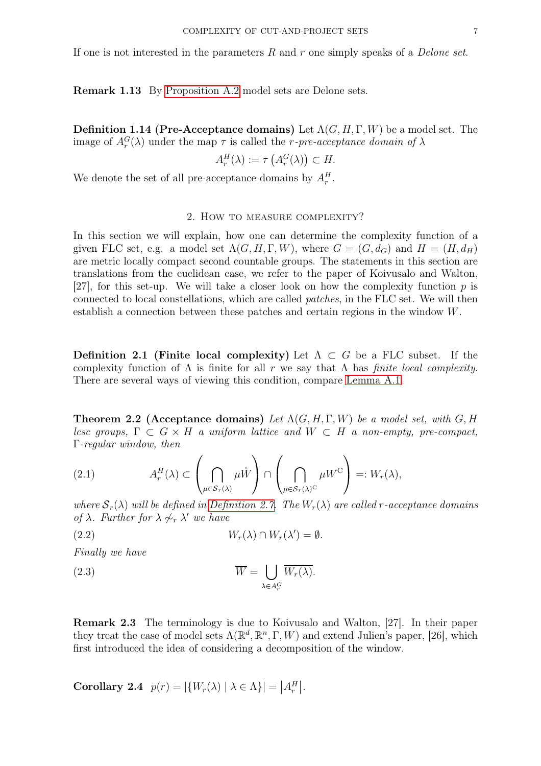If one is not interested in the parameters $R$ and $r$ one simply speaks of a *Delone set*.

**Remark 1.13** By Proposition A.2 model sets are Delone sets.

**Definition 1.14 (Pre-Acceptance domains)** Let $\Lambda(G, H, \Gamma, W)$ be a model set. The image of $A_r^G(\lambda)$ under the map $\tau$ is called the *$r$-pre-acceptance domain of* $\lambda$

$$A_r^H(\lambda) := \tau\left(A_r^G(\lambda)\right) \subset H.$$

We denote the set of all pre-acceptance domains by $A_r^H$.

## 2. How to measure complexity?

In this section we will explain, how one can determine the complexity function of a given FLC set, e.g. a model set $\Lambda(G, H, \Gamma, W)$, where $G = (G, d_G)$ and $H = (H, d_H)$ are metric locally compact second countable groups. The statements in this section are translations from the euclidean case, we refer to the paper of Koivusalo and Walton, [27], for this set-up. We will take a closer look on how the complexity function $p$ is connected to local constellations, which are called *patches*, in the FLC set. We will then establish a connection between these patches and certain regions in the window $W$.

**Definition 2.1 (Finite local complexity)** Let $\Lambda \subset G$ be a FLC subset. If the complexity function of $\Lambda$ is finite for all $r$ we say that $\Lambda$ has *finite local complexity*. There are several ways of viewing this condition, compare Lemma A.1.

**Theorem 2.2 (Acceptance domains)** *Let $\Lambda(G, H, \Gamma, W)$ be a model set, with $G, H$ lcsc groups, $\Gamma \subset G \times H$ a uniform lattice and $W \subset H$ a non-empty, pre-compact, $\Gamma$-regular window, then*

$$A_r^H(\lambda) \subset \left(\bigcap_{\mu \in \mathcal{S}_r(\lambda)} \mu \mathring{W}\right) \cap \left(\bigcap_{\mu \in \mathcal{S}_r(\lambda)^{\mathrm{C}}} \mu W^{\mathrm{C}}\right) =: W_r(\lambda), \tag{2.1}$$

*where $\mathcal{S}_r(\lambda)$ will be defined in Definition 2.7. The $W_r(\lambda)$ are called $r$-acceptance domains of $\lambda$. Further for $\lambda \not\sim_r \lambda'$ we have*

$$W_r(\lambda) \cap W_r(\lambda') = \emptyset. \tag{2.2}$$

*Finally we have*

$$\overline{W} = \bigcup_{\lambda \in A_r^G} \overline{W_r(\lambda)}. \tag{2.3}$$

**Remark 2.3** The terminology is due to Koivusalo and Walton, [27]. In their paper they treat the case of model sets $\Lambda(\mathbb{R}^d, \mathbb{R}^n, \Gamma, W)$ and extend Julien's paper, [26], which first introduced the idea of considering a decomposition of the window.

**Corollary 2.4** $p(r) = |\{W_r(\lambda) \mid \lambda \in \Lambda\}| = \left|A_r^H\right|$.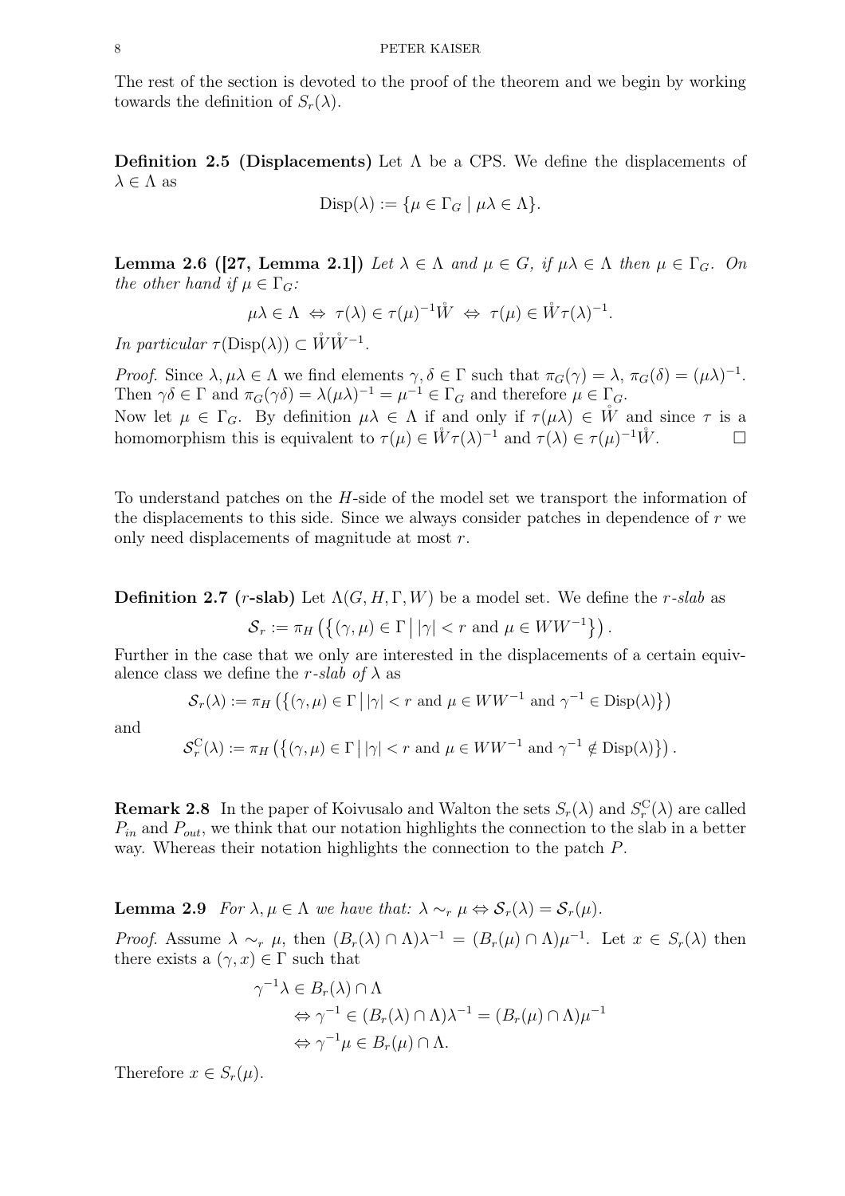The rest of the section is devoted to the proof of the theorem and we begin by working towards the definition of $S_r(\lambda)$.

**Definition 2.5 (Displacements)** Let $\Lambda$ be a CPS. We define the displacements of $\lambda \in \Lambda$ as

$$\mathrm{Disp}(\lambda) := \{\mu \in \Gamma_G \mid \mu\lambda \in \Lambda\}.$$

**Lemma 2.6 ([27, Lemma 2.1])** *Let $\lambda \in \Lambda$ and $\mu \in G$, if $\mu\lambda \in \Lambda$ then $\mu \in \Gamma_G$. On the other hand if $\mu \in \Gamma_G$:*

$$\mu\lambda \in \Lambda \;\Leftrightarrow\; \tau(\lambda) \in \tau(\mu)^{-1}\mathring{W} \;\Leftrightarrow\; \tau(\mu) \in \mathring{W}\tau(\lambda)^{-1}.$$

*In particular $\tau(\mathrm{Disp}(\lambda)) \subset \mathring{W}\mathring{W}^{-1}$.*

*Proof.* Since $\lambda, \mu\lambda \in \Lambda$ we find elements $\gamma, \delta \in \Gamma$ such that $\pi_G(\gamma) = \lambda$, $\pi_G(\delta) = (\mu\lambda)^{-1}$. Then $\gamma\delta \in \Gamma$ and $\pi_G(\gamma\delta) = \lambda(\mu\lambda)^{-1} = \mu^{-1} \in \Gamma_G$ and therefore $\mu \in \Gamma_G$.
Now let $\mu \in \Gamma_G$. By definition $\mu\lambda \in \Lambda$ if and only if $\tau(\mu\lambda) \in \mathring{W}$ and since $\tau$ is a homomorphism this is equivalent to $\tau(\mu) \in \mathring{W}\tau(\lambda)^{-1}$ and $\tau(\lambda) \in \tau(\mu)^{-1}\mathring{W}$. □

To understand patches on the $H$-side of the model set we transport the information of the displacements to this side. Since we always consider patches in dependence of $r$ we only need displacements of magnitude at most $r$.

**Definition 2.7 ($r$-slab)** Let $\Lambda(G, H, \Gamma, W)$ be a model set. We define the *$r$-slab* as

$$\mathcal{S}_r := \pi_H\left(\left\{(\gamma, \mu) \in \Gamma \,\middle|\, |\gamma| < r \text{ and } \mu \in WW^{-1}\right\}\right).$$

Further in the case that we only are interested in the displacements of a certain equivalence class we define the *$r$-slab of $\lambda$* as

$$\mathcal{S}_r(\lambda) := \pi_H\left(\left\{(\gamma, \mu) \in \Gamma \,\middle|\, |\gamma| < r \text{ and } \mu \in WW^{-1} \text{ and } \gamma^{-1} \in \mathrm{Disp}(\lambda)\right\}\right)$$

and

$$\mathcal{S}_r^{\mathrm{C}}(\lambda) := \pi_H\left(\left\{(\gamma, \mu) \in \Gamma \,\middle|\, |\gamma| < r \text{ and } \mu \in WW^{-1} \text{ and } \gamma^{-1} \notin \mathrm{Disp}(\lambda)\right\}\right).$$

**Remark 2.8** In the paper of Koivusalo and Walton the sets $S_r(\lambda)$ and $S_r^{\mathrm{C}}(\lambda)$ are called $P_{in}$ and $P_{out}$, we think that our notation highlights the connection to the slab in a better way. Whereas their notation highlights the connection to the patch $P$.

**Lemma 2.9** *For $\lambda, \mu \in \Lambda$ we have that: $\lambda \sim_r \mu \Leftrightarrow \mathcal{S}_r(\lambda) = \mathcal{S}_r(\mu)$.*

*Proof.* Assume $\lambda \sim_r \mu$, then $(B_r(\lambda) \cap \Lambda)\lambda^{-1} = (B_r(\mu) \cap \Lambda)\mu^{-1}$. Let $x \in S_r(\lambda)$ then there exists a $(\gamma, x) \in \Gamma$ such that

$$\begin{aligned}
\gamma^{-1}\lambda &\in B_r(\lambda) \cap \Lambda \\
&\Leftrightarrow \gamma^{-1} \in (B_r(\lambda) \cap \Lambda)\lambda^{-1} = (B_r(\mu) \cap \Lambda)\mu^{-1} \\
&\Leftrightarrow \gamma^{-1}\mu \in B_r(\mu) \cap \Lambda.
\end{aligned}$$

Therefore $x \in S_r(\mu)$.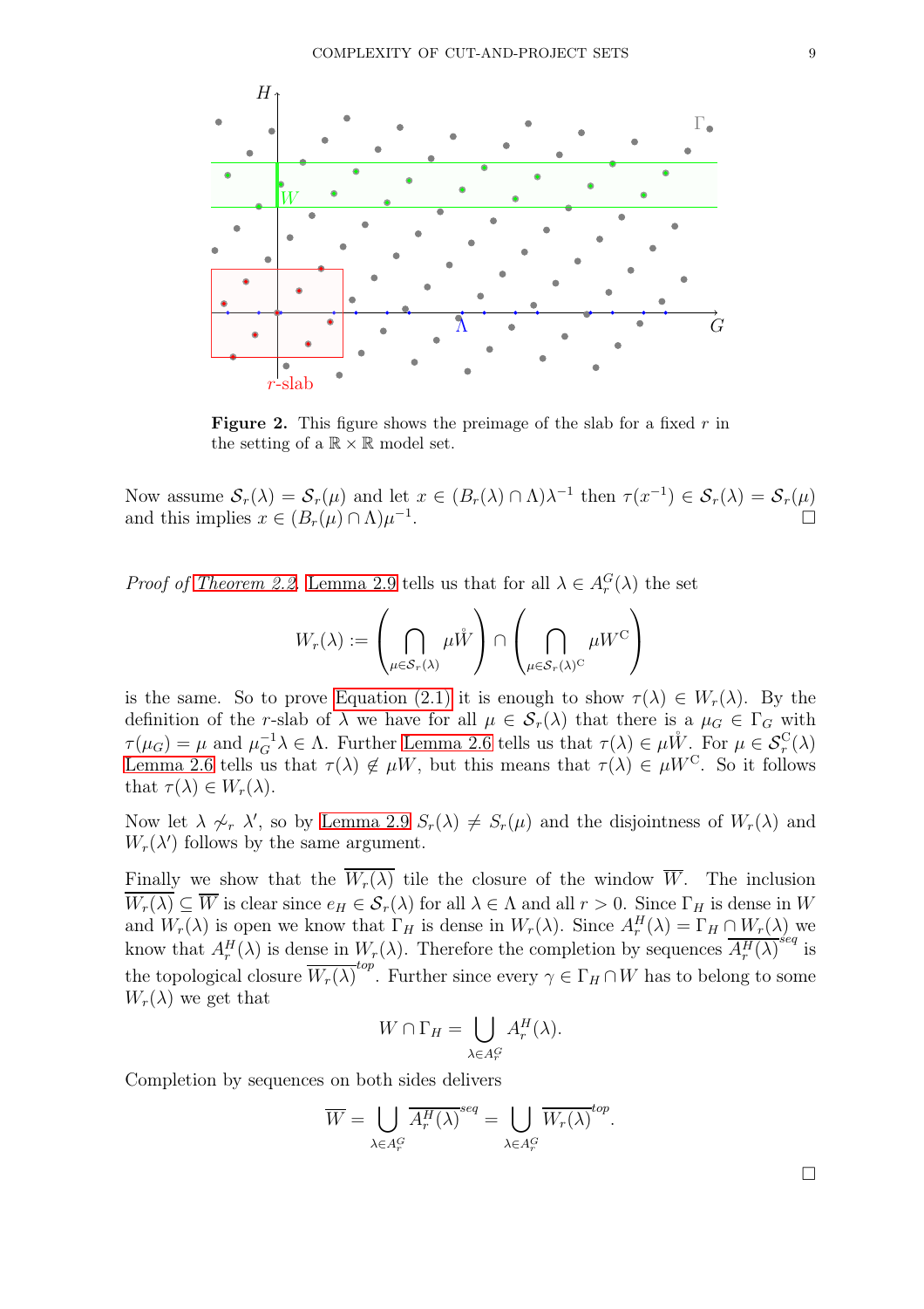**Figure 2.** This figure shows the preimage of the slab for a fixed $r$ in the setting of a $\mathbb{R} \times \mathbb{R}$ model set.

Now assume $\mathcal{S}_r(\lambda) = \mathcal{S}_r(\mu)$ and let $x \in (B_r(\lambda) \cap \Lambda)\lambda^{-1}$ then $\tau(x^{-1}) \in \mathcal{S}_r(\lambda) = \mathcal{S}_r(\mu)$ and this implies $x \in (B_r(\mu) \cap \Lambda)\mu^{-1}$. □

*Proof of Theorem 2.2.* Lemma 2.9 tells us that for all $\lambda \in A_r^G(\lambda)$ the set

$$W_r(\lambda) := \left( \bigcap_{\mu \in \mathcal{S}_r(\lambda)} \mu \mathring{W} \right) \cap \left( \bigcap_{\mu \in \mathcal{S}_r(\lambda)^{\mathrm{C}}} \mu W^{\mathrm{C}} \right)$$

is the same. So to prove Equation (2.1) it is enough to show $\tau(\lambda) \in W_r(\lambda)$. By the definition of the $r$-slab of $\lambda$ we have for all $\mu \in \mathcal{S}_r(\lambda)$ that there is a $\mu_G \in \Gamma_G$ with $\tau(\mu_G) = \mu$ and $\mu_G^{-1}\lambda \in \Lambda$. Further Lemma 2.6 tells us that $\tau(\lambda) \in \mu\mathring{W}$. For $\mu \in \mathcal{S}_r^{\mathrm{C}}(\lambda)$ Lemma 2.6 tells us that $\tau(\lambda) \notin \mu W$, but this means that $\tau(\lambda) \in \mu W^{\mathrm{C}}$. So it follows that $\tau(\lambda) \in W_r(\lambda)$.

Now let $\lambda \not\sim_r \lambda'$, so by Lemma 2.9 $S_r(\lambda) \neq S_r(\mu)$ and the disjointness of $W_r(\lambda)$ and $W_r(\lambda')$ follows by the same argument.

Finally we show that the $\overline{W_r(\lambda)}$ tile the closure of the window $\overline{W}$. The inclusion $\overline{W_r(\lambda)} \subseteq \overline{W}$ is clear since $e_H \in \mathcal{S}_r(\lambda)$ for all $\lambda \in \Lambda$ and all $r > 0$. Since $\Gamma_H$ is dense in $W$ and $W_r(\lambda)$ is open we know that $\Gamma_H$ is dense in $W_r(\lambda)$. Since $A_r^H(\lambda) = \Gamma_H \cap W_r(\lambda)$ we know that $A_r^H(\lambda)$ is dense in $W_r(\lambda)$. Therefore the completion by sequences $\overline{A_r^H(\lambda)}^{seq}$ is the topological closure $\overline{W_r(\lambda)}^{top}$. Further since every $\gamma \in \Gamma_H \cap W$ has to belong to some $W_r(\lambda)$ we get that

$$W \cap \Gamma_H = \bigcup_{\lambda \in A_r^G} A_r^H(\lambda).$$

Completion by sequences on both sides delivers

$$\overline{W} = \bigcup_{\lambda \in A_r^G} \overline{A_r^H(\lambda)}^{seq} = \bigcup_{\lambda \in A_r^G} \overline{W_r(\lambda)}^{top}.$$

□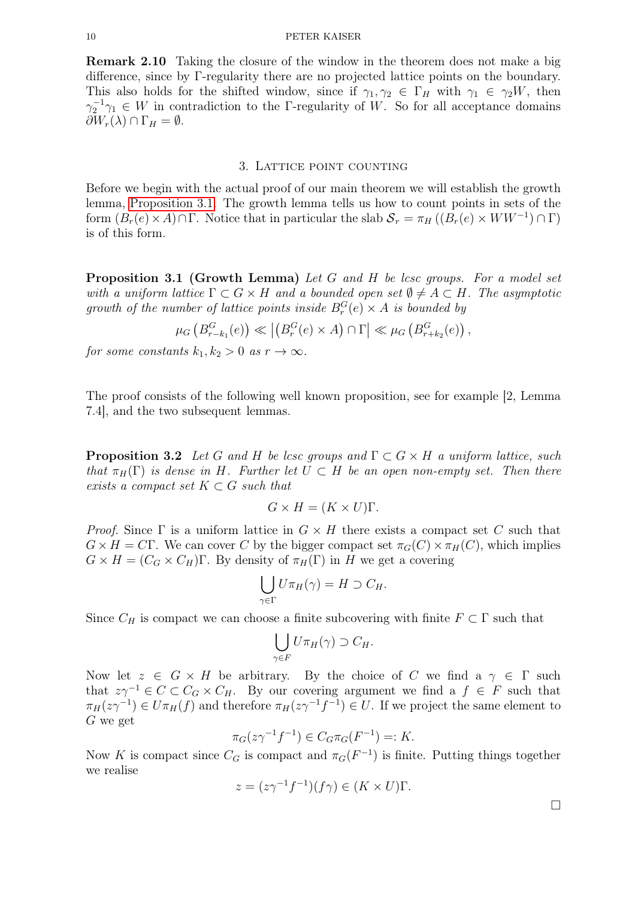**Remark 2.10** Taking the closure of the window in the theorem does not make a big difference, since by Γ-regularity there are no projected lattice points on the boundary. This also holds for the shifted window, since if $\gamma_1, \gamma_2 \in \Gamma_H$ with $\gamma_1 \in \gamma_2 W$, then $\gamma_2^{-1}\gamma_1 \in W$ in contradiction to the Γ-regularity of $W$. So for all acceptance domains $\partial W_r(\lambda) \cap \Gamma_H = \emptyset$.

## 3. Lattice point counting

Before we begin with the actual proof of our main theorem we will establish the growth lemma, Proposition 3.1. The growth lemma tells us how to count points in sets of the form $(B_r(e) \times A) \cap \Gamma$. Notice that in particular the slab $\mathcal{S}_r = \pi_H\left((B_r(e) \times WW^{-1}) \cap \Gamma\right)$ is of this form.

**Proposition 3.1 (Growth Lemma)** *Let $G$ and $H$ be lcsc groups. For a model set with a uniform lattice $\Gamma \subset G \times H$ and a bounded open set $\emptyset \neq A \subset H$. The asymptotic growth of the number of lattice points inside $B_r^G(e) \times A$ is bounded by*

$$\mu_G\left(B_{r-k_1}^G(e)\right) \ll \left|\left(B_r^G(e) \times A\right) \cap \Gamma\right| \ll \mu_G\left(B_{r+k_2}^G(e)\right),$$

*for some constants $k_1, k_2 > 0$ as $r \to \infty$.*

The proof consists of the following well known proposition, see for example [2, Lemma 7.4], and the two subsequent lemmas.

**Proposition 3.2** *Let $G$ and $H$ be lcsc groups and $\Gamma \subset G \times H$ a uniform lattice, such that $\pi_H(\Gamma)$ is dense in $H$. Further let $U \subset H$ be an open non-empty set. Then there exists a compact set $K \subset G$ such that*

$$G \times H = (K \times U)\Gamma.$$

*Proof.* Since $\Gamma$ is a uniform lattice in $G \times H$ there exists a compact set $C$ such that $G \times H = C\Gamma$. We can cover $C$ by the bigger compact set $\pi_G(C) \times \pi_H(C)$, which implies $G \times H = (C_G \times C_H)\Gamma$. By density of $\pi_H(\Gamma)$ in $H$ we get a covering

$$\bigcup_{\gamma \in \Gamma} U\pi_H(\gamma) = H \supset C_H.$$

Since $C_H$ is compact we can choose a finite subcovering with finite $F \subset \Gamma$ such that

$$\bigcup_{\gamma \in F} U\pi_H(\gamma) \supset C_H.$$

Now let $z \in G \times H$ be arbitrary. By the choice of $C$ we find a $\gamma \in \Gamma$ such that $z\gamma^{-1} \in C \subset C_G \times C_H$. By our covering argument we find a $f \in F$ such that $\pi_H(z\gamma^{-1}) \in U\pi_H(f)$ and therefore $\pi_H(z\gamma^{-1}f^{-1}) \in U$. If we project the same element to $G$ we get

$$\pi_G(z\gamma^{-1}f^{-1}) \in C_G\pi_G(F^{-1}) =: K.$$

Now $K$ is compact since $C_G$ is compact and $\pi_G(F^{-1})$ is finite. Putting things together we realise

$$z = (z\gamma^{-1}f^{-1})(f\gamma) \in (K \times U)\Gamma.$$

□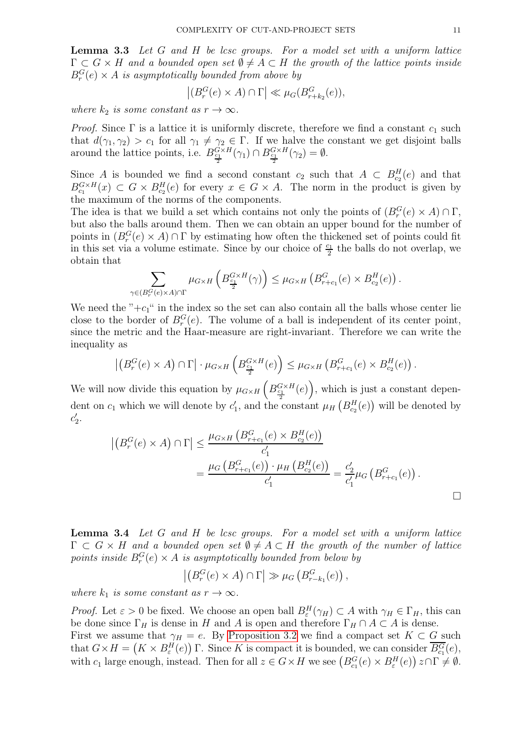**Lemma 3.3** *Let $G$ and $H$ be lcsc groups. For a model set with a uniform lattice $\Gamma \subset G \times H$ and a bounded open set $\emptyset \neq A \subset H$ the growth of the lattice points inside $B_r^G(e) \times A$ is asymptotically bounded from above by*

$$\left|(B_r^G(e) \times A) \cap \Gamma\right| \ll \mu_G(B_{r+k_2}^G(e)),$$

*where $k_2$ is some constant as $r \to \infty$.*

*Proof.* Since $\Gamma$ is a lattice it is uniformly discrete, therefore we find a constant $c_1$ such that $d(\gamma_1, \gamma_2) > c_1$ for all $\gamma_1 \neq \gamma_2 \in \Gamma$. If we halve the constant we get disjoint balls around the lattice points, i.e. $B_{\frac{c_1}{2}}^{G\times H}(\gamma_1) \cap B_{\frac{c_1}{2}}^{G\times H}(\gamma_2) = \emptyset$.

Since $A$ is bounded we find a second constant $c_2$ such that $A \subset B_{c_2}^H(e)$ and that $B_{c_1}^{G\times H}(x) \subset G \times B_{c_2}^H(e)$ for every $x \in G \times A$. The norm in the product is given by the maximum of the norms of the components.
The idea is that we build a set which contains not only the points of $(B_r^G(e) \times A) \cap \Gamma$, but also the balls around them. Then we can obtain an upper bound for the number of points in $(B_r^G(e) \times A) \cap \Gamma$ by estimating how often the thickened set of points could fit in this set via a volume estimate. Since by our choice of $\frac{c_1}{2}$ the balls do not overlap, we obtain that

$$\sum_{\gamma \in (B_r^G(e)\times A)\cap\Gamma} \mu_{G\times H}\left(B_{\frac{c_1}{2}}^{G\times H}(\gamma)\right) \leq \mu_{G\times H}\left(B_{r+c_1}^G(e) \times B_{c_2}^H(e)\right).$$

We need the "$+c_1$" in the index so the set can also contain all the balls whose center lie close to the border of $B_r^G(e)$. The volume of a ball is independent of its center point, since the metric and the Haar-measure are right-invariant. Therefore we can write the inequality as

$$\left|\left(B_r^G(e) \times A\right) \cap \Gamma\right| \cdot \mu_{G\times H}\left(B_{\frac{c_1}{2}}^{G\times H}(e)\right) \leq \mu_{G\times H}\left(B_{r+c_1}^G(e) \times B_{c_2}^H(e)\right).$$

We will now divide this equation by $\mu_{G\times H}\left(B_{\frac{c_1}{2}}^{G\times H}(e)\right)$, which is just a constant dependent on $c_1$ which we will denote by $c_1'$, and the constant $\mu_H\left(B_{c_2}^H(e)\right)$ will be denoted by $c_2'$.

$$\begin{aligned}
\left|\left(B_r^G(e) \times A\right) \cap \Gamma\right| &\leq \frac{\mu_{G\times H}\left(B_{r+c_1}^G(e) \times B_{c_2}^H(e)\right)}{c_1'} \\
&= \frac{\mu_G\left(B_{r+c_1}^G(e)\right) \cdot \mu_H\left(B_{c_2}^H(e)\right)}{c_1'} = \frac{c_2'}{c_1'}\mu_G\left(B_{r+c_1}^G(e)\right).
\end{aligned}$$

□

**Lemma 3.4** *Let $G$ and $H$ be lcsc groups. For a model set with a uniform lattice $\Gamma \subset G \times H$ and a bounded open set $\emptyset \neq A \subset H$ the growth of the number of lattice points inside $B_r^G(e) \times A$ is asymptotically bounded from below by*

$$\left|\left(B_r^G(e) \times A\right) \cap \Gamma\right| \gg \mu_G\left(B_{r-k_1}^G(e)\right),$$

*where $k_1$ is some constant as $r \to \infty$.*

*Proof.* Let $\varepsilon > 0$ be fixed. We choose an open ball $B_\varepsilon^H(\gamma_H) \subset A$ with $\gamma_H \in \Gamma_H$, this can be done since $\Gamma_H$ is dense in $H$ and $A$ is open and therefore $\Gamma_H \cap A \subset A$ is dense.
First we assume that $\gamma_H = e$. By Proposition 3.2 we find a compact set $K \subset G$ such that $G \times H = \left(K \times B_\varepsilon^H(e)\right)\Gamma$. Since $K$ is compact it is bounded, we can consider $\overline{B_{c_1}^G}(e)$, with $c_1$ large enough, instead. Then for all $z \in G \times H$ we see $\left(B_{c_1}^G(e) \times B_\varepsilon^H(e)\right)z \cap \Gamma \neq \emptyset$.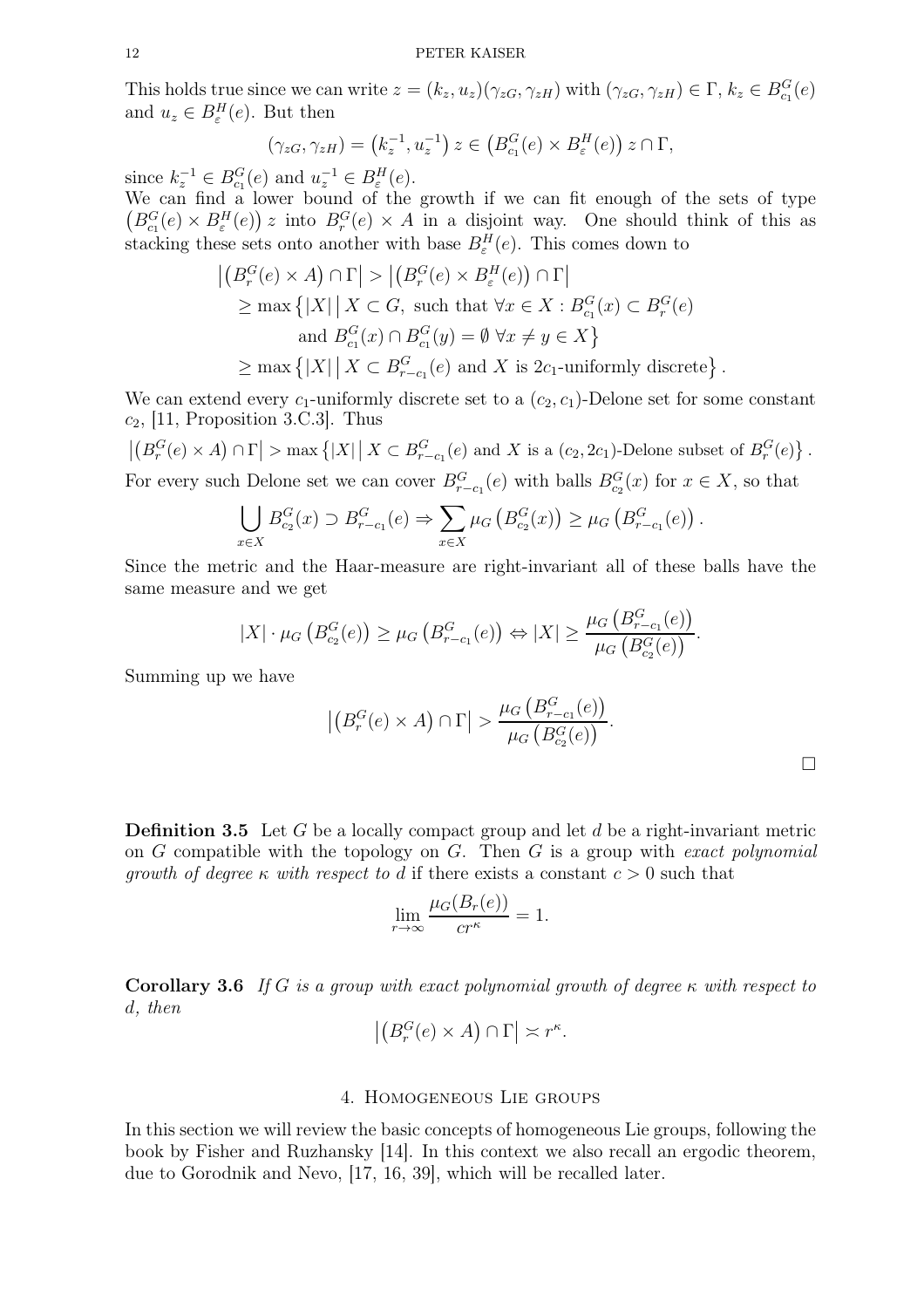This holds true since we can write $z = (k_z, u_z)(\gamma_{zG}, \gamma_{zH})$ with $(\gamma_{zG}, \gamma_{zH}) \in \Gamma$, $k_z \in B^G_{c_1}(e)$ and $u_z \in B^H_\varepsilon(e)$. But then

$$(\gamma_{zG}, \gamma_{zH}) = \left(k_z^{-1}, u_z^{-1}\right) z \in \left(B^G_{c_1}(e) \times B^H_\varepsilon(e)\right) z \cap \Gamma,$$

since $k_z^{-1} \in B^G_{c_1}(e)$ and $u_z^{-1} \in B^H_\varepsilon(e)$.

We can find a lower bound of the growth if we can fit enough of the sets of type $\left(B^G_{c_1}(e) \times B^H_\varepsilon(e)\right) z$ into $B^G_r(e) \times A$ in a disjoint way. One should think of this as stacking these sets onto another with base $B^H_\varepsilon(e)$. This comes down to

$$\begin{aligned}
\left|\left(B^G_r(e) \times A\right) \cap \Gamma\right| &> \left|\left(B^G_r(e) \times B^H_\varepsilon(e)\right) \cap \Gamma\right| \\
&\geq \max\left\{|X| \,\middle|\, X \subset G, \text{ such that } \forall x \in X : B^G_{c_1}(x) \subset B^G_r(e) \right. \\
&\qquad \left. \text{and } B^G_{c_1}(x) \cap B^G_{c_1}(y) = \emptyset \ \forall x \neq y \in X\right\} \\
&\geq \max\left\{|X| \,\middle|\, X \subset B^G_{r-c_1}(e) \text{ and } X \text{ is } 2c_1\text{-uniformly discrete}\right\}.
\end{aligned}$$

We can extend every $c_1$-uniformly discrete set to a $(c_2, c_1)$-Delone set for some constant $c_2$, [11, Proposition 3.C.3]. Thus

$$\left|\left(B^G_r(e) \times A\right) \cap \Gamma\right| > \max\left\{|X| \,\middle|\, X \subset B^G_{r-c_1}(e) \text{ and } X \text{ is a } (c_2, 2c_1)\text{-Delone subset of } B^G_r(e)\right\}.$$

For every such Delone set we can cover $B^G_{r-c_1}(e)$ with balls $B^G_{c_2}(x)$ for $x \in X$, so that

$$\bigcup_{x \in X} B^G_{c_2}(x) \supset B^G_{r-c_1}(e) \Rightarrow \sum_{x \in X} \mu_G\left(B^G_{c_2}(x)\right) \geq \mu_G\left(B^G_{r-c_1}(e)\right).$$

Since the metric and the Haar-measure are right-invariant all of these balls have the same measure and we get

$$|X| \cdot \mu_G\left(B^G_{c_2}(e)\right) \geq \mu_G\left(B^G_{r-c_1}(e)\right) \Leftrightarrow |X| \geq \frac{\mu_G\left(B^G_{r-c_1}(e)\right)}{\mu_G\left(B^G_{c_2}(e)\right)}.$$

Summing up we have

$$\left|\left(B^G_r(e) \times A\right) \cap \Gamma\right| > \frac{\mu_G\left(B^G_{r-c_1}(e)\right)}{\mu_G\left(B^G_{c_2}(e)\right)}.$$

□

**Definition 3.5** Let $G$ be a locally compact group and let $d$ be a right-invariant metric on $G$ compatible with the topology on $G$. Then $G$ is a group with *exact polynomial growth of degree $\kappa$ with respect to $d$* if there exists a constant $c > 0$ such that

$$\lim_{r \to \infty} \frac{\mu_G(B_r(e))}{cr^\kappa} = 1.$$

**Corollary 3.6** *If $G$ is a group with exact polynomial growth of degree $\kappa$ with respect to $d$, then*

$$\left|\left(B^G_r(e) \times A\right) \cap \Gamma\right| \asymp r^\kappa.$$

## 4. Homogeneous Lie groups

In this section we will review the basic concepts of homogeneous Lie groups, following the book by Fisher and Ruzhansky [14]. In this context we also recall an ergodic theorem, due to Gorodnik and Nevo, [17, 16, 39], which will be recalled later.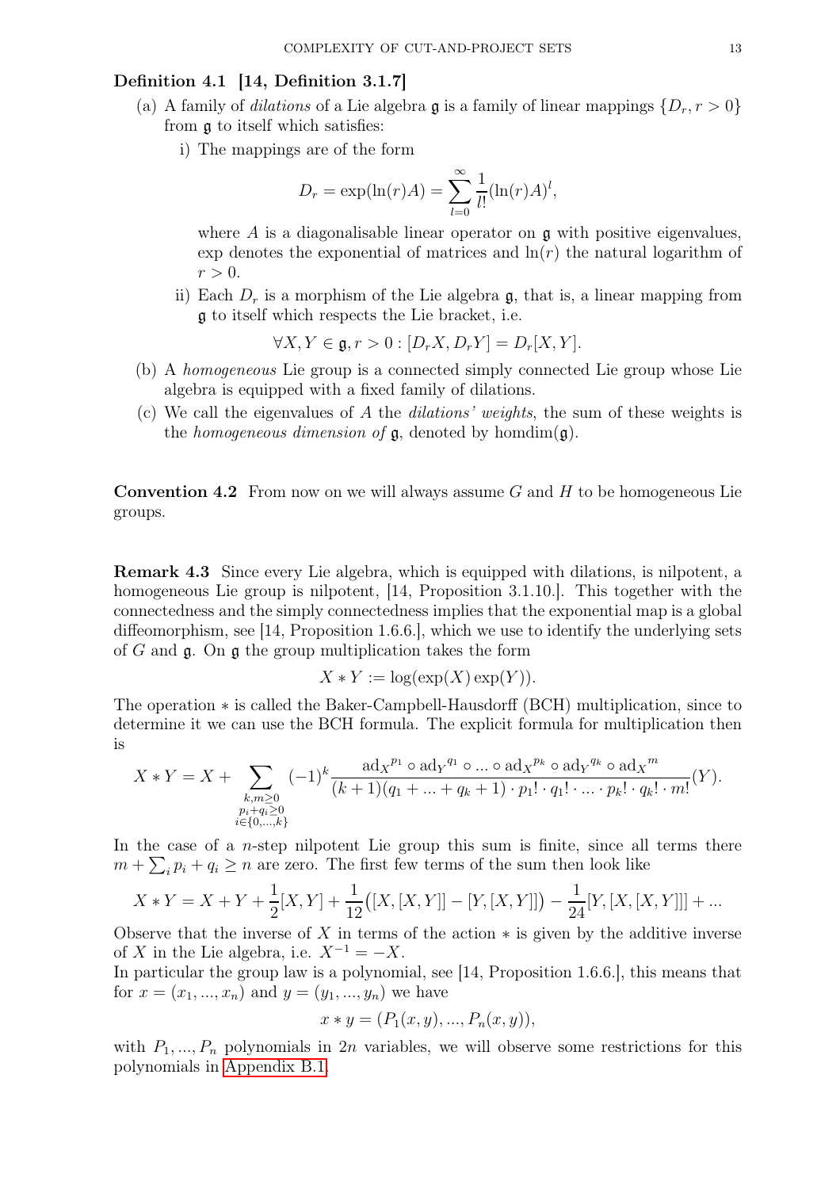**Definition 4.1 [14, Definition 3.1.7]**

(a) A family of *dilations* of a Lie algebra $\mathfrak{g}$ is a family of linear mappings $\{D_r, r > 0\}$ from $\mathfrak{g}$ to itself which satisfies:

   i) The mappings are of the form
   $$D_r = \exp(\ln(r)A) = \sum_{l=0}^{\infty} \frac{1}{l!}(\ln(r)A)^l,$$
   where $A$ is a diagonalisable linear operator on $\mathfrak{g}$ with positive eigenvalues, exp denotes the exponential of matrices and $\ln(r)$ the natural logarithm of $r > 0$.

   ii) Each $D_r$ is a morphism of the Lie algebra $\mathfrak{g}$, that is, a linear mapping from $\mathfrak{g}$ to itself which respects the Lie bracket, i.e.
   $$\forall X, Y \in \mathfrak{g}, r > 0 : [D_r X, D_r Y] = D_r[X, Y].$$

(b) A *homogeneous* Lie group is a connected simply connected Lie group whose Lie algebra is equipped with a fixed family of dilations.

(c) We call the eigenvalues of $A$ the *dilations' weights*, the sum of these weights is the *homogeneous dimension of* $\mathfrak{g}$, denoted by $\operatorname{homdim}(\mathfrak{g})$.

**Convention 4.2** From now on we will always assume $G$ and $H$ to be homogeneous Lie groups.

**Remark 4.3** Since every Lie algebra, which is equipped with dilations, is nilpotent, a homogeneous Lie group is nilpotent, [14, Proposition 3.1.10.]. This together with the connectedness and the simply connectedness implies that the exponential map is a global diffeomorphism, see [14, Proposition 1.6.6.], which we use to identify the underlying sets of $G$ and $\mathfrak{g}$. On $\mathfrak{g}$ the group multiplication takes the form
$$X * Y := \log(\exp(X)\exp(Y)).$$
The operation $*$ is called the Baker-Campbell-Hausdorff (BCH) multiplication, since to determine it we can use the BCH formula. The explicit formula for multiplication then is
$$X * Y = X + \sum_{\substack{k,m \geq 0 \\ p_i + q_i \geq 0 \\ i \in \{0,\dots,k\}}} (-1)^k \frac{\operatorname{ad}_X{}^{p_1} \circ \operatorname{ad}_Y{}^{q_1} \circ \dots \circ \operatorname{ad}_X{}^{p_k} \circ \operatorname{ad}_Y{}^{q_k} \circ \operatorname{ad}_X{}^{m}}{(k+1)(q_1 + \dots + q_k + 1) \cdot p_1! \cdot q_1! \cdot \dots \cdot p_k! \cdot q_k! \cdot m!}(Y).$$
In the case of a $n$-step nilpotent Lie group this sum is finite, since all terms there $m + \sum_i p_i + q_i \geq n$ are zero. The first few terms of the sum then look like
$$X * Y = X + Y + \frac{1}{2}[X, Y] + \frac{1}{12}\big([X, [X, Y]] - [Y, [X, Y]]\big) - \frac{1}{24}[Y, [X, [X, Y]]] + \dots$$
Observe that the inverse of $X$ in terms of the action $*$ is given by the additive inverse of $X$ in the Lie algebra, i.e. $X^{-1} = -X$.
In particular the group law is a polynomial, see [14, Proposition 1.6.6.], this means that for $x = (x_1, \dots, x_n)$ and $y = (y_1, \dots, y_n)$ we have
$$x * y = (P_1(x, y), \dots, P_n(x, y)),$$
with $P_1, \dots, P_n$ polynomials in $2n$ variables, we will observe some restrictions for this polynomials in Appendix B.1.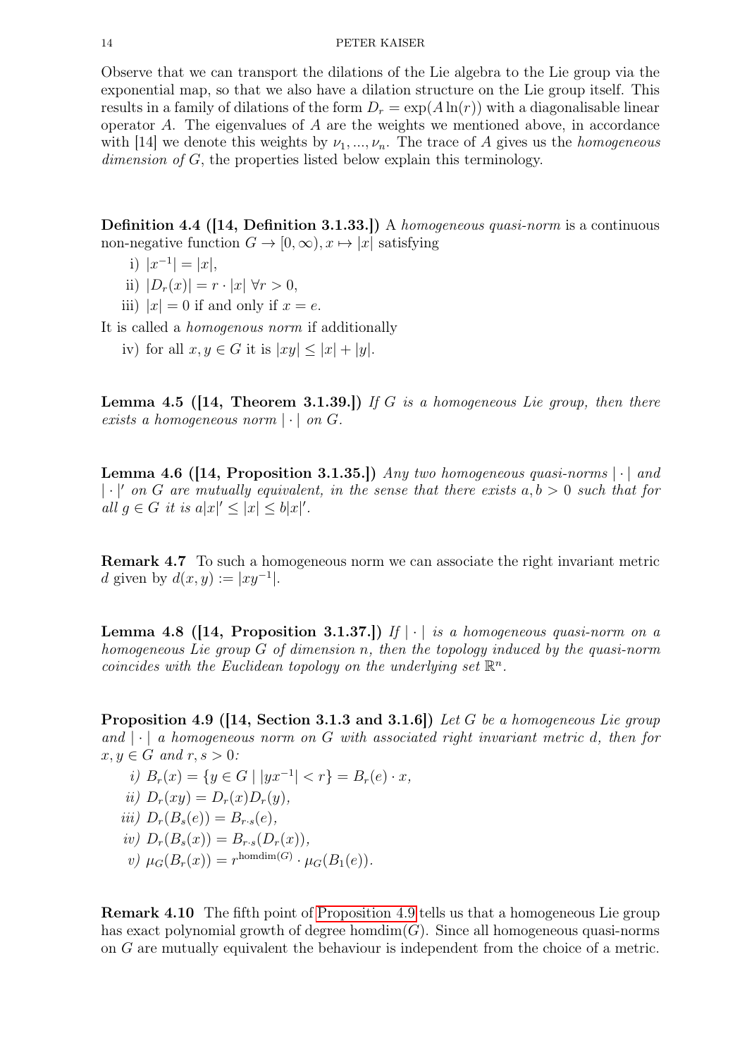Observe that we can transport the dilations of the Lie algebra to the Lie group via the exponential map, so that we also have a dilation structure on the Lie group itself. This results in a family of dilations of the form $D_r = \exp(A \ln(r))$ with a diagonalisable linear operator $A$. The eigenvalues of $A$ are the weights we mentioned above, in accordance with [14] we denote this weights by $\nu_1, ..., \nu_n$. The trace of $A$ gives us the *homogeneous dimension of* $G$, the properties listed below explain this terminology.

**Definition 4.4 ([14, Definition 3.1.33.])** A *homogeneous quasi-norm* is a continuous non-negative function $G \to [0, \infty), x \mapsto |x|$ satisfying

i) $|x^{-1}| = |x|$,

ii) $|D_r(x)| = r \cdot |x| \ \forall r > 0$,

iii) $|x| = 0$ if and only if $x = e$.

It is called a *homogenous norm* if additionally

iv) for all $x, y \in G$ it is $|xy| \leq |x| + |y|$.

**Lemma 4.5 ([14, Theorem 3.1.39.])** *If $G$ is a homogeneous Lie group, then there exists a homogeneous norm $|\cdot|$ on $G$.*

**Lemma 4.6 ([14, Proposition 3.1.35.])** *Any two homogeneous quasi-norms $|\cdot|$ and $|\cdot|'$ on $G$ are mutually equivalent, in the sense that there exists $a, b > 0$ such that for all $g \in G$ it is $a|x|' \leq |x| \leq b|x|'$.*

**Remark 4.7** To such a homogeneous norm we can associate the right invariant metric $d$ given by $d(x, y) := |xy^{-1}|$.

**Lemma 4.8 ([14, Proposition 3.1.37.])** *If $|\cdot|$ is a homogeneous quasi-norm on a homogeneous Lie group $G$ of dimension $n$, then the topology induced by the quasi-norm coincides with the Euclidean topology on the underlying set $\mathbb{R}^n$.*

**Proposition 4.9 ([14, Section 3.1.3 and 3.1.6])** *Let $G$ be a homogeneous Lie group and $|\cdot|$ a homogeneous norm on $G$ with associated right invariant metric $d$, then for $x, y \in G$ and $r, s > 0$:*

*i)* $B_r(x) = \{y \in G \mid |yx^{-1}| < r\} = B_r(e) \cdot x$,

*ii)* $D_r(xy) = D_r(x) D_r(y)$,

*iii)* $D_r(B_s(e)) = B_{r \cdot s}(e)$,

*iv)* $D_r(B_s(x)) = B_{r \cdot s}(D_r(x))$,

*v)* $\mu_G(B_r(x)) = r^{\mathrm{homdim}(G)} \cdot \mu_G(B_1(e))$.

**Remark 4.10** The fifth point of Proposition 4.9 tells us that a homogeneous Lie group has exact polynomial growth of degree $\mathrm{homdim}(G)$. Since all homogeneous quasi-norms on $G$ are mutually equivalent the behaviour is independent from the choice of a metric.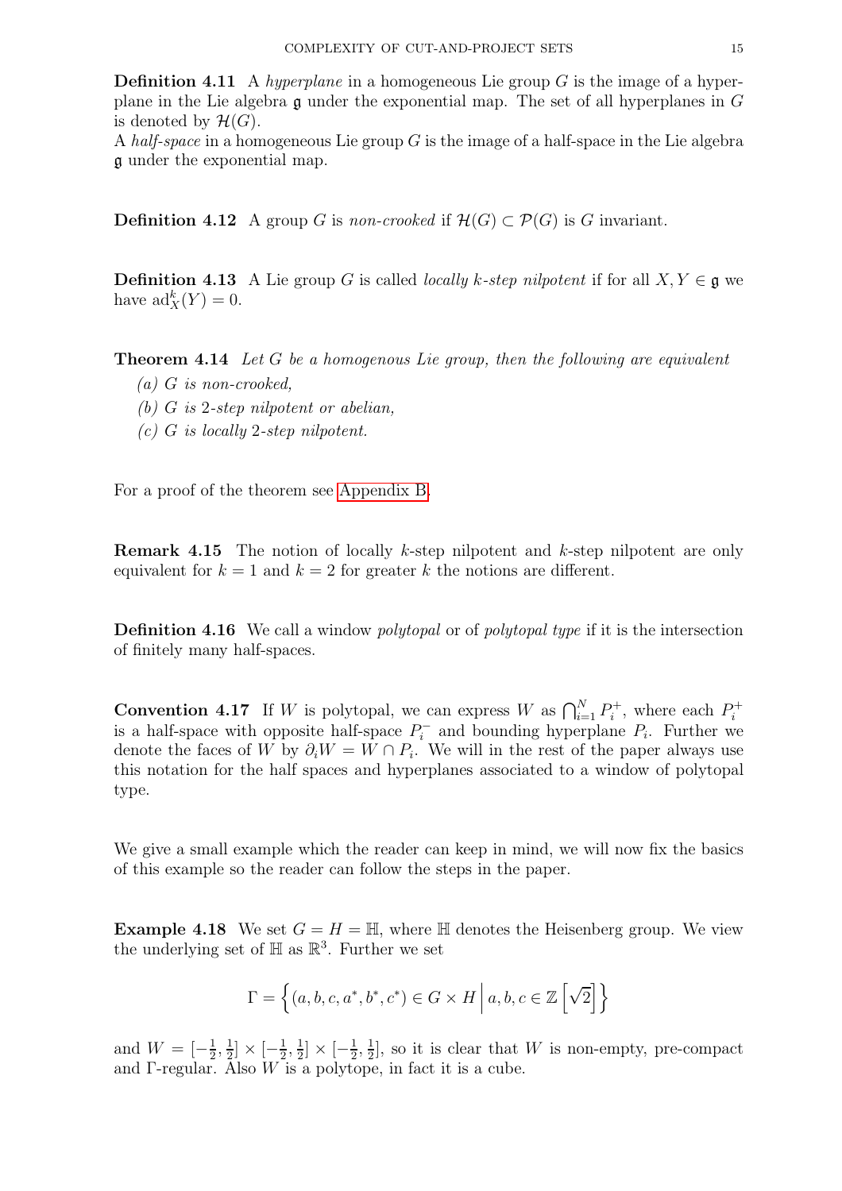**Definition 4.11** A *hyperplane* in a homogeneous Lie group $G$ is the image of a hyperplane in the Lie algebra $\mathfrak{g}$ under the exponential map. The set of all hyperplanes in $G$ is denoted by $\mathcal{H}(G)$.
A *half-space* in a homogeneous Lie group $G$ is the image of a half-space in the Lie algebra $\mathfrak{g}$ under the exponential map.

**Definition 4.12** A group $G$ is *non-crooked* if $\mathcal{H}(G) \subset \mathcal{P}(G)$ is $G$ invariant.

**Definition 4.13** A Lie group $G$ is called *locally $k$-step nilpotent* if for all $X, Y \in \mathfrak{g}$ we have $\mathrm{ad}_X^k(Y) = 0$.

**Theorem 4.14** *Let $G$ be a homogenous Lie group, then the following are equivalent*

*(a) $G$ is non-crooked,*

*(b) $G$ is 2-step nilpotent or abelian,*

*(c) $G$ is locally 2-step nilpotent.*

For a proof of the theorem see Appendix B.

**Remark 4.15** The notion of locally $k$-step nilpotent and $k$-step nilpotent are only equivalent for $k = 1$ and $k = 2$ for greater $k$ the notions are different.

**Definition 4.16** We call a window *polytopal* or of *polytopal type* if it is the intersection of finitely many half-spaces.

**Convention 4.17** If $W$ is polytopal, we can express $W$ as $\bigcap_{i=1}^N P_i^+$, where each $P_i^+$ is a half-space with opposite half-space $P_i^-$ and bounding hyperplane $P_i$. Further we denote the faces of $W$ by $\partial_i W = W \cap P_i$. We will in the rest of the paper always use this notation for the half spaces and hyperplanes associated to a window of polytopal type.

We give a small example which the reader can keep in mind, we will now fix the basics of this example so the reader can follow the steps in the paper.

**Example 4.18** We set $G = H = \mathbb{H}$, where $\mathbb{H}$ denotes the Heisenberg group. We view the underlying set of $\mathbb{H}$ as $\mathbb{R}^3$. Further we set

$$\Gamma = \left\{ (a, b, c, a^*, b^*, c^*) \in G \times H \,\middle|\, a, b, c \in \mathbb{Z}\left[\sqrt{2}\right] \right\}$$

and $W = [-\frac{1}{2}, \frac{1}{2}] \times [-\frac{1}{2}, \frac{1}{2}] \times [-\frac{1}{2}, \frac{1}{2}]$, so it is clear that $W$ is non-empty, pre-compact and $\Gamma$-regular. Also $W$ is a polytope, in fact it is a cube.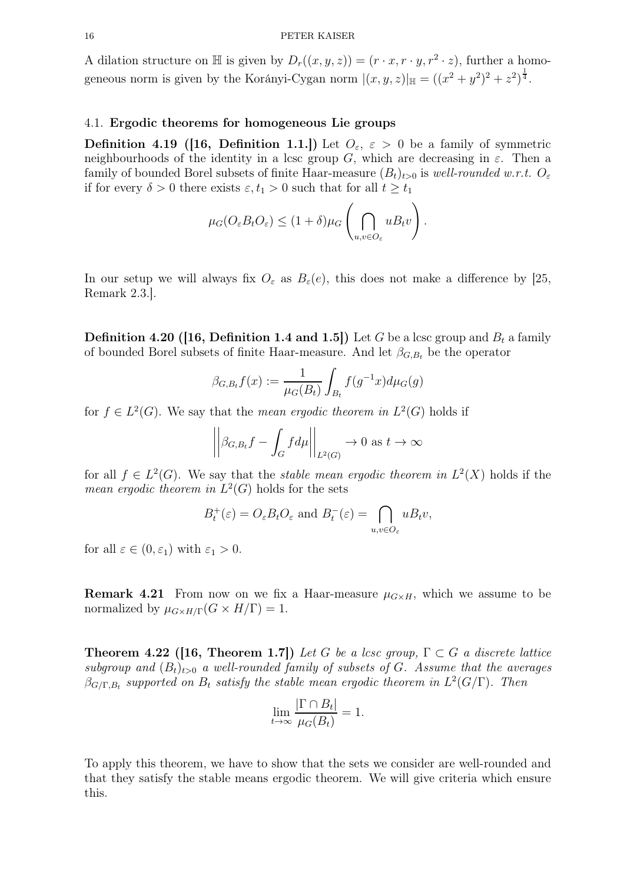A dilation structure on $\mathbb{H}$ is given by $D_r((x,y,z)) = (r\cdot x, r\cdot y, r^2\cdot z)$, further a homogeneous norm is given by the Korányi-Cygan norm $|(x,y,z)|_{\mathbb{H}} = ((x^2+y^2)^2+z^2)^{\frac{1}{4}}$.

### 4.1. Ergodic theorems for homogeneous Lie groups

**Definition 4.19 ([16, Definition 1.1.])** Let $O_\varepsilon$, $\varepsilon > 0$ be a family of symmetric neighbourhoods of the identity in a lcsc group $G$, which are decreasing in $\varepsilon$. Then a family of bounded Borel subsets of finite Haar-measure $(B_t)_{t>0}$ is *well-rounded w.r.t.* $O_\varepsilon$ if for every $\delta > 0$ there exists $\varepsilon, t_1 > 0$ such that for all $t \geq t_1$

$$\mu_G(O_\varepsilon B_t O_\varepsilon) \leq (1+\delta)\mu_G\left(\bigcap_{u,v\in O_\varepsilon} uB_tv\right).$$

In our setup we will always fix $O_\varepsilon$ as $B_\varepsilon(e)$, this does not make a difference by [25, Remark 2.3.].

**Definition 4.20 ([16, Definition 1.4 and 1.5])** Let $G$ be a lcsc group and $B_t$ a family of bounded Borel subsets of finite Haar-measure. And let $\beta_{G,B_t}$ be the operator

$$\beta_{G,B_t}f(x) := \frac{1}{\mu_G(B_t)}\int_{B_t} f(g^{-1}x)d\mu_G(g)$$

for $f \in L^2(G)$. We say that the *mean ergodic theorem in* $L^2(G)$ holds if

$$\left|\left|\beta_{G,B_t}f - \int_G f d\mu\right|\right|_{L^2(G)} \to 0 \text{ as } t\to\infty$$

for all $f \in L^2(G)$. We say that the *stable mean ergodic theorem in* $L^2(X)$ holds if the *mean ergodic theorem in* $L^2(G)$ holds for the sets

$$B_t^+(\varepsilon) = O_\varepsilon B_t O_\varepsilon \text{ and } B_t^-(\varepsilon) = \bigcap_{u,v\in O_\varepsilon} uB_tv,$$

for all $\varepsilon \in (0,\varepsilon_1)$ with $\varepsilon_1 > 0$.

**Remark 4.21** From now on we fix a Haar-measure $\mu_{G\times H}$, which we assume to be normalized by $\mu_{G\times H/\Gamma}(G\times H/\Gamma) = 1$.

**Theorem 4.22 ([16, Theorem 1.7])** *Let $G$ be a lcsc group, $\Gamma\subset G$ a discrete lattice subgroup and $(B_t)_{t>0}$ a well-rounded family of subsets of $G$. Assume that the averages $\beta_{G/\Gamma,B_t}$ supported on $B_t$ satisfy the stable mean ergodic theorem in $L^2(G/\Gamma)$. Then*

$$\lim_{t\to\infty}\frac{|\Gamma\cap B_t|}{\mu_G(B_t)} = 1.$$

To apply this theorem, we have to show that the sets we consider are well-rounded and that they satisfy the stable means ergodic theorem. We will give criteria which ensure this.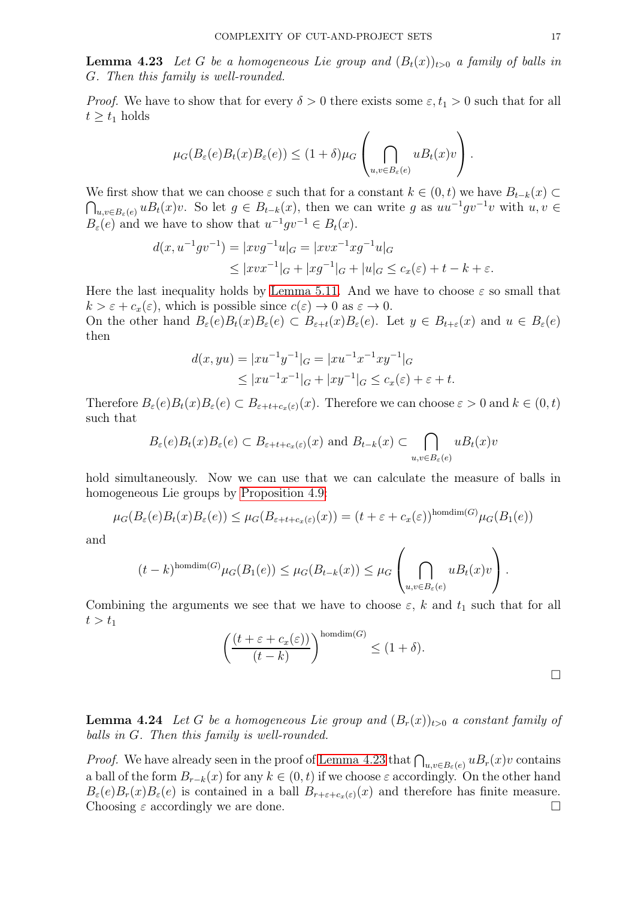**Lemma 4.23** *Let $G$ be a homogeneous Lie group and $(B_t(x))_{t>0}$ a family of balls in $G$. Then this family is well-rounded.*

*Proof.* We have to show that for every $\delta > 0$ there exists some $\varepsilon, t_1 > 0$ such that for all $t \geq t_1$ holds

$$\mu_G(B_\varepsilon(e)B_t(x)B_\varepsilon(e)) \leq (1+\delta)\mu_G\left(\bigcap_{u,v\in B_\varepsilon(e)} uB_t(x)v\right).$$

We first show that we can choose $\varepsilon$ such that for a constant $k \in (0,t)$ we have $B_{t-k}(x) \subset \bigcap_{u,v\in B_\varepsilon(e)} uB_t(x)v$. So let $g \in B_{t-k}(x)$, then we can write $g$ as $uu^{-1}gv^{-1}v$ with $u, v \in B_\varepsilon(e)$ and we have to show that $u^{-1}gv^{-1} \in B_t(x)$.

$$\begin{aligned} d(x, u^{-1}gv^{-1}) &= |xvg^{-1}u|_G = |xvx^{-1}xg^{-1}u|_G \\ &\leq |xvx^{-1}|_G + |xg^{-1}|_G + |u|_G \leq c_x(\varepsilon) + t - k + \varepsilon. \end{aligned}$$

Here the last inequality holds by Lemma 5.11. And we have to choose $\varepsilon$ so small that $k > \varepsilon + c_x(\varepsilon)$, which is possible since $c(\varepsilon) \to 0$ as $\varepsilon \to 0$.
On the other hand $B_\varepsilon(e)B_t(x)B_\varepsilon(e) \subset B_{\varepsilon+t}(x)B_\varepsilon(e)$. Let $y \in B_{t+\varepsilon}(x)$ and $u \in B_\varepsilon(e)$ then

$$\begin{aligned} d(x, yu) &= |xu^{-1}y^{-1}|_G = |xu^{-1}x^{-1}xy^{-1}|_G \\ &\leq |xu^{-1}x^{-1}|_G + |xy^{-1}|_G \leq c_x(\varepsilon) + \varepsilon + t. \end{aligned}$$

Therefore $B_\varepsilon(e)B_t(x)B_\varepsilon(e) \subset B_{\varepsilon+t+c_x(\varepsilon)}(x)$. Therefore we can choose $\varepsilon > 0$ and $k \in (0,t)$ such that

$$B_\varepsilon(e)B_t(x)B_\varepsilon(e) \subset B_{\varepsilon+t+c_x(\varepsilon)}(x) \text{ and } B_{t-k}(x) \subset \bigcap_{u,v\in B_\varepsilon(e)} uB_t(x)v$$

hold simultaneously. Now we can use that we can calculate the measure of balls in homogeneous Lie groups by Proposition 4.9:

$$\mu_G(B_\varepsilon(e)B_t(x)B_\varepsilon(e)) \leq \mu_G(B_{\varepsilon+t+c_x(\varepsilon)}(x)) = (t+\varepsilon+c_x(\varepsilon))^{\mathrm{homdim}(G)}\mu_G(B_1(e))$$

and

$$(t-k)^{\mathrm{homdim}(G)}\mu_G(B_1(e)) \leq \mu_G(B_{t-k}(x)) \leq \mu_G\left(\bigcap_{u,v\in B_\varepsilon(e)} uB_t(x)v\right).$$

Combining the arguments we see that we have to choose $\varepsilon$, $k$ and $t_1$ such that for all $t > t_1$

$$\left(\frac{(t+\varepsilon+c_x(\varepsilon))}{(t-k)}\right)^{\mathrm{homdim}(G)} \leq (1+\delta).$$

□

**Lemma 4.24** *Let $G$ be a homogeneous Lie group and $(B_r(x))_{t>0}$ a constant family of balls in $G$. Then this family is well-rounded.*

*Proof.* We have already seen in the proof of Lemma 4.23 that $\bigcap_{u,v\in B_\varepsilon(e)} uB_r(x)v$ contains a ball of the form $B_{r-k}(x)$ for any $k \in (0,t)$ if we choose $\varepsilon$ accordingly. On the other hand $B_\varepsilon(e)B_r(x)B_\varepsilon(e)$ is contained in a ball $B_{r+\varepsilon+c_x(\varepsilon)}(x)$ and therefore has finite measure. Choosing $\varepsilon$ accordingly we are done. □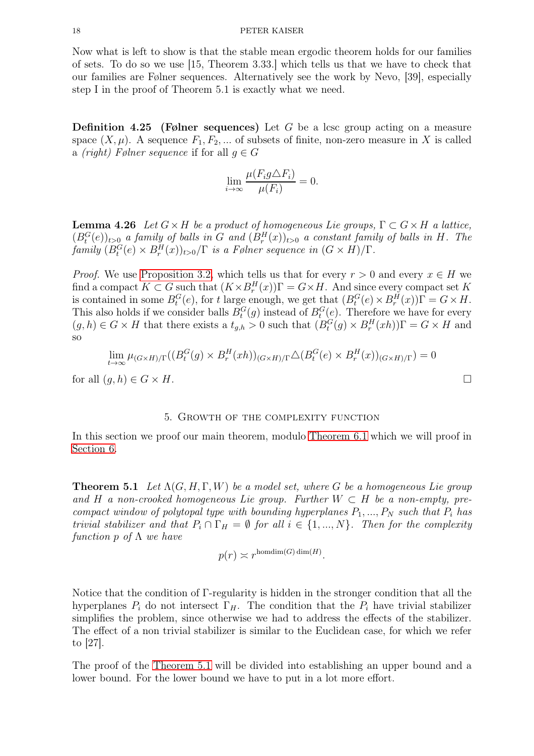Now what is left to show is that the stable mean ergodic theorem holds for our families of sets. To do so we use [15, Theorem 3.33.] which tells us that we have to check that our families are Følner sequences. Alternatively see the work by Nevo, [39], especially step I in the proof of Theorem 5.1 is exactly what we need.

**Definition 4.25** **(Følner sequences)** Let $G$ be a lcsc group acting on a measure space $(X, \mu)$. A sequence $F_1, F_2, \ldots$ of subsets of finite, non-zero measure in $X$ is called a *(right) Følner sequence* if for all $g \in G$

$$\lim_{i \to \infty} \frac{\mu(F_i g \triangle F_i)}{\mu(F_i)} = 0.$$

**Lemma 4.26** *Let $G \times H$ be a product of homogeneous Lie groups, $\Gamma \subset G \times H$ a lattice, $(B_t^G(e))_{t>0}$ a family of balls in $G$ and $(B_r^H(x))_{t>0}$ a constant family of balls in $H$. The family $(B_t^G(e) \times B_r^H(x))_{t>0}/\Gamma$ is a Følner sequence in $(G \times H)/\Gamma$.*

*Proof.* We use Proposition 3.2, which tells us that for every $r > 0$ and every $x \in H$ we find a compact $K \subset G$ such that $(K \times B_r^H(x))\Gamma = G \times H$. And since every compact set $K$ is contained in some $B_t^G(e)$, for $t$ large enough, we get that $(B_t^G(e) \times B_r^H(x))\Gamma = G \times H$. This also holds if we consider balls $B_t^G(g)$ instead of $B_t^G(e)$. Therefore we have for every $(g, h) \in G \times H$ that there exists a $t_{g,h} > 0$ such that $(B_t^G(g) \times B_r^H(xh))\Gamma = G \times H$ and so

$$\lim_{t \to \infty} \mu_{(G \times H)/\Gamma}((B_t^G(g) \times B_r^H(xh))_{(G \times H)/\Gamma} \triangle (B_t^G(e) \times B_r^H(x))_{(G \times H)/\Gamma}) = 0$$

for all $(g, h) \in G \times H$. □

## 5. Growth of the complexity function

In this section we proof our main theorem, modulo Theorem 6.1 which we will proof in Section 6.

**Theorem 5.1** *Let $\Lambda(G, H, \Gamma, W)$ be a model set, where $G$ be a homogeneous Lie group and $H$ a non-crooked homogeneous Lie group. Further $W \subset H$ be a non-empty, pre-compact window of polytopal type with bounding hyperplanes $P_1, \ldots, P_N$ such that $P_i$ has trivial stabilizer and that $P_i \cap \Gamma_H = \emptyset$ for all $i \in \{1, \ldots, N\}$. Then for the complexity function $p$ of $\Lambda$ we have*

$$p(r) \asymp r^{\operatorname{homdim}(G) \dim(H)}.$$

Notice that the condition of $\Gamma$-regularity is hidden in the stronger condition that all the hyperplanes $P_i$ do not intersect $\Gamma_H$. The condition that the $P_i$ have trivial stabilizer simplifies the problem, since otherwise we had to address the effects of the stabilizer. The effect of a non trivial stabilizer is similar to the Euclidean case, for which we refer to [27].

The proof of the Theorem 5.1 will be divided into establishing an upper bound and a lower bound. For the lower bound we have to put in a lot more effort.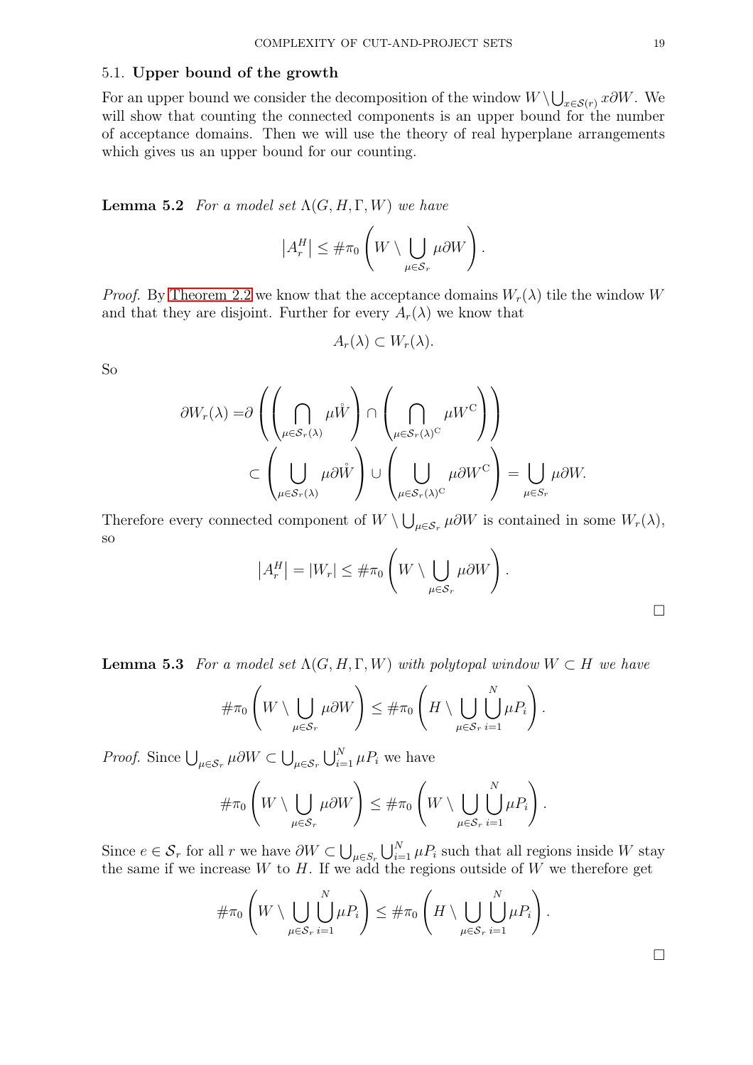### 5.1. **Upper bound of the growth**

For an upper bound we consider the decomposition of the window $W \setminus \bigcup_{x \in \mathcal{S}(r)} x\partial W$. We will show that counting the connected components is an upper bound for the number of acceptance domains. Then we will use the theory of real hyperplane arrangements which gives us an upper bound for our counting.

**Lemma 5.2** *For a model set $\Lambda(G, H, \Gamma, W)$ we have*

$$\left|A_r^H\right| \leq \#\pi_0 \left( W \setminus \bigcup_{\mu \in \mathcal{S}_r} \mu \partial W \right).$$

*Proof.* By Theorem 2.2 we know that the acceptance domains $W_r(\lambda)$ tile the window $W$ and that they are disjoint. Further for every $A_r(\lambda)$ we know that

$$A_r(\lambda) \subset W_r(\lambda).$$

So

$$\begin{aligned}
\partial W_r(\lambda) =& \partial \left( \left( \bigcap_{\mu \in \mathcal{S}_r(\lambda)} \mu \mathring{W} \right) \cap \left( \bigcap_{\mu \in \mathcal{S}_r(\lambda)^{\mathrm{C}}} \mu W^{\mathrm{C}} \right) \right) \\
&\subset \left( \bigcup_{\mu \in \mathcal{S}_r(\lambda)} \mu \partial \mathring{W} \right) \cup \left( \bigcup_{\mu \in \mathcal{S}_r(\lambda)^{\mathrm{C}}} \mu \partial W^{\mathrm{C}} \right) = \bigcup_{\mu \in S_r} \mu \partial W.
\end{aligned}$$

Therefore every connected component of $W \setminus \bigcup_{\mu \in \mathcal{S}_r} \mu \partial W$ is contained in some $W_r(\lambda)$, so

$$\left|A_r^H\right| = |W_r| \leq \#\pi_0 \left( W \setminus \bigcup_{\mu \in \mathcal{S}_r} \mu \partial W \right).$$

□

**Lemma 5.3** *For a model set $\Lambda(G, H, \Gamma, W)$ with polytopal window $W \subset H$ we have*

$$\#\pi_0 \left( W \setminus \bigcup_{\mu \in \mathcal{S}_r} \mu \partial W \right) \leq \#\pi_0 \left( H \setminus \bigcup_{\mu \in \mathcal{S}_r} \bigcup_{i=1}^{N} \mu P_i \right).$$

*Proof.* Since $\bigcup_{\mu \in \mathcal{S}_r} \mu \partial W \subset \bigcup_{\mu \in \mathcal{S}_r} \bigcup_{i=1}^{N} \mu P_i$ we have

$$\#\pi_0 \left( W \setminus \bigcup_{\mu \in \mathcal{S}_r} \mu \partial W \right) \leq \#\pi_0 \left( W \setminus \bigcup_{\mu \in \mathcal{S}_r} \bigcup_{i=1}^{N} \mu P_i \right).$$

Since $e \in \mathcal{S}_r$ for all $r$ we have $\partial W \subset \bigcup_{\mu \in \mathcal{S}_r} \bigcup_{i=1}^{N} \mu P_i$ such that all regions inside $W$ stay the same if we increase $W$ to $H$. If we add the regions outside of $W$ we therefore get

$$\#\pi_0 \left( W \setminus \bigcup_{\mu \in \mathcal{S}_r} \bigcup_{i=1}^{N} \mu P_i \right) \leq \#\pi_0 \left( H \setminus \bigcup_{\mu \in \mathcal{S}_r} \bigcup_{i=1}^{N} \mu P_i \right).$$

□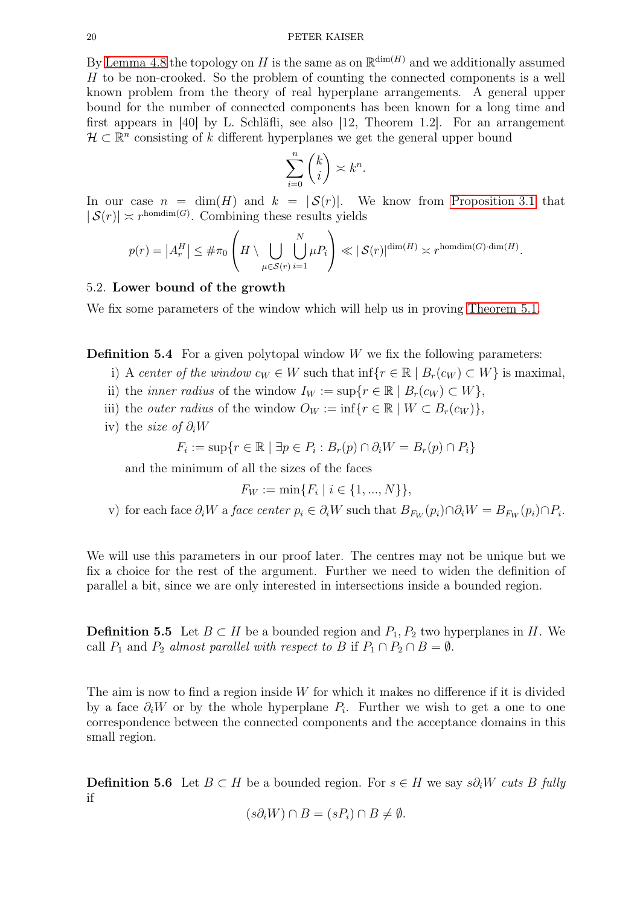By Lemma 4.8 the topology on $H$ is the same as on $\mathbb{R}^{\dim(H)}$ and we additionally assumed $H$ to be non-crooked. So the problem of counting the connected components is a well known problem from the theory of real hyperplane arrangements. A general upper bound for the number of connected components has been known for a long time and first appears in [40] by L. Schläfli, see also [12, Theorem 1.2]. For an arrangement $\mathcal{H} \subset \mathbb{R}^n$ consisting of $k$ different hyperplanes we get the general upper bound

$$\sum_{i=0}^{n} \binom{k}{i} \asymp k^n.$$

In our case $n = \dim(H)$ and $k = |\mathcal{S}(r)|$. We know from Proposition 3.1 that $|\mathcal{S}(r)| \asymp r^{\mathrm{homdim}(G)}$. Combining these results yields

$$p(r) = \left|A_r^H\right| \leq \#\pi_0\left(H \setminus \bigcup_{\mu \in \mathcal{S}(r)} \bigcup_{i=1}^{N} \mu P_i\right) \ll |\mathcal{S}(r)|^{\dim(H)} \asymp r^{\mathrm{homdim}(G) \cdot \dim(H)}.$$

### 5.2. **Lower bound of the growth**

We fix some parameters of the window which will help us in proving Theorem 5.1.

**Definition 5.4** For a given polytopal window $W$ we fix the following parameters:

i) A *center of the window* $c_W \in W$ such that $\inf\{r \in \mathbb{R} \mid B_r(c_W) \subset W\}$ is maximal,

ii) the *inner radius* of the window $I_W := \sup\{r \in \mathbb{R} \mid B_r(c_W) \subset W\}$,

iii) the *outer radius* of the window $O_W := \inf\{r \in \mathbb{R} \mid W \subset B_r(c_W)\}$,

iv) the *size of* $\partial_i W$

$$F_i := \sup\{r \in \mathbb{R} \mid \exists p \in P_i : B_r(p) \cap \partial_i W = B_r(p) \cap P_i\}$$

and the minimum of all the sizes of the faces

$$F_W := \min\{F_i \mid i \in \{1, ..., N\}\},$$

v) for each face $\partial_i W$ a *face center* $p_i \in \partial_i W$ such that $B_{F_W}(p_i) \cap \partial_i W = B_{F_W}(p_i) \cap P_i$.

We will use this parameters in our proof later. The centres may not be unique but we fix a choice for the rest of the argument. Further we need to widen the definition of parallel a bit, since we are only interested in intersections inside a bounded region.

**Definition 5.5** Let $B \subset H$ be a bounded region and $P_1, P_2$ two hyperplanes in $H$. We call $P_1$ and $P_2$ *almost parallel with respect to* $B$ if $P_1 \cap P_2 \cap B = \emptyset$.

The aim is now to find a region inside $W$ for which it makes no difference if it is divided by a face $\partial_i W$ or by the whole hyperplane $P_i$. Further we wish to get a one to one correspondence between the connected components and the acceptance domains in this small region.

**Definition 5.6** Let $B \subset H$ be a bounded region. For $s \in H$ we say $s\partial_i W$ *cuts* $B$ *fully* if

$$(s\partial_i W) \cap B = (sP_i) \cap B \neq \emptyset.$$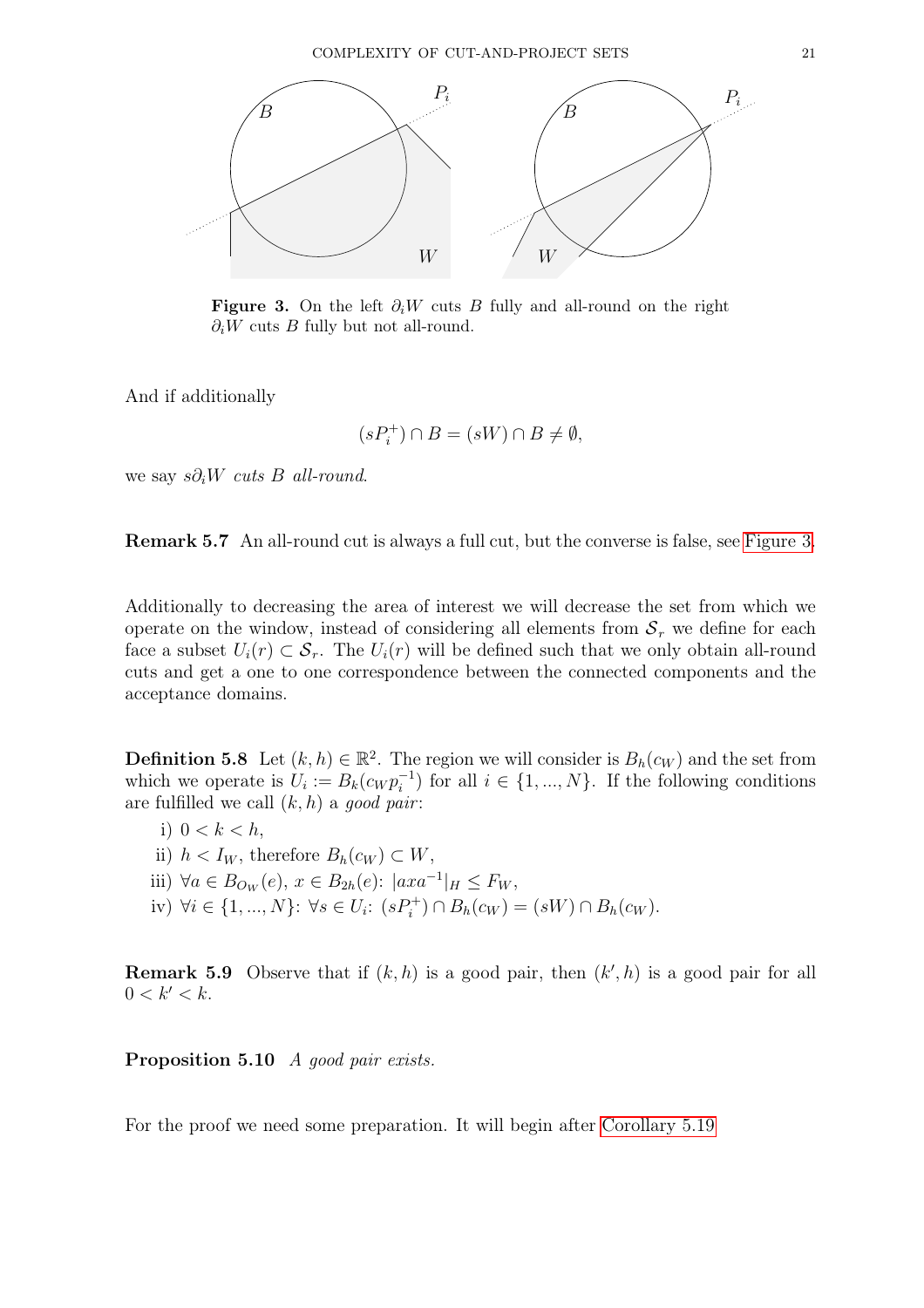**Figure 3.** On the left $\partial_i W$ cuts $B$ fully and all-round on the right $\partial_i W$ cuts $B$ fully but not all-round.

And if additionally

$$(sP_i^+) \cap B = (sW) \cap B \neq \emptyset,$$

we say $s\partial_i W$ *cuts* $B$ *all-round*.

**Remark 5.7** An all-round cut is always a full cut, but the converse is false, see Figure 3.

Additionally to decreasing the area of interest we will decrease the set from which we operate on the window, instead of considering all elements from $\mathcal{S}_r$ we define for each face a subset $U_i(r) \subset \mathcal{S}_r$. The $U_i(r)$ will be defined such that we only obtain all-round cuts and get a one to one correspondence between the connected components and the acceptance domains.

**Definition 5.8** Let $(k, h) \in \mathbb{R}^2$. The region we will consider is $B_h(c_W)$ and the set from which we operate is $U_i := B_k(c_W p_i^{-1})$ for all $i \in \{1, ..., N\}$. If the following conditions are fulfilled we call $(k, h)$ a *good pair*:

i) $0 < k < h$,
ii) $h < I_W$, therefore $B_h(c_W) \subset W$,
iii) $\forall a \in B_{O_W}(e)$, $x \in B_{2h}(e)$: $|axa^{-1}|_H \leq F_W$,
iv) $\forall i \in \{1, ..., N\}$: $\forall s \in U_i$: $(sP_i^+) \cap B_h(c_W) = (sW) \cap B_h(c_W)$.

**Remark 5.9** Observe that if $(k, h)$ is a good pair, then $(k', h)$ is a good pair for all $0 < k' < k$.

**Proposition 5.10** *A good pair exists.*

For the proof we need some preparation. It will begin after Corollary 5.19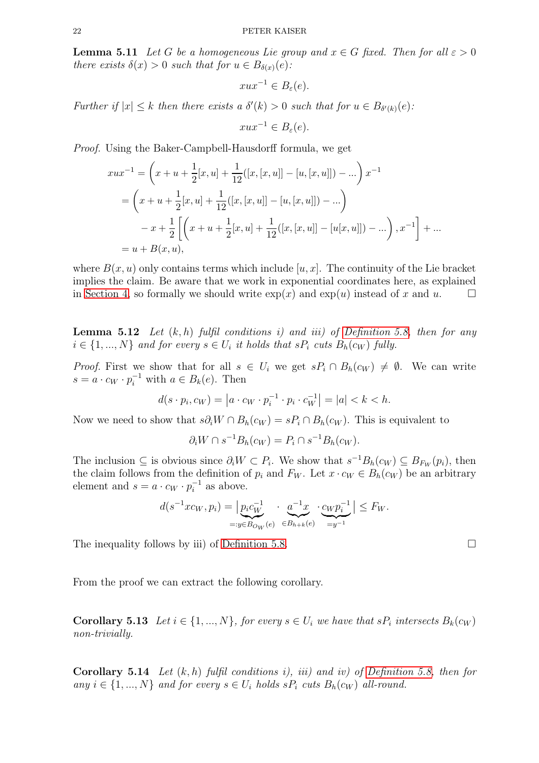**Lemma 5.11** *Let $G$ be a homogeneous Lie group and $x \in G$ fixed. Then for all $\varepsilon > 0$ there exists $\delta(x) > 0$ such that for $u \in B_{\delta(x)}(e)$:*

$$xux^{-1} \in B_\varepsilon(e).$$

*Further if $|x| \leq k$ then there exists a $\delta'(k) > 0$ such that for $u \in B_{\delta'(k)}(e)$:*

$$xux^{-1} \in B_\varepsilon(e).$$

*Proof.* Using the Baker-Campbell-Hausdorff formula, we get

$$\begin{aligned}
xux^{-1} &= \left(x + u + \frac{1}{2}[x,u] + \frac{1}{12}([x,[x,u]] - [u,[x,u]]) - ...\right)x^{-1} \\
&= \left(x + u + \frac{1}{2}[x,u] + \frac{1}{12}([x,[x,u]] - [u,[x,u]]) - ...\right) \\
&\quad - x + \frac{1}{2}\left[\left(x + u + \frac{1}{2}[x,u] + \frac{1}{12}([x,[x,u]] - [u[x,u]]) - ...\right), x^{-1}\right] + ... \\
&= u + B(x,u),
\end{aligned}$$

where $B(x,u)$ only contains terms which include $[u,x]$. The continuity of the Lie bracket implies the claim. Be aware that we work in exponential coordinates here, as explained in Section 4, so formally we should write $\exp(x)$ and $\exp(u)$ instead of $x$ and $u$. $\square$

**Lemma 5.12** *Let $(k,h)$ fulfil conditions i) and iii) of Definition 5.8, then for any $i \in \{1,...,N\}$ and for every $s \in U_i$ it holds that $sP_i$ cuts $B_h(c_W)$ fully.*

*Proof.* First we show that for all $s \in U_i$ we get $sP_i \cap B_h(c_W) \neq \emptyset$. We can write $s = a \cdot c_W \cdot p_i^{-1}$ with $a \in B_k(e)$. Then

$$d(s \cdot p_i, c_W) = \left|a \cdot c_W \cdot p_i^{-1} \cdot p_i \cdot c_W^{-1}\right| = |a| < k < h.$$

Now we need to show that $s\partial_i W \cap B_h(c_W) = sP_i \cap B_h(c_W)$. This is equivalent to

$$\partial_i W \cap s^{-1}B_h(c_W) = P_i \cap s^{-1}B_h(c_W).$$

The inclusion $\subseteq$ is obvious since $\partial_i W \subset P_i$. We show that $s^{-1}B_h(c_W) \subseteq B_{F_W}(p_i)$, then the claim follows from the definition of $p_i$ and $F_W$. Let $x \cdot c_W \in B_h(c_W)$ be an arbitrary element and $s = a \cdot c_W \cdot p_i^{-1}$ as above.

$$d(s^{-1}xc_W, p_i) = \big|\underbrace{p_i c_W^{-1}}_{=:y \in B_{O_W}(e)} \cdot \underbrace{a^{-1}x}_{\in B_{h+k}(e)} \cdot \underbrace{c_W p_i^{-1}}_{=y^{-1}}\big| \leq F_W.$$

The inequality follows by iii) of Definition 5.8. $\square$

From the proof we can extract the following corollary.

**Corollary 5.13** *Let $i \in \{1,...,N\}$, for every $s \in U_i$ we have that $sP_i$ intersects $B_k(c_W)$ non-trivially.*

**Corollary 5.14** *Let $(k,h)$ fulfil conditions i), iii) and iv) of Definition 5.8, then for any $i \in \{1,...,N\}$ and for every $s \in U_i$ holds $sP_i$ cuts $B_h(c_W)$ all-round.*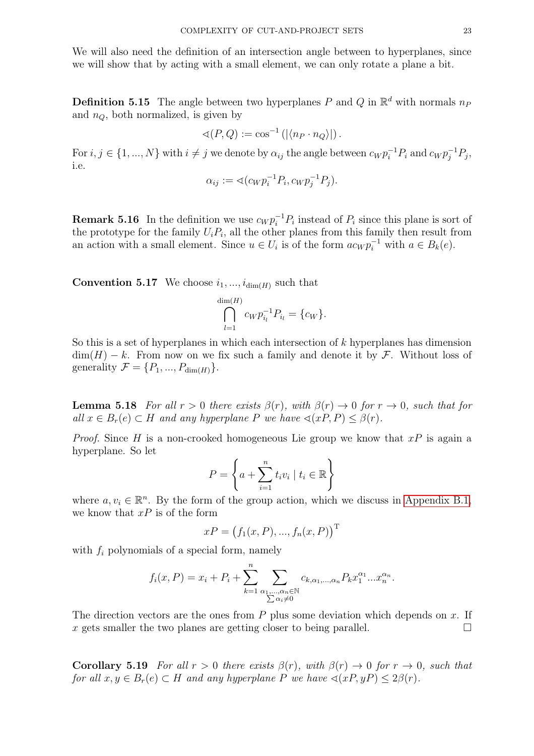We will also need the definition of an intersection angle between to hyperplanes, since we will show that by acting with a small element, we can only rotate a plane a bit.

**Definition 5.15** The angle between two hyperplanes $P$ and $Q$ in $\mathbb{R}^d$ with normals $n_P$ and $n_Q$, both normalized, is given by

$$\sphericalangle(P,Q) := \cos^{-1}\left(|\langle n_P \cdot n_Q \rangle|\right).$$

For $i,j \in \{1,...,N\}$ with $i \neq j$ we denote by $\alpha_{ij}$ the angle between $c_W p_i^{-1} P_i$ and $c_W p_j^{-1} P_j$, i.e.

$$\alpha_{ij} := \sphericalangle(c_W p_i^{-1} P_i, c_W p_j^{-1} P_j).$$

**Remark 5.16** In the definition we use $c_W p_i^{-1} P_i$ instead of $P_i$ since this plane is sort of the prototype for the family $U_i P_i$, all the other planes from this family then result from an action with a small element. Since $u \in U_i$ is of the form $a c_W p_i^{-1}$ with $a \in B_k(e)$.

**Convention 5.17** We choose $i_1, ..., i_{\dim(H)}$ such that

$$\bigcap_{l=1}^{\dim(H)} c_W p_{i_l}^{-1} P_{i_l} = \{c_W\}.$$

So this is a set of hyperplanes in which each intersection of $k$ hyperplanes has dimension $\dim(H) - k$. From now on we fix such a family and denote it by $\mathcal{F}$. Without loss of generality $\mathcal{F} = \{P_1, ..., P_{\dim(H)}\}$.

**Lemma 5.18** *For all $r > 0$ there exists $\beta(r)$, with $\beta(r) \to 0$ for $r \to 0$, such that for all $x \in B_r(e) \subset H$ and any hyperplane $P$ we have $\sphericalangle(xP, P) \leq \beta(r)$.*

*Proof.* Since $H$ is a non-crooked homogeneous Lie group we know that $xP$ is again a hyperplane. So let

$$P = \left\{ a + \sum_{i=1}^{n} t_i v_i \mid t_i \in \mathbb{R} \right\}$$

where $a, v_i \in \mathbb{R}^n$. By the form of the group action, which we discuss in Appendix B.1, we know that $xP$ is of the form

$$xP = \left(f_1(x,P), ..., f_n(x,P)\right)^{\mathrm{T}}$$

with $f_i$ polynomials of a special form, namely

$$f_i(x,P) = x_i + P_i + \sum_{k=1}^{n} \sum_{\substack{\alpha_1,...,\alpha_n \in \mathbb{N} \\ \sum \alpha_i \neq 0}} c_{k,\alpha_1,...,\alpha_n} P_k x_1^{\alpha_1} ... x_n^{\alpha_n}.$$

The direction vectors are the ones from $P$ plus some deviation which depends on $x$. If $x$ gets smaller the two planes are getting closer to being parallel. $\square$

**Corollary 5.19** *For all $r > 0$ there exists $\beta(r)$, with $\beta(r) \to 0$ for $r \to 0$, such that for all $x, y \in B_r(e) \subset H$ and any hyperplane $P$ we have $\sphericalangle(xP, yP) \leq 2\beta(r)$.*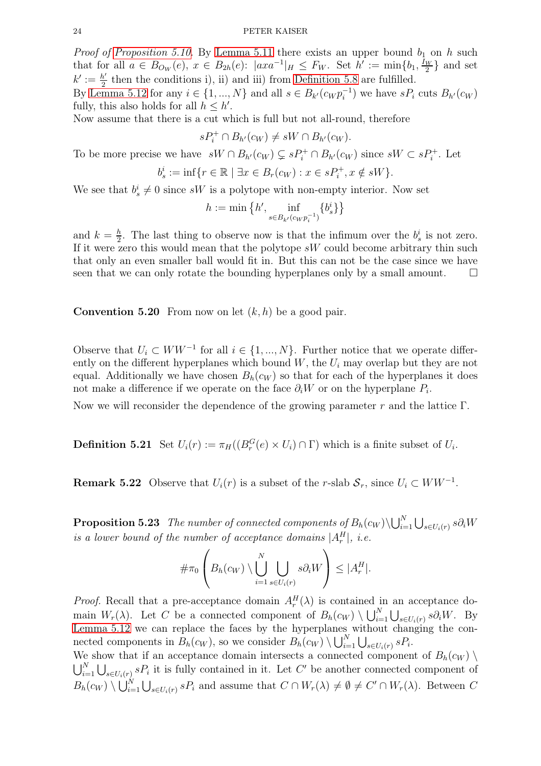*Proof of Proposition 5.10.* By Lemma 5.11 there exists an upper bound $b_1$ on $h$ such that for all $a \in B_{O_W}(e)$, $x \in B_{2h}(e)$: $|axa^{-1}|_H \leq F_W$. Set $h' := \min\{b_1, \frac{I_W}{2}\}$ and set $k' := \frac{h'}{2}$ then the conditions i), ii) and iii) from Definition 5.8 are fulfilled.
By Lemma 5.12 for any $i \in \{1, ..., N\}$ and all $s \in B_{k'}(c_W p_i^{-1})$ we have $sP_i$ cuts $B_{h'}(c_W)$ fully, this also holds for all $h \leq h'$.
Now assume that there is a cut which is full but not all-round, therefore

$$sP_i^+ \cap B_{h'}(c_W) \neq sW \cap B_{h'}(c_W).$$

To be more precise we have $sW \cap B_{h'}(c_W) \subsetneq sP_i^+ \cap B_{h'}(c_W)$ since $sW \subset sP_i^+$. Let

$$b_s^i := \inf\{r \in \mathbb{R} \mid \exists x \in B_r(c_W) : x \in sP_i^+, x \notin sW\}.$$

We see that $b_s^i \neq 0$ since $sW$ is a polytope with non-empty interior. Now set

$$h := \min\left\{h', \inf_{s \in B_{k'}(c_W p_i^{-1})}\{b_s^i\}\right\}$$

and $k = \frac{h}{2}$. The last thing to observe now is that the infimum over the $b_s^i$ is not zero. If it were zero this would mean that the polytope $sW$ could become arbitrary thin such that only an even smaller ball would fit in. But this can not be the case since we have seen that we can only rotate the bounding hyperplanes only by a small amount. $\square$

**Convention 5.20** From now on let $(k, h)$ be a good pair.

Observe that $U_i \subset WW^{-1}$ for all $i \in \{1, ..., N\}$. Further notice that we operate differently on the different hyperplanes which bound $W$, the $U_i$ may overlap but they are not equal. Additionally we have chosen $B_h(c_W)$ so that for each of the hyperplanes it does not make a difference if we operate on the face $\partial_i W$ or on the hyperplane $P_i$.

Now we will reconsider the dependence of the growing parameter $r$ and the lattice $\Gamma$.

**Definition 5.21** Set $U_i(r) := \pi_H((B_r^G(e) \times U_i) \cap \Gamma)$ which is a finite subset of $U_i$.

**Remark 5.22** Observe that $U_i(r)$ is a subset of the $r$-slab $\mathcal{S}_r$, since $U_i \subset WW^{-1}$.

**Proposition 5.23** *The number of connected components of $B_h(c_W) \setminus \bigcup_{i=1}^N \bigcup_{s \in U_i(r)} s\partial_i W$ is a lower bound of the number of acceptance domains $|A_r^H|$, i.e.*

$$\#\pi_0\left(B_h(c_W) \setminus \bigcup_{i=1}^N \bigcup_{s \in U_i(r)} s\partial_i W\right) \leq |A_r^H|.$$

*Proof.* Recall that a pre-acceptance domain $A_r^H(\lambda)$ is contained in an acceptance domain $W_r(\lambda)$. Let $C$ be a connected component of $B_h(c_W) \setminus \bigcup_{i=1}^N \bigcup_{s \in U_i(r)} s\partial_i W$. By Lemma 5.12 we can replace the faces by the hyperplanes without changing the connected components in $B_h(c_W)$, so we consider $B_h(c_W) \setminus \bigcup_{i=1}^N \bigcup_{s \in U_i(r)} sP_i$.
We show that if an acceptance domain intersects a connected component of $B_h(c_W) \setminus \bigcup_{i=1}^N \bigcup_{s \in U_i(r)} sP_i$ it is fully contained in it. Let $C'$ be another connected component of $B_h(c_W) \setminus \bigcup_{i=1}^N \bigcup_{s \in U_i(r)} sP_i$ and assume that $C \cap W_r(\lambda) \neq \emptyset \neq C' \cap W_r(\lambda)$. Between $C$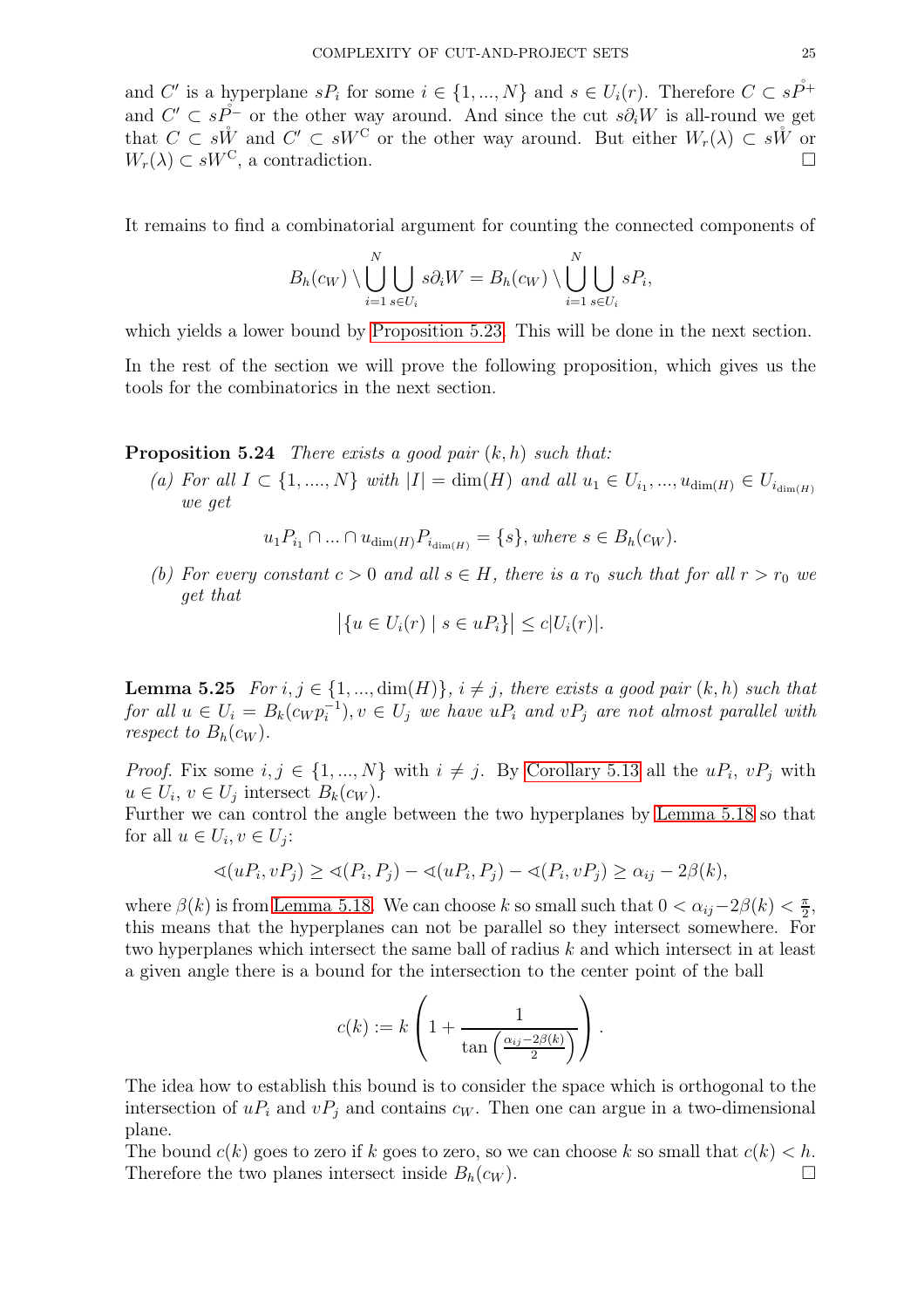and $C'$ is a hyperplane $sP_i$ for some $i \in \{1,...,N\}$ and $s \in U_i(r)$. Therefore $C \subset s\mathring{P}^+$ and $C' \subset s\mathring{P}^-$ or the other way around. And since the cut $s\partial_i W$ is all-round we get that $C \subset s\mathring{W}$ and $C' \subset sW^{\mathrm{C}}$ or the other way around. But either $W_r(\lambda) \subset s\mathring{W}$ or $W_r(\lambda) \subset sW^{\mathrm{C}}$, a contradiction. □

It remains to find a combinatorial argument for counting the connected components of

$$B_h(c_W) \setminus \bigcup_{i=1}^{N} \bigcup_{s \in U_i} s\partial_i W = B_h(c_W) \setminus \bigcup_{i=1}^{N} \bigcup_{s \in U_i} sP_i,$$

which yields a lower bound by Proposition 5.23. This will be done in the next section.

In the rest of the section we will prove the following proposition, which gives us the tools for the combinatorics in the next section.

**Proposition 5.24** *There exists a good pair $(k,h)$ such that:*

*(a) For all $I \subset \{1,....,N\}$ with $|I| = \dim(H)$ and all $u_1 \in U_{i_1},...,u_{\dim(H)} \in U_{i_{\dim(H)}}$ we get*

$$u_1 P_{i_1} \cap ... \cap u_{\dim(H)} P_{i_{\dim(H)}} = \{s\}, \textit{where } s \in B_h(c_W).$$

*(b) For every constant $c > 0$ and all $s \in H$, there is a $r_0$ such that for all $r > r_0$ we get that*

$$\left|\{u \in U_i(r) \mid s \in uP_i\}\right| \leq c|U_i(r)|.$$

**Lemma 5.25** *For $i,j \in \{1,...,\dim(H)\}$, $i \neq j$, there exists a good pair $(k,h)$ such that for all $u \in U_i = B_k(c_W p_i^{-1}), v \in U_j$ we have $uP_i$ and $vP_j$ are not almost parallel with respect to $B_h(c_W)$.*

*Proof.* Fix some $i,j \in \{1,...,N\}$ with $i \neq j$. By Corollary 5.13 all the $uP_i$, $vP_j$ with $u \in U_i$, $v \in U_j$ intersect $B_k(c_W)$.
Further we can control the angle between the two hyperplanes by Lemma 5.18 so that for all $u \in U_i, v \in U_j$:

$$\sphericalangle(uP_i, vP_j) \geq \sphericalangle(P_i,P_j) - \sphericalangle(uP_i,P_j) - \sphericalangle(P_i,vP_j) \geq \alpha_{ij} - 2\beta(k),$$

where $\beta(k)$ is from Lemma 5.18. We can choose $k$ so small such that $0 < \alpha_{ij} - 2\beta(k) < \frac{\pi}{2}$, this means that the hyperplanes can not be parallel so they intersect somewhere. For two hyperplanes which intersect the same ball of radius $k$ and which intersect in at least a given angle there is a bound for the intersection to the center point of the ball

$$c(k) := k\left(1 + \frac{1}{\tan\left(\frac{\alpha_{ij} - 2\beta(k)}{2}\right)}\right).$$

The idea how to establish this bound is to consider the space which is orthogonal to the intersection of $uP_i$ and $vP_j$ and contains $c_W$. Then one can argue in a two-dimensional plane.
The bound $c(k)$ goes to zero if $k$ goes to zero, so we can choose $k$ so small that $c(k) < h$. Therefore the two planes intersect inside $B_h(c_W)$. □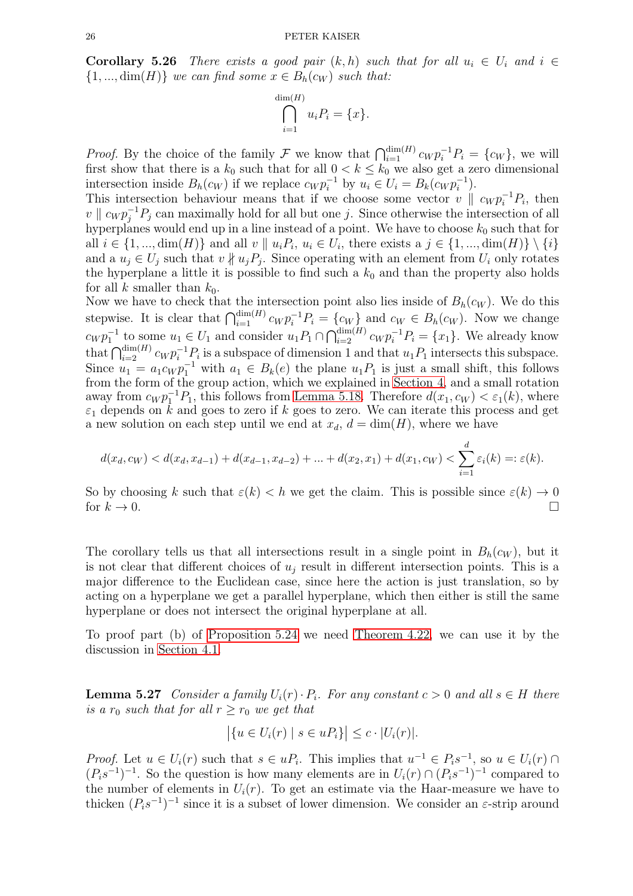**Corollary 5.26** *There exists a good pair $(k, h)$ such that for all $u_i \in U_i$ and $i \in \{1, ..., \dim(H)\}$ we can find some $x \in B_h(c_W)$ such that:*

$$\bigcap_{i=1}^{\dim(H)} u_i P_i = \{x\}.$$

*Proof.* By the choice of the family $\mathcal{F}$ we know that $\bigcap_{i=1}^{\dim(H)} c_W p_i^{-1} P_i = \{c_W\}$, we will first show that there is a $k_0$ such that for all $0 < k \leq k_0$ we also get a zero dimensional intersection inside $B_h(c_W)$ if we replace $c_W p_i^{-1}$ by $u_i \in U_i = B_k(c_W p_i^{-1})$.

This intersection behaviour means that if we choose some vector $v \parallel c_W p_i^{-1} P_i$, then $v \parallel c_W p_j^{-1} P_j$ can maximally hold for all but one $j$. Since otherwise the intersection of all hyperplanes would end up in a line instead of a point. We have to choose $k_0$ such that for all $i \in \{1, ..., \dim(H)\}$ and all $v \parallel u_i P_i$, $u_i \in U_i$, there exists a $j \in \{1, ..., \dim(H)\} \setminus \{i\}$ and a $u_j \in U_j$ such that $v \nparallel u_j P_j$. Since operating with an element from $U_i$ only rotates the hyperplane a little it is possible to find such a $k_0$ and than the property also holds for all $k$ smaller than $k_0$.

Now we have to check that the intersection point also lies inside of $B_h(c_W)$. We do this stepwise. It is clear that $\bigcap_{i=1}^{\dim(H)} c_W p_i^{-1} P_i = \{c_W\}$ and $c_W \in B_h(c_W)$. Now we change $c_W p_1^{-1}$ to some $u_1 \in U_1$ and consider $u_1 P_1 \cap \bigcap_{i=2}^{\dim(H)} c_W p_i^{-1} P_i = \{x_1\}$. We already know that $\bigcap_{i=2}^{\dim(H)} c_W p_i^{-1} P_i$ is a subspace of dimension 1 and that $u_1 P_1$ intersects this subspace. Since $u_1 = a_1 c_W p_1^{-1}$ with $a_1 \in B_k(e)$ the plane $u_1 P_1$ is just a small shift, this follows from the form of the group action, which we explained in Section 4, and a small rotation away from $c_W p_1^{-1} P_1$, this follows from Lemma 5.18. Therefore $d(x_1, c_W) < \varepsilon_1(k)$, where $\varepsilon_1$ depends on $k$ and goes to zero if $k$ goes to zero. We can iterate this process and get a new solution on each step until we end at $x_d$, $d = \dim(H)$, where we have

$$d(x_d, c_W) < d(x_d, x_{d-1}) + d(x_{d-1}, x_{d-2}) + ... + d(x_2, x_1) + d(x_1, c_W) < \sum_{i=1}^{d} \varepsilon_i(k) =: \varepsilon(k).$$

So by choosing $k$ such that $\varepsilon(k) < h$ we get the claim. This is possible since $\varepsilon(k) \to 0$ for $k \to 0$. $\square$

The corollary tells us that all intersections result in a single point in $B_h(c_W)$, but it is not clear that different choices of $u_j$ result in different intersection points. This is a major difference to the Euclidean case, since here the action is just translation, so by acting on a hyperplane we get a parallel hyperplane, which then either is still the same hyperplane or does not intersect the original hyperplane at all.

To proof part (b) of Proposition 5.24 we need Theorem 4.22, we can use it by the discussion in Section 4.1.

**Lemma 5.27** *Consider a family $U_i(r) \cdot P_i$. For any constant $c > 0$ and all $s \in H$ there is a $r_0$ such that for all $r \geq r_0$ we get that*

$$\left| \{u \in U_i(r) \mid s \in u P_i\} \right| \leq c \cdot |U_i(r)|.$$

*Proof.* Let $u \in U_i(r)$ such that $s \in u P_i$. This implies that $u^{-1} \in P_i s^{-1}$, so $u \in U_i(r) \cap (P_i s^{-1})^{-1}$. So the question is how many elements are in $U_i(r) \cap (P_i s^{-1})^{-1}$ compared to the number of elements in $U_i(r)$. To get an estimate via the Haar-measure we have to thicken $(P_i s^{-1})^{-1}$ since it is a subset of lower dimension. We consider an $\varepsilon$-strip around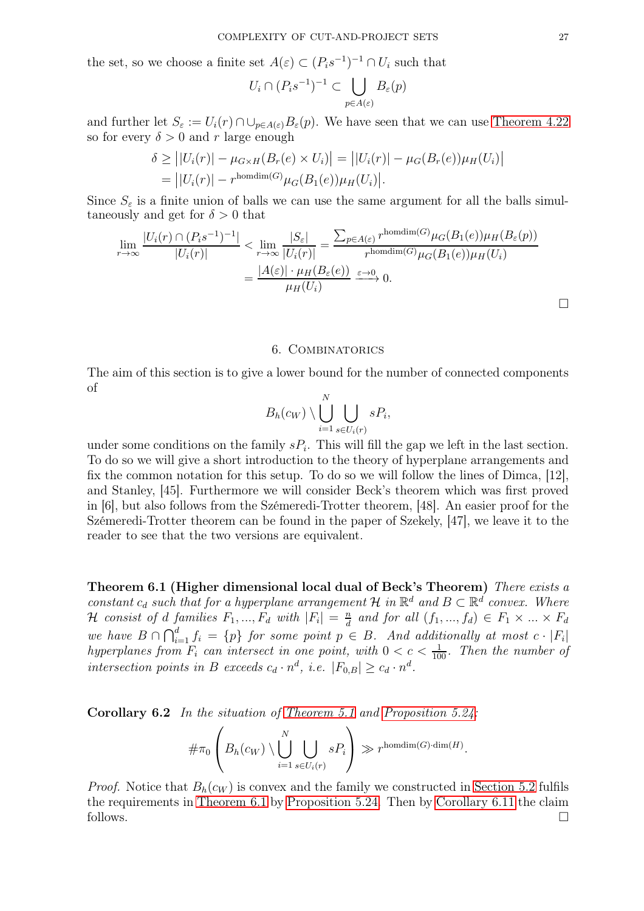the set, so we choose a finite set $A(\varepsilon) \subset (P_i s^{-1})^{-1} \cap U_i$ such that

$$U_i \cap (P_i s^{-1})^{-1} \subset \bigcup_{p \in A(\varepsilon)} B_\varepsilon(p)$$

and further let $S_\varepsilon := U_i(r) \cap \cup_{p \in A(\varepsilon)} B_\varepsilon(p)$. We have seen that we can use Theorem 4.22 so for every $\delta > 0$ and $r$ large enough

$$\begin{aligned}\delta &\geq \big| |U_i(r)| - \mu_{G\times H}(B_r(e) \times U_i) \big| = \big| |U_i(r)| - \mu_G(B_r(e))\mu_H(U_i) \big| \\ &= \big| |U_i(r)| - r^{\mathrm{homdim}(G)} \mu_G(B_1(e))\mu_H(U_i) \big|.\end{aligned}$$

Since $S_\varepsilon$ is a finite union of balls we can use the same argument for all the balls simultaneously and get for $\delta > 0$ that

$$\begin{aligned}\lim_{r\to\infty} \frac{|U_i(r) \cap (P_i s^{-1})^{-1}|}{|U_i(r)|} < \lim_{r\to\infty} \frac{|S_\varepsilon|}{|U_i(r)|} &= \frac{\sum_{p \in A(\varepsilon)} r^{\mathrm{homdim}(G)} \mu_G(B_1(e))\mu_H(B_\varepsilon(p))}{r^{\mathrm{homdim}(G)} \mu_G(B_1(e))\mu_H(U_i)} \\ &= \frac{|A(\varepsilon)| \cdot \mu_H(B_\varepsilon(e))}{\mu_H(U_i)} \xrightarrow{\varepsilon \to 0} 0.\end{aligned}$$

□

## 6. Combinatorics

The aim of this section is to give a lower bound for the number of connected components of

$$B_h(c_W) \setminus \bigcup_{i=1}^N \bigcup_{s \in U_i(r)} sP_i,$$

under some conditions on the family $sP_i$. This will fill the gap we left in the last section. To do so we will give a short introduction to the theory of hyperplane arrangements and fix the common notation for this setup. To do so we will follow the lines of Dimca, [12], and Stanley, [45]. Furthermore we will consider Beck's theorem which was first proved in [6], but also follows from the Sźemeredi-Trotter theorem, [48]. An easier proof for the Sźemeredi-Trotter theorem can be found in the paper of Szekely, [47], we leave it to the reader to see that the two versions are equivalent.

**Theorem 6.1 (Higher dimensional local dual of Beck's Theorem)** *There exists a constant $c_d$ such that for a hyperplane arrangement $\mathcal{H}$ in $\mathbb{R}^d$ and $B \subset \mathbb{R}^d$ convex. Where $\mathcal{H}$ consist of $d$ families $F_1, ..., F_d$ with $|F_i| = \frac{n}{d}$ and for all $(f_1, ..., f_d) \in F_1 \times ... \times F_d$ we have $B \cap \bigcap_{i=1}^d f_i = \{p\}$ for some point $p \in B$. And additionally at most $c \cdot |F_i|$ hyperplanes from $F_i$ can intersect in one point, with $0 < c < \frac{1}{100}$. Then the number of intersection points in $B$ exceeds $c_d \cdot n^d$, i.e. $|F_{0,B}| \geq c_d \cdot n^d$.*

**Corollary 6.2** *In the situation of Theorem 5.1 and Proposition 5.24:*

$$\#\pi_0 \left( B_h(c_W) \setminus \bigcup_{i=1}^N \bigcup_{s \in U_i(r)} sP_i \right) \gg r^{\mathrm{homdim}(G) \cdot \dim(H)}.$$

*Proof.* Notice that $B_h(c_W)$ is convex and the family we constructed in Section 5.2 fulfils the requirements in Theorem 6.1 by Proposition 5.24. Then by Corollary 6.11 the claim follows. □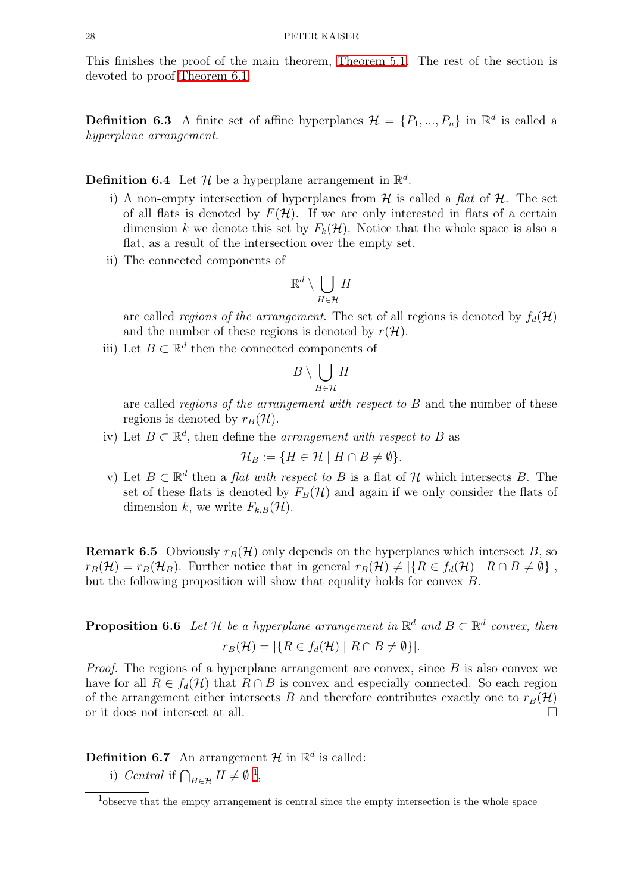This finishes the proof of the main theorem, Theorem 5.1. The rest of the section is devoted to proof Theorem 6.1.

**Definition 6.3** A finite set of affine hyperplanes $\mathcal{H} = \{P_1, ..., P_n\}$ in $\mathbb{R}^d$ is called a *hyperplane arrangement*.

**Definition 6.4** Let $\mathcal{H}$ be a hyperplane arrangement in $\mathbb{R}^d$.

i) A non-empty intersection of hyperplanes from $\mathcal{H}$ is called a *flat* of $\mathcal{H}$. The set of all flats is denoted by $F(\mathcal{H})$. If we are only interested in flats of a certain dimension $k$ we denote this set by $F_k(\mathcal{H})$. Notice that the whole space is also a flat, as a result of the intersection over the empty set.

ii) The connected components of

$$\mathbb{R}^d \setminus \bigcup_{H \in \mathcal{H}} H$$

are called *regions of the arrangement*. The set of all regions is denoted by $f_d(\mathcal{H})$ and the number of these regions is denoted by $r(\mathcal{H})$.

iii) Let $B \subset \mathbb{R}^d$ then the connected components of

$$B \setminus \bigcup_{H \in \mathcal{H}} H$$

are called *regions of the arrangement with respect to* $B$ and the number of these regions is denoted by $r_B(\mathcal{H})$.

iv) Let $B \subset \mathbb{R}^d$, then define the *arrangement with respect to* $B$ as

$$\mathcal{H}_B := \{H \in \mathcal{H} \mid H \cap B \neq \emptyset\}.$$

v) Let $B \subset \mathbb{R}^d$ then a *flat with respect to* $B$ is a flat of $\mathcal{H}$ which intersects $B$. The set of these flats is denoted by $F_B(\mathcal{H})$ and again if we only consider the flats of dimension $k$, we write $F_{k,B}(\mathcal{H})$.

**Remark 6.5** Obviously $r_B(\mathcal{H})$ only depends on the hyperplanes which intersect $B$, so $r_B(\mathcal{H}) = r_B(\mathcal{H}_B)$. Further notice that in general $r_B(\mathcal{H}) \neq |\{R \in f_d(\mathcal{H}) \mid R \cap B \neq \emptyset\}|$, but the following proposition will show that equality holds for convex $B$.

**Proposition 6.6** *Let $\mathcal{H}$ be a hyperplane arrangement in $\mathbb{R}^d$ and $B \subset \mathbb{R}^d$ convex, then*

$$r_B(\mathcal{H}) = |\{R \in f_d(\mathcal{H}) \mid R \cap B \neq \emptyset\}|.$$

*Proof.* The regions of a hyperplane arrangement are convex, since $B$ is also convex we have for all $R \in f_d(\mathcal{H})$ that $R \cap B$ is convex and especially connected. So each region of the arrangement either intersects $B$ and therefore contributes exactly one to $r_B(\mathcal{H})$ or it does not intersect at all. □

**Definition 6.7** An arrangement $\mathcal{H}$ in $\mathbb{R}^d$ is called:

i) *Central* if $\bigcap_{H \in \mathcal{H}} H \neq \emptyset$ [1],

[1] observe that the empty arrangement is central since the empty intersection is the whole space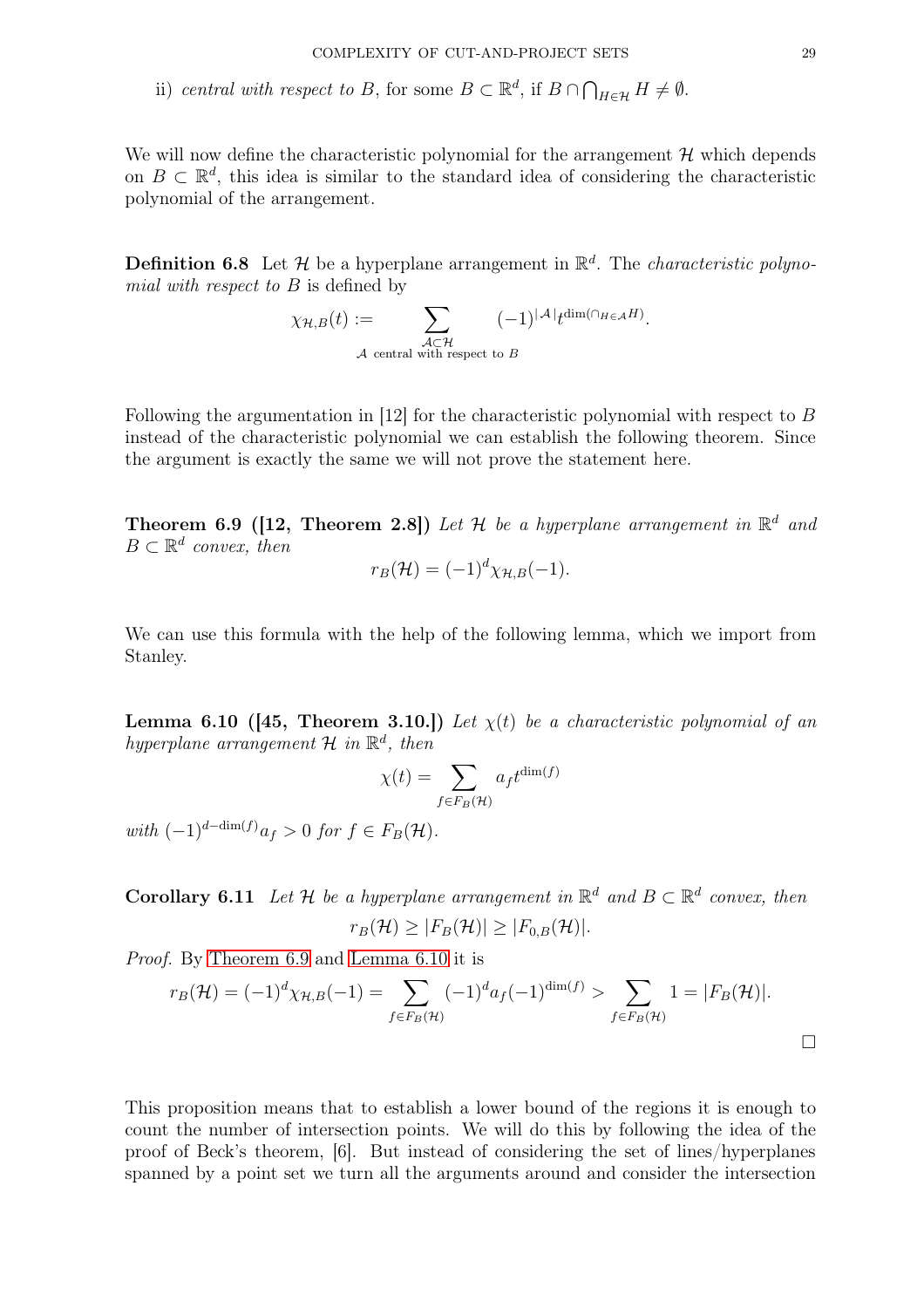ii) *central with respect to $B$*, for some $B \subset \mathbb{R}^d$, if $B \cap \bigcap_{H \in \mathcal{H}} H \neq \emptyset$.

We will now define the characteristic polynomial for the arrangement $\mathcal{H}$ which depends on $B \subset \mathbb{R}^d$, this idea is similar to the standard idea of considering the characteristic polynomial of the arrangement.

**Definition 6.8** Let $\mathcal{H}$ be a hyperplane arrangement in $\mathbb{R}^d$. The *characteristic polynomial with respect to $B$* is defined by

$$\chi_{\mathcal{H},B}(t) := \sum_{\substack{\mathcal{A} \subset \mathcal{H} \\ \mathcal{A} \text{ central with respect to } B}} (-1)^{|\mathcal{A}|} t^{\dim(\cap_{H \in \mathcal{A}} H)}.$$

Following the argumentation in [12] for the characteristic polynomial with respect to $B$ instead of the characteristic polynomial we can establish the following theorem. Since the argument is exactly the same we will not prove the statement here.

**Theorem 6.9 ([12, Theorem 2.8])** *Let $\mathcal{H}$ be a hyperplane arrangement in $\mathbb{R}^d$ and $B \subset \mathbb{R}^d$ convex, then*

$$r_B(\mathcal{H}) = (-1)^d \chi_{\mathcal{H},B}(-1).$$

We can use this formula with the help of the following lemma, which we import from Stanley.

**Lemma 6.10 ([45, Theorem 3.10.])** *Let $\chi(t)$ be a characteristic polynomial of an hyperplane arrangement $\mathcal{H}$ in $\mathbb{R}^d$, then*

$$\chi(t) = \sum_{f \in F_B(\mathcal{H})} a_f t^{\dim(f)}$$

*with $(-1)^{d-\dim(f)} a_f > 0$ for $f \in F_B(\mathcal{H})$.*

**Corollary 6.11** *Let $\mathcal{H}$ be a hyperplane arrangement in $\mathbb{R}^d$ and $B \subset \mathbb{R}^d$ convex, then*

$$r_B(\mathcal{H}) \geq |F_B(\mathcal{H})| \geq |F_{0,B}(\mathcal{H})|.$$

*Proof.* By Theorem 6.9 and Lemma 6.10 it is

$$r_B(\mathcal{H}) = (-1)^d \chi_{\mathcal{H},B}(-1) = \sum_{f \in F_B(\mathcal{H})} (-1)^d a_f (-1)^{\dim(f)} > \sum_{f \in F_B(\mathcal{H})} 1 = |F_B(\mathcal{H})|.$$

$\square$

This proposition means that to establish a lower bound of the regions it is enough to count the number of intersection points. We will do this by following the idea of the proof of Beck's theorem, [6]. But instead of considering the set of lines/hyperplanes spanned by a point set we turn all the arguments around and consider the intersection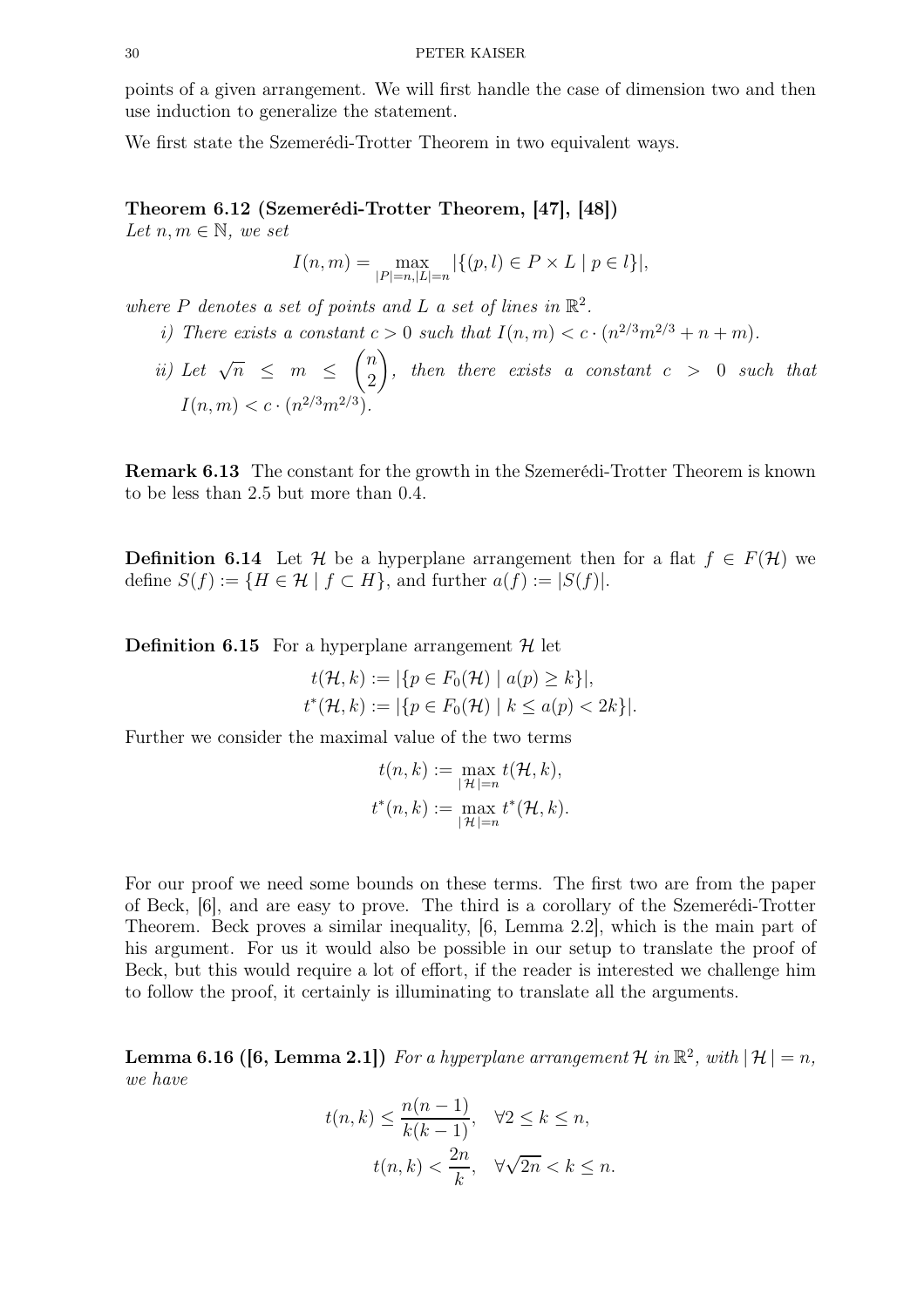points of a given arrangement. We will first handle the case of dimension two and then use induction to generalize the statement.

We first state the Szemerédi-Trotter Theorem in two equivalent ways.

**Theorem 6.12 (Szemerédi-Trotter Theorem, [47], [48])**
*Let $n, m \in \mathbb{N}$, we set*

$$I(n,m) = \max_{|P|=n, |L|=n} |\{(p,l) \in P \times L \mid p \in l\}|,$$

*where $P$ denotes a set of points and $L$ a set of lines in $\mathbb{R}^2$.*

*i) There exists a constant $c > 0$ such that $I(n,m) < c \cdot (n^{2/3}m^{2/3} + n + m)$.*

*ii) Let $\sqrt{n} \leq m \leq \binom{n}{2}$, then there exists a constant $c > 0$ such that $I(n,m) < c \cdot (n^{2/3}m^{2/3})$.*

**Remark 6.13** The constant for the growth in the Szemerédi-Trotter Theorem is known to be less than 2.5 but more than 0.4.

**Definition 6.14** Let $\mathcal{H}$ be a hyperplane arrangement then for a flat $f \in F(\mathcal{H})$ we define $S(f) := \{H \in \mathcal{H} \mid f \subset H\}$, and further $a(f) := |S(f)|$.

**Definition 6.15** For a hyperplane arrangement $\mathcal{H}$ let

$$t(\mathcal{H}, k) := |\{p \in F_0(\mathcal{H}) \mid a(p) \geq k\}|,$$
$$t^*(\mathcal{H}, k) := |\{p \in F_0(\mathcal{H}) \mid k \leq a(p) < 2k\}|.$$

Further we consider the maximal value of the two terms

$$t(n,k) := \max_{|\mathcal{H}|=n} t(\mathcal{H}, k),$$
$$t^*(n,k) := \max_{|\mathcal{H}|=n} t^*(\mathcal{H}, k).$$

For our proof we need some bounds on these terms. The first two are from the paper of Beck, [6], and are easy to prove. The third is a corollary of the Szemerédi-Trotter Theorem. Beck proves a similar inequality, [6, Lemma 2.2], which is the main part of his argument. For us it would also be possible in our setup to translate the proof of Beck, but this would require a lot of effort, if the reader is interested we challenge him to follow the proof, it certainly is illuminating to translate all the arguments.

**Lemma 6.16 ([6, Lemma 2.1])** *For a hyperplane arrangement $\mathcal{H}$ in $\mathbb{R}^2$, with $|\mathcal{H}| = n$, we have*

$$t(n,k) \leq \frac{n(n-1)}{k(k-1)}, \quad \forall 2 \leq k \leq n,$$
$$t(n,k) < \frac{2n}{k}, \quad \forall \sqrt{2n} < k \leq n.$$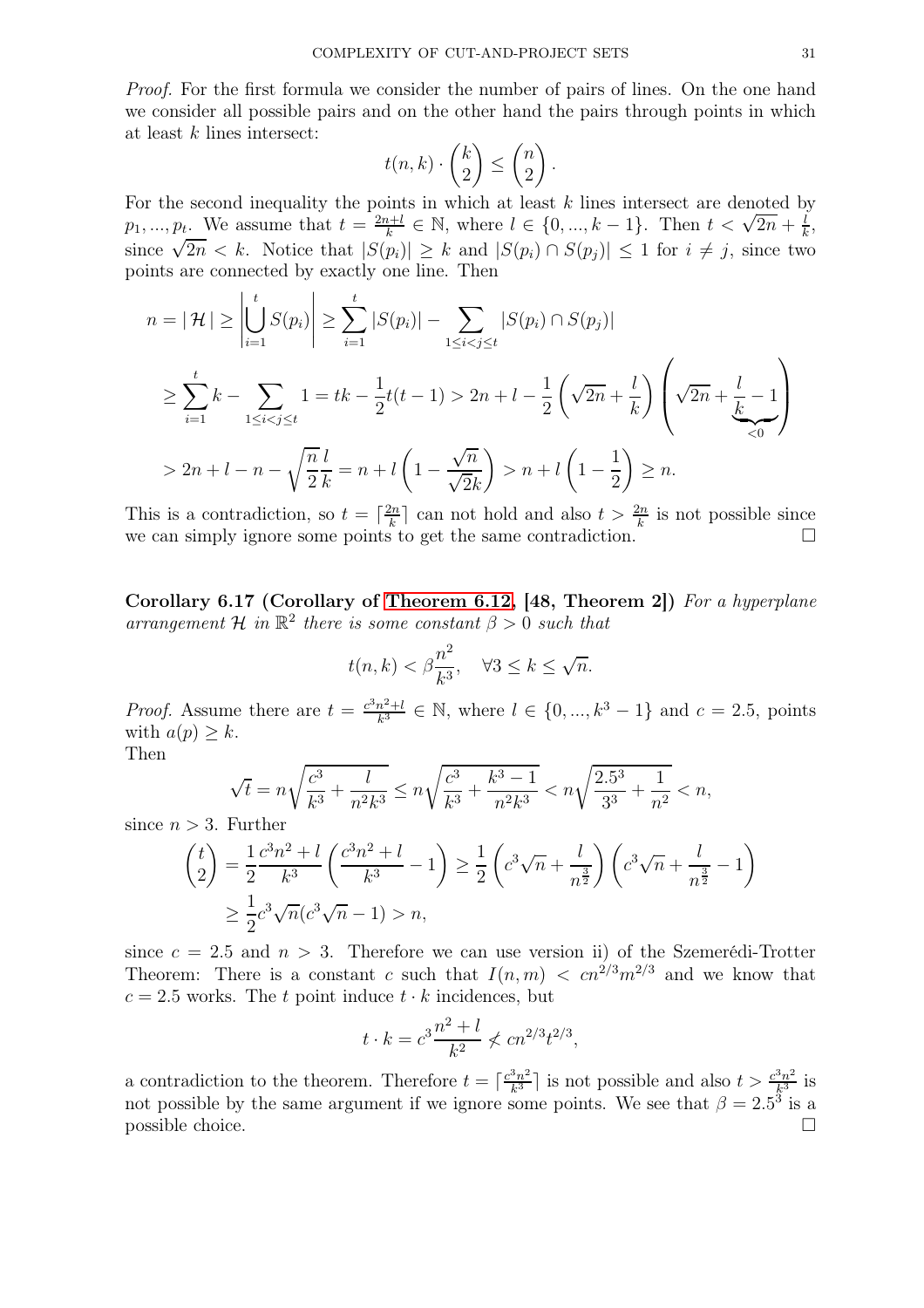*Proof.* For the first formula we consider the number of pairs of lines. On the one hand we consider all possible pairs and on the other hand the pairs through points in which at least $k$ lines intersect:

$$t(n,k) \cdot \binom{k}{2} \leq \binom{n}{2}.$$

For the second inequality the points in which at least $k$ lines intersect are denoted by $p_1, ..., p_t$. We assume that $t = \frac{2n+l}{k} \in \mathbb{N}$, where $l \in \{0, ..., k-1\}$. Then $t < \sqrt{2n} + \frac{l}{k}$, since $\sqrt{2n} < k$. Notice that $|S(p_i)| \geq k$ and $|S(p_i) \cap S(p_j)| \leq 1$ for $i \neq j$, since two points are connected by exactly one line. Then

$$\begin{aligned}
n = |\,\mathcal{H}\,| &\geq \left|\bigcup_{i=1}^{t} S(p_i)\right| \geq \sum_{i=1}^{t} |S(p_i)| - \sum_{1 \leq i < j \leq t} |S(p_i) \cap S(p_j)| \\
&\geq \sum_{i=1}^{t} k - \sum_{1 \leq i < j \leq t} 1 = tk - \frac{1}{2}t(t-1) > 2n + l - \frac{1}{2}\left(\sqrt{2n} + \frac{l}{k}\right)\left(\sqrt{2n} + \underbrace{\frac{l}{k} - 1}_{<0}\right) \\
&> 2n + l - n - \sqrt{\frac{n}{2}}\frac{l}{k} = n + l\left(1 - \frac{\sqrt{n}}{\sqrt{2}k}\right) > n + l\left(1 - \frac{1}{2}\right) \geq n.
\end{aligned}$$

This is a contradiction, so $t = \lceil \frac{2n}{k} \rceil$ can not hold and also $t > \frac{2n}{k}$ is not possible since we can simply ignore some points to get the same contradiction. $\square$

**Corollary 6.17 (Corollary of Theorem 6.12, [48, Theorem 2])** *For a hyperplane arrangement $\mathcal{H}$ in $\mathbb{R}^2$ there is some constant $\beta > 0$ such that*

$$t(n,k) < \beta \frac{n^2}{k^3}, \quad \forall 3 \leq k \leq \sqrt{n}.$$

*Proof.* Assume there are $t = \frac{c^3 n^2 + l}{k^3} \in \mathbb{N}$, where $l \in \{0, ..., k^3 - 1\}$ and $c = 2.5$, points with $a(p) \geq k$.
Then

$$\sqrt{t} = n\sqrt{\frac{c^3}{k^3} + \frac{l}{n^2 k^3}} \leq n\sqrt{\frac{c^3}{k^3} + \frac{k^3 - 1}{n^2 k^3}} < n\sqrt{\frac{2.5^3}{3^3} + \frac{1}{n^2}} < n,$$

since $n > 3$. Further

$$\begin{aligned}
\binom{t}{2} &= \frac{1}{2}\frac{c^3 n^2 + l}{k^3}\left(\frac{c^3 n^2 + l}{k^3} - 1\right) \geq \frac{1}{2}\left(c^3\sqrt{n} + \frac{l}{n^{\frac{3}{2}}}\right)\left(c^3\sqrt{n} + \frac{l}{n^{\frac{3}{2}}} - 1\right) \\
&\geq \frac{1}{2}c^3\sqrt{n}(c^3\sqrt{n} - 1) > n,
\end{aligned}$$

since $c = 2.5$ and $n > 3$. Therefore we can use version ii) of the Szemerédi-Trotter Theorem: There is a constant $c$ such that $I(n,m) < cn^{2/3}m^{2/3}$ and we know that $c = 2.5$ works. The $t$ point induce $t \cdot k$ incidences, but

$$t \cdot k = c^3 \frac{n^2 + l}{k^2} \not< cn^{2/3}t^{2/3},$$

a contradiction to the theorem. Therefore $t = \lceil \frac{c^3 n^2}{k^3} \rceil$ is not possible and also $t > \frac{c^3 n^2}{k^3}$ is not possible by the same argument if we ignore some points. We see that $\beta = 2.5^3$ is a possible choice. $\square$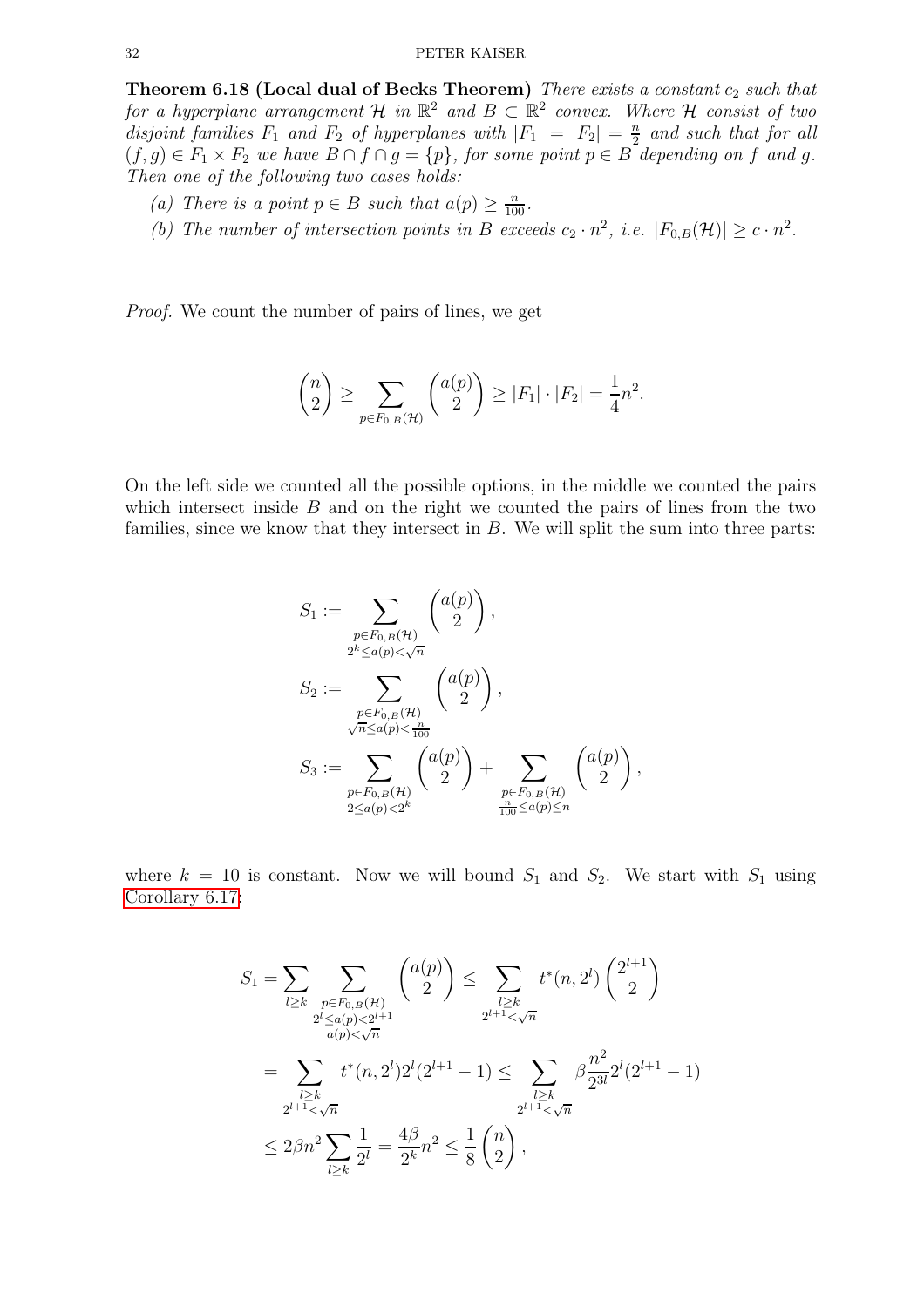**Theorem 6.18 (Local dual of Becks Theorem)** *There exists a constant $c_2$ such that for a hyperplane arrangement $\mathcal{H}$ in $\mathbb{R}^2$ and $B \subset \mathbb{R}^2$ convex. Where $\mathcal{H}$ consist of two disjoint families $F_1$ and $F_2$ of hyperplanes with $|F_1| = |F_2| = \frac{n}{2}$ and such that for all $(f, g) \in F_1 \times F_2$ we have $B \cap f \cap g = \{p\}$, for some point $p \in B$ depending on $f$ and $g$. Then one of the following two cases holds:*

*(a) There is a point $p \in B$ such that $a(p) \geq \frac{n}{100}$.*

*(b) The number of intersection points in $B$ exceeds $c_2 \cdot n^2$, i.e. $|F_{0,B}(\mathcal{H})| \geq c \cdot n^2$.*

*Proof.* We count the number of pairs of lines, we get

$$\binom{n}{2} \geq \sum_{p \in F_{0,B}(\mathcal{H})} \binom{a(p)}{2} \geq |F_1| \cdot |F_2| = \frac{1}{4} n^2.$$

On the left side we counted all the possible options, in the middle we counted the pairs which intersect inside $B$ and on the right we counted the pairs of lines from the two families, since we know that they intersect in $B$. We will split the sum into three parts:

$$S_1 := \sum_{\substack{p \in F_{0,B}(\mathcal{H}) \\ 2^k \leq a(p) < \sqrt{n}}} \binom{a(p)}{2},$$

$$S_2 := \sum_{\substack{p \in F_{0,B}(\mathcal{H}) \\ \sqrt{n} \leq a(p) < \frac{n}{100}}} \binom{a(p)}{2},$$

$$S_3 := \sum_{\substack{p \in F_{0,B}(\mathcal{H}) \\ 2 \leq a(p) < 2^k}} \binom{a(p)}{2} + \sum_{\substack{p \in F_{0,B}(\mathcal{H}) \\ \frac{n}{100} \leq a(p) \leq n}} \binom{a(p)}{2},$$

where $k = 10$ is constant. Now we will bound $S_1$ and $S_2$. We start with $S_1$ using Corollary 6.17:

$$\begin{aligned}
S_1 &= \sum_{l \geq k} \sum_{\substack{p \in F_{0,B}(\mathcal{H}) \\ 2^l \leq a(p) < 2^{l+1} \\ a(p) < \sqrt{n}}} \binom{a(p)}{2} \leq \sum_{\substack{l \geq k \\ 2^{l+1} < \sqrt{n}}} t^*(n, 2^l) \binom{2^{l+1}}{2} \\
&= \sum_{\substack{l \geq k \\ 2^{l+1} < \sqrt{n}}} t^*(n, 2^l) 2^l (2^{l+1} - 1) \leq \sum_{\substack{l \geq k \\ 2^{l+1} < \sqrt{n}}} \beta \frac{n^2}{2^{3l}} 2^l (2^{l+1} - 1) \\
&\leq 2\beta n^2 \sum_{l \geq k} \frac{1}{2^l} = \frac{4\beta}{2^k} n^2 \leq \frac{1}{8} \binom{n}{2},
\end{aligned}$$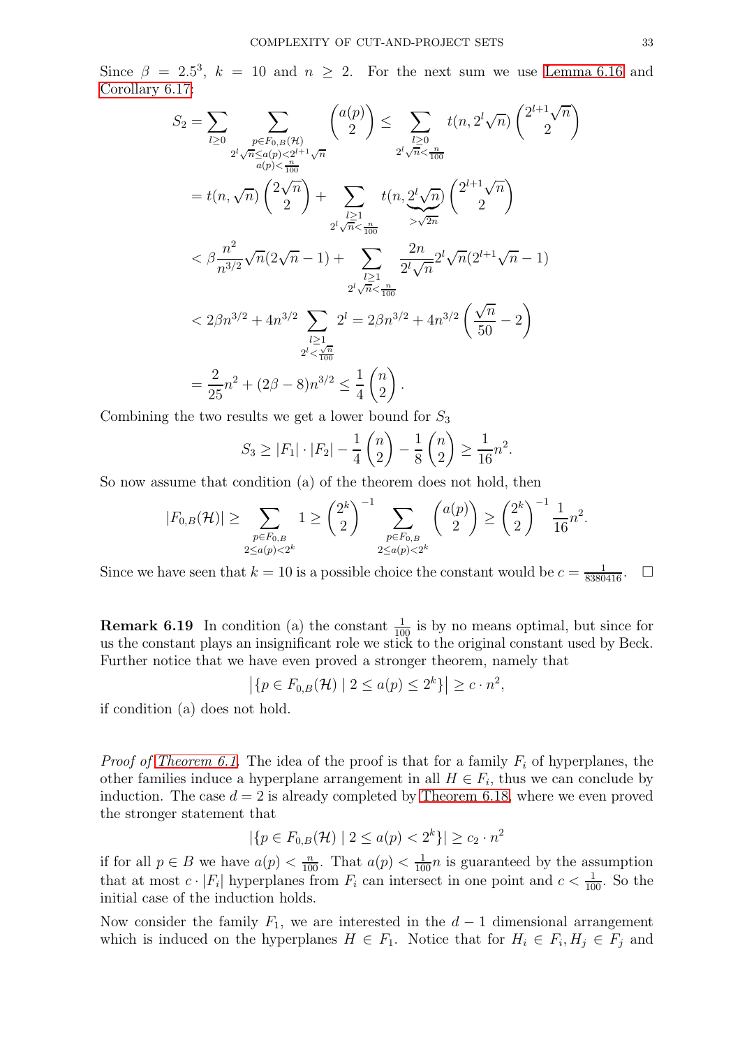Since $\beta = 2.5^3$, $k = 10$ and $n \geq 2$. For the next sum we use Lemma 6.16 and Corollary 6.17:

$$
\begin{aligned}
S_2 &= \sum_{l\geq 0} \sum_{\substack{p\in F_{0,B}(\mathcal{H}) \\ 2^l\sqrt{n}\leq a(p)<2^{l+1}\sqrt{n} \\ a(p)<\frac{n}{100}}} \binom{a(p)}{2} \leq \sum_{\substack{l\geq 0 \\ 2^l\sqrt{n}<\frac{n}{100}}} t(n, 2^l\sqrt{n}) \binom{2^{l+1}\sqrt{n}}{2} \\
&= t(n,\sqrt{n})\binom{2\sqrt{n}}{2} + \sum_{\substack{l\geq 1 \\ 2^l\sqrt{n}<\frac{n}{100}}} t(n, \underbrace{2^l\sqrt{n}}_{>\sqrt{2n}}) \binom{2^{l+1}\sqrt{n}}{2} \\
&< \beta\frac{n^2}{n^{3/2}}\sqrt{n}(2\sqrt{n}-1) + \sum_{\substack{l\geq 1 \\ 2^l\sqrt{n}<\frac{n}{100}}} \frac{2n}{2^l\sqrt{n}} 2^l\sqrt{n}(2^{l+1}\sqrt{n}-1) \\
&< 2\beta n^{3/2} + 4n^{3/2}\sum_{\substack{l\geq 1 \\ 2^l<\frac{\sqrt{n}}{100}}} 2^l = 2\beta n^{3/2} + 4n^{3/2}\left(\frac{\sqrt{n}}{50}-2\right) \\
&= \frac{2}{25}n^2 + (2\beta - 8)n^{3/2} \leq \frac{1}{4}\binom{n}{2}.
\end{aligned}
$$

Combining the two results we get a lower bound for $S_3$

$$
S_3 \geq |F_1|\cdot|F_2| - \frac{1}{4}\binom{n}{2} - \frac{1}{8}\binom{n}{2} \geq \frac{1}{16}n^2.
$$

So now assume that condition (a) of the theorem does not hold, then

$$
|F_{0,B}(\mathcal{H})| \geq \sum_{\substack{p\in F_{0,B} \\ 2\leq a(p)<2^k}} 1 \geq \binom{2^k}{2}^{-1} \sum_{\substack{p\in F_{0,B} \\ 2\leq a(p)<2^k}} \binom{a(p)}{2} \geq \binom{2^k}{2}^{-1}\frac{1}{16}n^2.
$$

Since we have seen that $k = 10$ is a possible choice the constant would be $c = \frac{1}{8380416}$. $\square$

**Remark 6.19** In condition (a) the constant $\frac{1}{100}$ is by no means optimal, but since for us the constant plays an insignificant role we stick to the original constant used by Beck. Further notice that we have even proved a stronger theorem, namely that

$$
\left|\{p \in F_{0,B}(\mathcal{H}) \mid 2 \leq a(p) \leq 2^k\}\right| \geq c\cdot n^2,
$$

if condition (a) does not hold.

*Proof of Theorem 6.1.* The idea of the proof is that for a family $F_i$ of hyperplanes, the other families induce a hyperplane arrangement in all $H \in F_i$, thus we can conclude by induction. The case $d = 2$ is already completed by Theorem 6.18, where we even proved the stronger statement that

$$
|\{p \in F_{0,B}(\mathcal{H}) \mid 2 \leq a(p) < 2^k\}| \geq c_2 \cdot n^2
$$

if for all $p \in B$ we have $a(p) < \frac{n}{100}$. That $a(p) < \frac{1}{100}n$ is guaranteed by the assumption that at most $c\cdot|F_i|$ hyperplanes from $F_i$ can intersect in one point and $c < \frac{1}{100}$. So the initial case of the induction holds.

Now consider the family $F_1$, we are interested in the $d-1$ dimensional arrangement which is induced on the hyperplanes $H \in F_1$. Notice that for $H_i \in F_i, H_j \in F_j$ and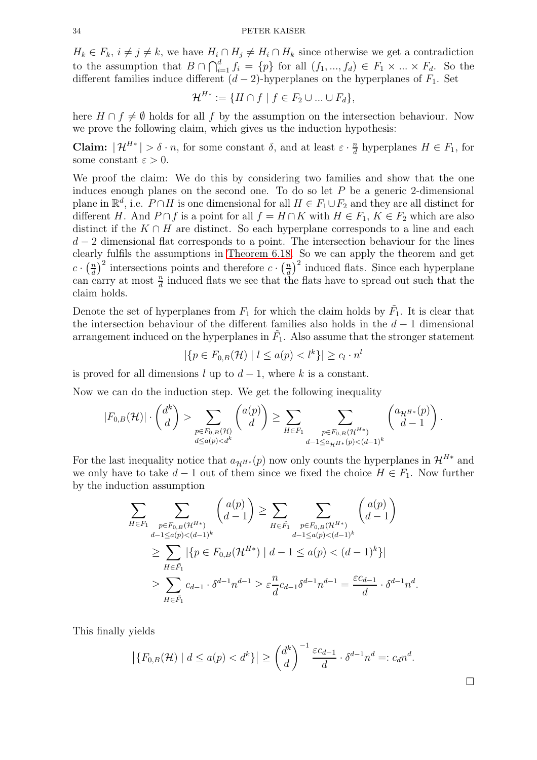$H_k \in F_k$, $i \neq j \neq k$, we have $H_i \cap H_j \neq H_i \cap H_k$ since otherwise we get a contradiction to the assumption that $B \cap \bigcap_{i=1}^d f_i = \{p\}$ for all $(f_1, ..., f_d) \in F_1 \times ... \times F_d$. So the different families induce different $(d-2)$-hyperplanes on the hyperplanes of $F_1$. Set

$$\mathcal{H}^{H*} := \{H \cap f \mid f \in F_2 \cup ... \cup F_d\},$$

here $H \cap f \neq \emptyset$ holds for all $f$ by the assumption on the intersection behaviour. Now we prove the following claim, which gives us the induction hypothesis:

**Claim:** $|\mathcal{H}^{H*}| > \delta \cdot n$, for some constant $\delta$, and at least $\varepsilon \cdot \frac{n}{d}$ hyperplanes $H \in F_1$, for some constant $\varepsilon > 0$.

We proof the claim: We do this by considering two families and show that the one induces enough planes on the second one. To do so let $P$ be a generic 2-dimensional plane in $\mathbb{R}^d$, i.e. $P \cap H$ is one dimensional for all $H \in F_1 \cup F_2$ and they are all distinct for different $H$. And $P \cap f$ is a point for all $f = H \cap K$ with $H \in F_1$, $K \in F_2$ which are also distinct if the $K \cap H$ are distinct. So each hyperplane corresponds to a line and each $d-2$ dimensional flat corresponds to a point. The intersection behaviour for the lines clearly fulfils the assumptions in Theorem 6.18. So we can apply the theorem and get $c \cdot \left(\frac{n}{d}\right)^2$ intersections points and therefore $c \cdot \left(\frac{n}{d}\right)^2$ induced flats. Since each hyperplane can carry at most $\frac{n}{d}$ induced flats we see that the flats have to spread out such that the claim holds.

Denote the set of hyperplanes from $F_1$ for which the claim holds by $\tilde{F}_1$. It is clear that the intersection behaviour of the different families also holds in the $d-1$ dimensional arrangement induced on the hyperplanes in $\tilde{F}_1$. Also assume that the stronger statement

$$|\{p \in F_{0,B}(\mathcal{H}) \mid l \leq a(p) < l^k\}| \geq c_l \cdot n^l$$

is proved for all dimensions $l$ up to $d-1$, where $k$ is a constant.

Now we can do the induction step. We get the following inequality

$$|F_{0,B}(\mathcal{H})| \cdot \binom{d^k}{d} > \sum_{\substack{p \in F_{0,B}(\mathcal{H}) \\ d \leq a(p) < d^k}} \binom{a(p)}{d} \geq \sum_{H \in F_1} \sum_{\substack{p \in F_{0,B}(\mathcal{H}^{H*}) \\ d-1 \leq a_{\mathcal{H}^{H*}}(p) < (d-1)^k}} \binom{a_{\mathcal{H}^{H*}}(p)}{d-1}.$$

For the last inequality notice that $a_{\mathcal{H}^{H*}}(p)$ now only counts the hyperplanes in $\mathcal{H}^{H*}$ and we only have to take $d-1$ out of them since we fixed the choice $H \in F_1$. Now further by the induction assumption

$$\begin{aligned}
\sum_{H \in F_1} \sum_{\substack{p \in F_{0,B}(\mathcal{H}^{H*}) \\ d-1 \leq a(p) < (d-1)^k}} \binom{a(p)}{d-1} &\geq \sum_{H \in \tilde{F}_1} \sum_{\substack{p \in F_{0,B}(\mathcal{H}^{H*}) \\ d-1 \leq a(p) < (d-1)^k}} \binom{a(p)}{d-1} \\
&\geq \sum_{H \in \tilde{F}_1} |\{p \in F_{0,B}(\mathcal{H}^{H*}) \mid d-1 \leq a(p) < (d-1)^k\}| \\
&\geq \sum_{H \in \tilde{F}_1} c_{d-1} \cdot \delta^{d-1} n^{d-1} \geq \varepsilon \frac{n}{d} c_{d-1} \delta^{d-1} n^{d-1} = \frac{\varepsilon c_{d-1}}{d} \cdot \delta^{d-1} n^d.
\end{aligned}$$

This finally yields

$$\left|\{F_{0,B}(\mathcal{H}) \mid d \leq a(p) < d^k\}\right| \geq \binom{d^k}{d}^{-1} \frac{\varepsilon c_{d-1}}{d} \cdot \delta^{d-1} n^d =: c_d n^d.$$

□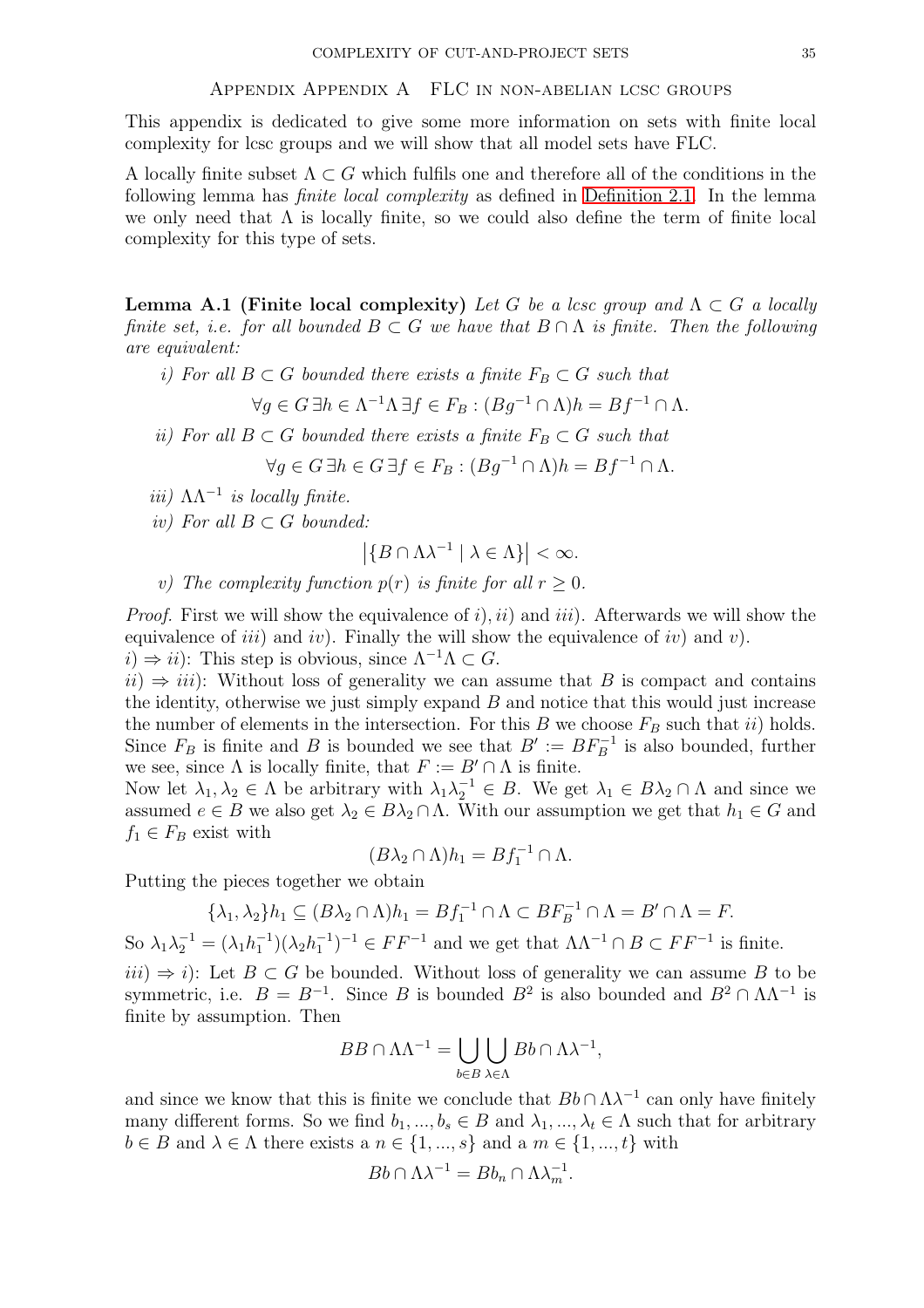## Appendix Appendix A FLC in non-abelian lcsc groups

This appendix is dedicated to give some more information on sets with finite local complexity for lcsc groups and we will show that all model sets have FLC.

A locally finite subset $\Lambda \subset G$ which fulfils one and therefore all of the conditions in the following lemma has *finite local complexity* as defined in Definition 2.1. In the lemma we only need that $\Lambda$ is locally finite, so we could also define the term of finite local complexity for this type of sets.

**Lemma A.1 (Finite local complexity)** *Let $G$ be a lcsc group and $\Lambda \subset G$ a locally finite set, i.e. for all bounded $B \subset G$ we have that $B \cap \Lambda$ is finite. Then the following are equivalent:*

*i) For all $B \subset G$ bounded there exists a finite $F_B \subset G$ such that*

$$\forall g \in G\, \exists h \in \Lambda^{-1}\Lambda\, \exists f \in F_B : (Bg^{-1} \cap \Lambda)h = Bf^{-1} \cap \Lambda.$$

*ii) For all $B \subset G$ bounded there exists a finite $F_B \subset G$ such that*

$$\forall g \in G\, \exists h \in G\, \exists f \in F_B : (Bg^{-1} \cap \Lambda)h = Bf^{-1} \cap \Lambda.$$

*iii) $\Lambda\Lambda^{-1}$ is locally finite.*

*iv) For all $B \subset G$ bounded:*

$$\left|\{B \cap \Lambda\lambda^{-1} \mid \lambda \in \Lambda\}\right| < \infty.$$

*v) The complexity function $p(r)$ is finite for all $r \geq 0$.*

*Proof.* First we will show the equivalence of $i), ii)$ and $iii)$. Afterwards we will show the equivalence of $iii)$ and $iv)$. Finally the will show the equivalence of $iv)$ and $v)$.

$i) \Rightarrow ii)$: This step is obvious, since $\Lambda^{-1}\Lambda \subset G$.

$ii) \Rightarrow iii)$: Without loss of generality we can assume that $B$ is compact and contains the identity, otherwise we just simply expand $B$ and notice that this would just increase the number of elements in the intersection. For this $B$ we choose $F_B$ such that $ii)$ holds. Since $F_B$ is finite and $B$ is bounded we see that $B' := BF_B^{-1}$ is also bounded, further we see, since $\Lambda$ is locally finite, that $F := B' \cap \Lambda$ is finite.

Now let $\lambda_1, \lambda_2 \in \Lambda$ be arbitrary with $\lambda_1\lambda_2^{-1} \in B$. We get $\lambda_1 \in B\lambda_2 \cap \Lambda$ and since we assumed $e \in B$ we also get $\lambda_2 \in B\lambda_2 \cap \Lambda$. With our assumption we get that $h_1 \in G$ and $f_1 \in F_B$ exist with

$$(B\lambda_2 \cap \Lambda)h_1 = Bf_1^{-1} \cap \Lambda.$$

Putting the pieces together we obtain

$$\{\lambda_1, \lambda_2\}h_1 \subseteq (B\lambda_2 \cap \Lambda)h_1 = Bf_1^{-1} \cap \Lambda \subset BF_B^{-1} \cap \Lambda = B' \cap \Lambda = F.$$

So $\lambda_1\lambda_2^{-1} = (\lambda_1 h_1^{-1})(\lambda_2 h_1^{-1})^{-1} \in FF^{-1}$ and we get that $\Lambda\Lambda^{-1} \cap B \subset FF^{-1}$ is finite.

$iii) \Rightarrow i)$: Let $B \subset G$ be bounded. Without loss of generality we can assume $B$ to be symmetric, i.e. $B = B^{-1}$. Since $B$ is bounded $B^2$ is also bounded and $B^2 \cap \Lambda\Lambda^{-1}$ is finite by assumption. Then

$$BB \cap \Lambda\Lambda^{-1} = \bigcup_{b \in B} \bigcup_{\lambda \in \Lambda} Bb \cap \Lambda\lambda^{-1},$$

and since we know that this is finite we conclude that $Bb \cap \Lambda\lambda^{-1}$ can only have finitely many different forms. So we find $b_1, ..., b_s \in B$ and $\lambda_1, ..., \lambda_t \in \Lambda$ such that for arbitrary $b \in B$ and $\lambda \in \Lambda$ there exists a $n \in \{1, ..., s\}$ and a $m \in \{1, ..., t\}$ with

$$Bb \cap \Lambda\lambda^{-1} = Bb_n \cap \Lambda\lambda_m^{-1}.$$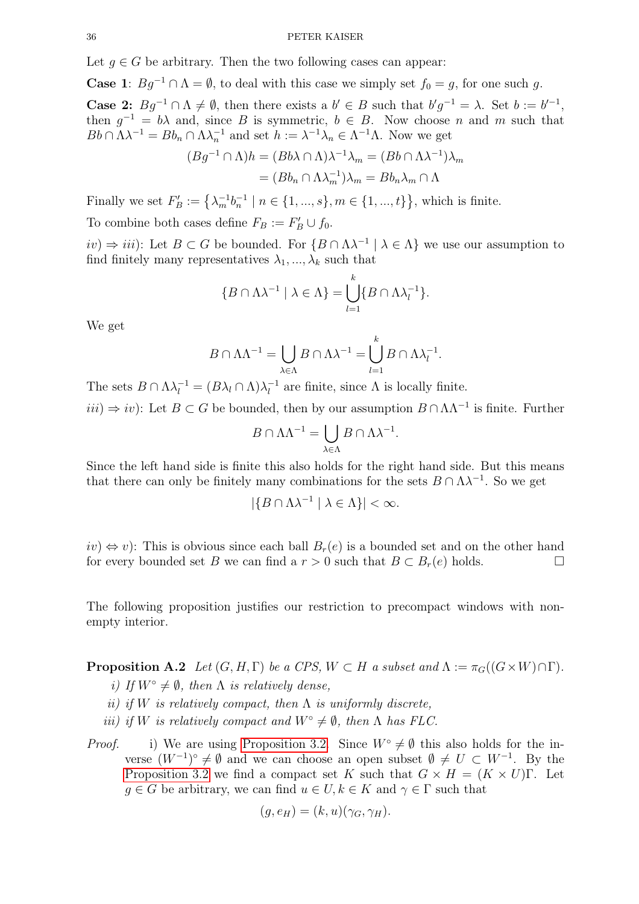Let $g \in G$ be arbitrary. Then the two following cases can appear:

**Case 1**: $Bg^{-1} \cap \Lambda = \emptyset$, to deal with this case we simply set $f_0 = g$, for one such $g$.

**Case 2:** $Bg^{-1} \cap \Lambda \neq \emptyset$, then there exists a $b' \in B$ such that $b'g^{-1} = \lambda$. Set $b := b'^{-1}$, then $g^{-1} = b\lambda$ and, since $B$ is symmetric, $b \in B$. Now choose $n$ and $m$ such that $Bb \cap \Lambda\lambda^{-1} = Bb_n \cap \Lambda\lambda_n^{-1}$ and set $h := \lambda^{-1}\lambda_n \in \Lambda^{-1}\Lambda$. Now we get

$$
\begin{aligned}
(Bg^{-1} \cap \Lambda)h &= (Bb\lambda \cap \Lambda)\lambda^{-1}\lambda_m = (Bb \cap \Lambda\lambda^{-1})\lambda_m \\
&= (Bb_n \cap \Lambda\lambda_m^{-1})\lambda_m = Bb_n\lambda_m \cap \Lambda
\end{aligned}
$$

Finally we set $F_B' := \left\{\lambda_m^{-1} b_n^{-1} \mid n \in \{1, ..., s\}, m \in \{1, ..., t\}\right\}$, which is finite.

To combine both cases define $F_B := F_B' \cup f_0$.

*iv)* $\Rightarrow$ *iii)*: Let $B \subset G$ be bounded. For $\{B \cap \Lambda\lambda^{-1} \mid \lambda \in \Lambda\}$ we use our assumption to find finitely many representatives $\lambda_1, ..., \lambda_k$ such that

$$
\{B \cap \Lambda\lambda^{-1} \mid \lambda \in \Lambda\} = \bigcup_{l=1}^{k} \{B \cap \Lambda\lambda_l^{-1}\}.
$$

We get

$$
B \cap \Lambda\Lambda^{-1} = \bigcup_{\lambda \in \Lambda} B \cap \Lambda\lambda^{-1} = \bigcup_{l=1}^{k} B \cap \Lambda\lambda_l^{-1}.
$$

The sets $B \cap \Lambda\lambda_l^{-1} = (B\lambda_l \cap \Lambda)\lambda_l^{-1}$ are finite, since $\Lambda$ is locally finite.

*iii)* $\Rightarrow$ *iv)*: Let $B \subset G$ be bounded, then by our assumption $B \cap \Lambda\Lambda^{-1}$ is finite. Further

$$
B \cap \Lambda\Lambda^{-1} = \bigcup_{\lambda \in \Lambda} B \cap \Lambda\lambda^{-1}.
$$

Since the left hand side is finite this also holds for the right hand side. But this means that there can only be finitely many combinations for the sets $B \cap \Lambda\lambda^{-1}$. So we get

$$
|\{B \cap \Lambda\lambda^{-1} \mid \lambda \in \Lambda\}| < \infty.
$$

*iv)* $\Leftrightarrow$ *v)*: This is obvious since each ball $B_r(e)$ is a bounded set and on the other hand for every bounded set $B$ we can find a $r > 0$ such that $B \subset B_r(e)$ holds. □

The following proposition justifies our restriction to precompact windows with non-empty interior.

**Proposition A.2** *Let $(G, H, \Gamma)$ be a CPS, $W \subset H$ a subset and $\Lambda := \pi_G((G \times W) \cap \Gamma)$.*

*i) If $W^\circ \neq \emptyset$, then $\Lambda$ is relatively dense,*

*ii) if $W$ is relatively compact, then $\Lambda$ is uniformly discrete,*

*iii) if $W$ is relatively compact and $W^\circ \neq \emptyset$, then $\Lambda$ has FLC.*

*Proof.* i) We are using Proposition 3.2. Since $W^\circ \neq \emptyset$ this also holds for the inverse $(W^{-1})^\circ \neq \emptyset$ and we can choose an open subset $\emptyset \neq U \subset W^{-1}$. By the Proposition 3.2 we find a compact set $K$ such that $G \times H = (K \times U)\Gamma$. Let $g \in G$ be arbitrary, we can find $u \in U, k \in K$ and $\gamma \in \Gamma$ such that

$$
(g, e_H) = (k, u)(\gamma_G, \gamma_H).
$$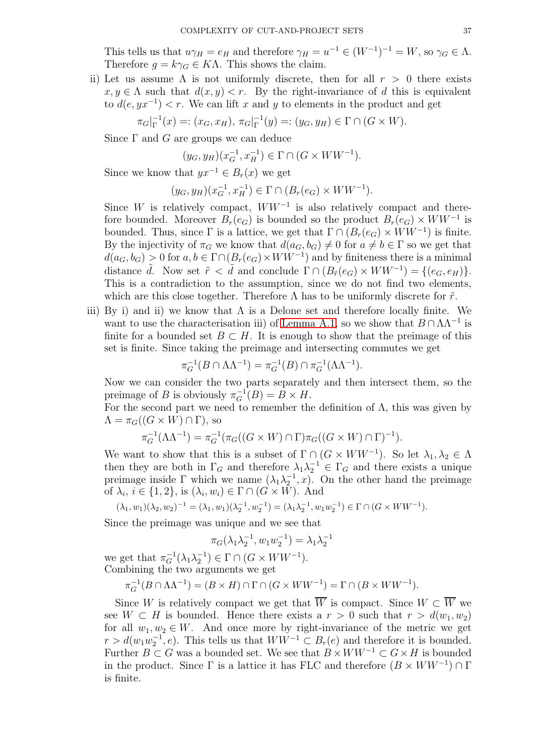This tells us that $u\gamma_H = e_H$ and therefore $\gamma_H = u^{-1} \in (W^{-1})^{-1} = W$, so $\gamma_G \in \Lambda$. Therefore $g = k\gamma_G \in K\Lambda$. This shows the claim.

ii) Let us assume $\Lambda$ is not uniformly discrete, then for all $r > 0$ there exists $x, y \in \Lambda$ such that $d(x, y) < r$. By the right-invariance of $d$ this is equivalent to $d(e, yx^{-1}) < r$. We can lift $x$ and $y$ to elements in the product and get

$$\pi_G|_\Gamma^{-1}(x) =: (x_G, x_H),\ \pi_G|_\Gamma^{-1}(y) =: (y_G, y_H) \in \Gamma \cap (G \times W).$$

Since $\Gamma$ and $G$ are groups we can deduce

$$(y_G, y_H)(x_G^{-1}, x_H^{-1}) \in \Gamma \cap (G \times WW^{-1}).$$

Since we know that $yx^{-1} \in B_r(x)$ we get

$$(y_G, y_H)(x_G^{-1}, x_H^{-1}) \in \Gamma \cap (B_r(e_G) \times WW^{-1}).$$

Since $W$ is relatively compact, $WW^{-1}$ is also relatively compact and therefore bounded. Moreover $B_r(e_G)$ is bounded so the product $B_r(e_G) \times WW^{-1}$ is bounded. Thus, since $\Gamma$ is a lattice, we get that $\Gamma \cap (B_r(e_G) \times WW^{-1})$ is finite. By the injectivity of $\pi_G$ we know that $d(a_G, b_G) \neq 0$ for $a \neq b \in \Gamma$ so we get that $d(a_G, b_G) > 0$ for $a, b \in \Gamma \cap (B_r(e_G) \times WW^{-1})$ and by finiteness there is a minimal distance $\tilde{d}$. Now set $\tilde{r} < \tilde{d}$ and conclude $\Gamma \cap (B_{\tilde{r}}(e_G) \times WW^{-1}) = \{(e_G, e_H)\}$. This is a contradiction to the assumption, since we do not find two elements, which are this close together. Therefore $\Lambda$ has to be uniformly discrete for $\tilde{r}$.

iii) By i) and ii) we know that $\Lambda$ is a Delone set and therefore locally finite. We want to use the characterisation iii) of Lemma A.1, so we show that $B \cap \Lambda\Lambda^{-1}$ is finite for a bounded set $B \subset H$. It is enough to show that the preimage of this set is finite. Since taking the preimage and intersecting commutes we get

$$\pi_G^{-1}(B \cap \Lambda\Lambda^{-1}) = \pi_G^{-1}(B) \cap \pi_G^{-1}(\Lambda\Lambda^{-1}).$$

Now we can consider the two parts separately and then intersect them, so the preimage of $B$ is obviously $\pi_G^{-1}(B) = B \times H$.
For the second part we need to remember the definition of $\Lambda$, this was given by $\Lambda = \pi_G((G \times W) \cap \Gamma)$, so

$$\pi_G^{-1}(\Lambda\Lambda^{-1}) = \pi_G^{-1}(\pi_G((G \times W) \cap \Gamma)\pi_G((G \times W) \cap \Gamma)^{-1}).$$

We want to show that this is a subset of $\Gamma \cap (G \times WW^{-1})$. So let $\lambda_1, \lambda_2 \in \Lambda$ then they are both in $\Gamma_G$ and therefore $\lambda_1\lambda_2^{-1} \in \Gamma_G$ and there exists a unique preimage inside $\Gamma$ which we name $(\lambda_1\lambda_2^{-1}, x)$. On the other hand the preimage of $\lambda_i$, $i \in \{1, 2\}$, is $(\lambda_i, w_i) \in \Gamma \cap (G \times W)$. And

$$(\lambda_1, w_1)(\lambda_2, w_2)^{-1} = (\lambda_1, w_1)(\lambda_2^{-1}, w_2^{-1}) = (\lambda_1\lambda_2^{-1}, w_1w_2^{-1}) \in \Gamma \cap (G \times WW^{-1}).$$

Since the preimage was unique and we see that

$$\pi_G(\lambda_1\lambda_2^{-1}, w_1w_2^{-1}) = \lambda_1\lambda_2^{-1}$$

we get that $\pi_G^{-1}(\lambda_1\lambda_2^{-1}) \in \Gamma \cap (G \times WW^{-1})$.
Combining the two arguments we get

$$\pi_G^{-1}(B \cap \Lambda\Lambda^{-1}) = (B \times H) \cap \Gamma \cap (G \times WW^{-1}) = \Gamma \cap (B \times WW^{-1}).$$

Since $W$ is relatively compact we get that $\overline{W}$ is compact. Since $W \subset \overline{W}$ we see $W \subset H$ is bounded. Hence there exists a $r > 0$ such that $r > d(w_1, w_2)$ for all $w_1, w_2 \in W$. And once more by right-invariance of the metric we get $r > d(w_1w_2^{-1}, e)$. This tells us that $WW^{-1} \subset B_r(e)$ and therefore it is bounded. Further $B \subset G$ was a bounded set. We see that $B \times WW^{-1} \subset G \times H$ is bounded in the product. Since $\Gamma$ is a lattice it has FLC and therefore $(B \times WW^{-1}) \cap \Gamma$ is finite.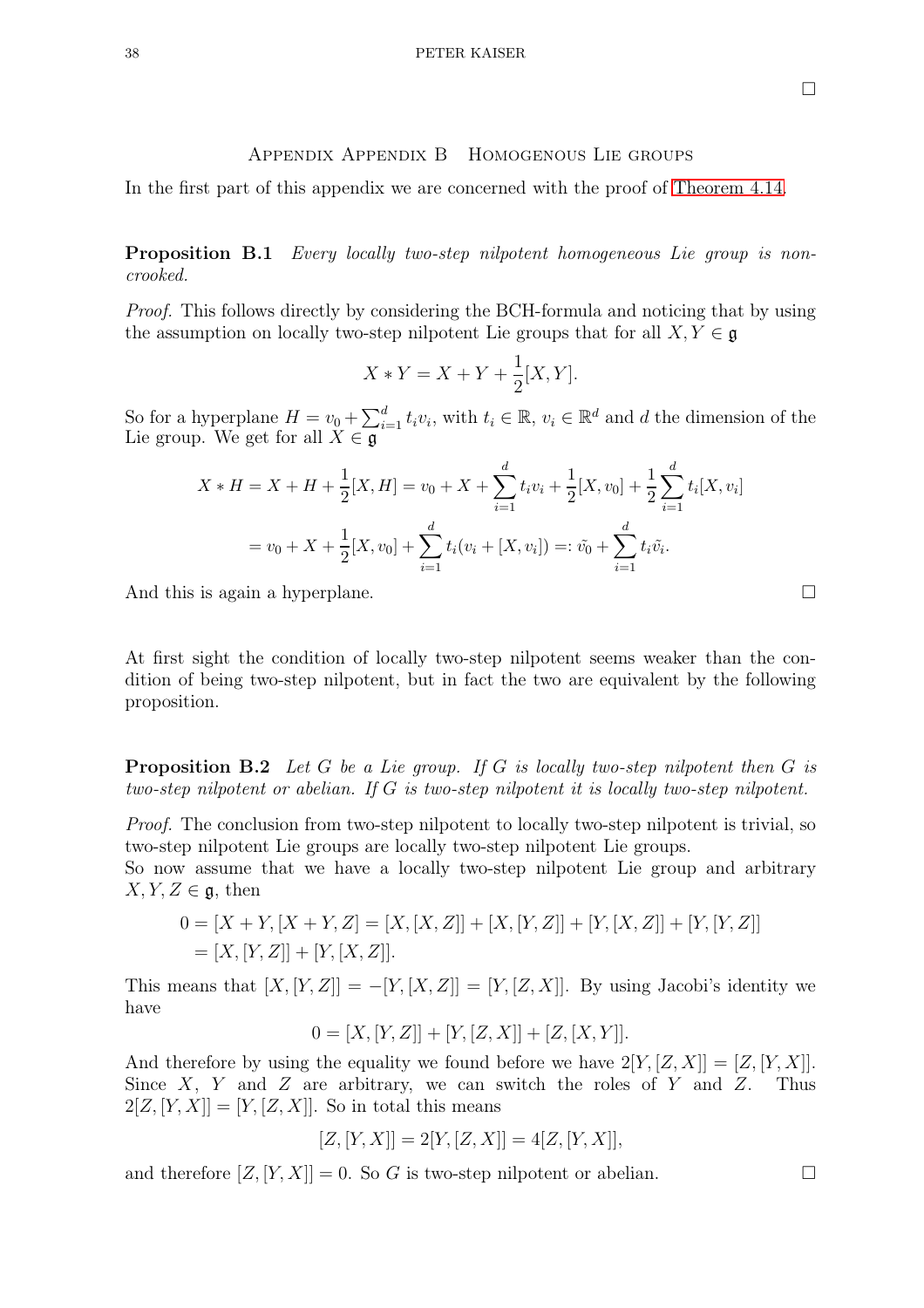□

## Appendix Appendix B  Homogenous Lie groups

In the first part of this appendix we are concerned with the proof of Theorem 4.14.

**Proposition B.1** *Every locally two-step nilpotent homogeneous Lie group is non-crooked.*

*Proof.* This follows directly by considering the BCH-formula and noticing that by using the assumption on locally two-step nilpotent Lie groups that for all $X, Y \in \mathfrak{g}$

$$X * Y = X + Y + \frac{1}{2}[X, Y].$$

So for a hyperplane $H = v_0 + \sum_{i=1}^{d} t_i v_i$, with $t_i \in \mathbb{R}$, $v_i \in \mathbb{R}^d$ and $d$ the dimension of the Lie group. We get for all $X \in \mathfrak{g}$

$$\begin{aligned} X * H = X + H + \frac{1}{2}[X, H] &= v_0 + X + \sum_{i=1}^{d} t_i v_i + \frac{1}{2}[X, v_0] + \frac{1}{2}\sum_{i=1}^{d} t_i [X, v_i] \\ &= v_0 + X + \frac{1}{2}[X, v_0] + \sum_{i=1}^{d} t_i (v_i + [X, v_i]) =: \tilde{v_0} + \sum_{i=1}^{d} t_i \tilde{v_i}. \end{aligned}$$

And this is again a hyperplane. □

At first sight the condition of locally two-step nilpotent seems weaker than the condition of being two-step nilpotent, but in fact the two are equivalent by the following proposition.

**Proposition B.2** *Let $G$ be a Lie group. If $G$ is locally two-step nilpotent then $G$ is two-step nilpotent or abelian. If $G$ is two-step nilpotent it is locally two-step nilpotent.*

*Proof.* The conclusion from two-step nilpotent to locally two-step nilpotent is trivial, so two-step nilpotent Lie groups are locally two-step nilpotent Lie groups.
So now assume that we have a locally two-step nilpotent Lie group and arbitrary $X, Y, Z \in \mathfrak{g}$, then

$$\begin{aligned} 0 = [X + Y, [X + Y, Z] &= [X, [X, Z]] + [X, [Y, Z]] + [Y, [X, Z]] + [Y, [Y, Z]] \\ &= [X, [Y, Z]] + [Y, [X, Z]]. \end{aligned}$$

This means that $[X, [Y, Z]] = -[Y, [X, Z]] = [Y, [Z, X]]$. By using Jacobi's identity we have

$$0 = [X, [Y, Z]] + [Y, [Z, X]] + [Z, [X, Y]].$$

And therefore by using the equality we found before we have $2[Y, [Z, X]] = [Z, [Y, X]]$. Since $X$, $Y$ and $Z$ are arbitrary, we can switch the roles of $Y$ and $Z$. Thus $2[Z, [Y, X]] = [Y, [Z, X]]$. So in total this means

$$[Z, [Y, X]] = 2[Y, [Z, X]] = 4[Z, [Y, X]],$$

and therefore $[Z, [Y, X]] = 0$. So $G$ is two-step nilpotent or abelian. □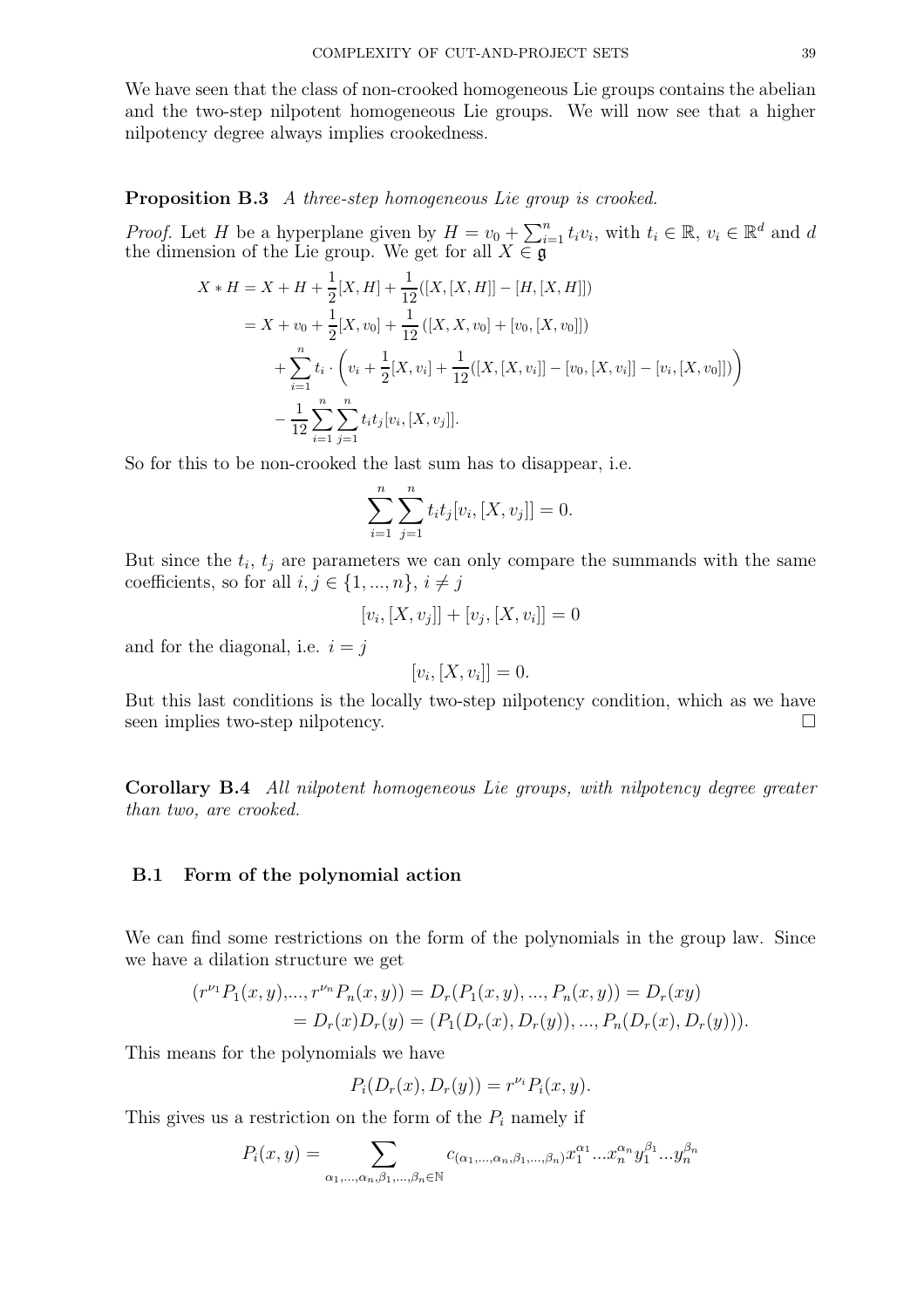We have seen that the class of non-crooked homogeneous Lie groups contains the abelian and the two-step nilpotent homogeneous Lie groups. We will now see that a higher nilpotency degree always implies crookedness.

**Proposition B.3** *A three-step homogeneous Lie group is crooked.*

*Proof.* Let $H$ be a hyperplane given by $H = v_0 + \sum_{i=1}^n t_i v_i$, with $t_i \in \mathbb{R}$, $v_i \in \mathbb{R}^d$ and $d$ the dimension of the Lie group. We get for all $X \in \mathfrak{g}$

$$
\begin{aligned}
X * H &= X + H + \frac{1}{2}[X, H] + \frac{1}{12}([X,[X,H]] - [H,[X,H]]) \\
&= X + v_0 + \frac{1}{2}[X, v_0] + \frac{1}{12}\left([X, X, v_0] + [v_0, [X, v_0]]\right) \\
&\quad + \sum_{i=1}^n t_i \cdot \left( v_i + \frac{1}{2}[X, v_i] + \frac{1}{12}([X,[X,v_i]] - [v_0,[X,v_i]] - [v_i,[X,v_0]]) \right) \\
&\quad - \frac{1}{12}\sum_{i=1}^n \sum_{j=1}^n t_i t_j [v_i, [X, v_j]].
\end{aligned}
$$

So for this to be non-crooked the last sum has to disappear, i.e.

$$
\sum_{i=1}^n \sum_{j=1}^n t_i t_j [v_i, [X, v_j]] = 0.
$$

But since the $t_i$, $t_j$ are parameters we can only compare the summands with the same coefficients, so for all $i, j \in \{1, ..., n\}$, $i \neq j$

$$
[v_i, [X, v_j]] + [v_j, [X, v_i]] = 0
$$

and for the diagonal, i.e. $i = j$

$$
[v_i, [X, v_i]] = 0.
$$

But this last conditions is the locally two-step nilpotency condition, which as we have seen implies two-step nilpotency. $\square$

**Corollary B.4** *All nilpotent homogeneous Lie groups, with nilpotency degree greater than two, are crooked.*

## B.1 Form of the polynomial action

We can find some restrictions on the form of the polynomials in the group law. Since we have a dilation structure we get

$$
\begin{aligned}
(r^{\nu_1} P_1(x, y), ..., r^{\nu_n} P_n(x, y)) &= D_r(P_1(x, y), ..., P_n(x, y)) = D_r(xy) \\
&= D_r(x) D_r(y) = (P_1(D_r(x), D_r(y)), ..., P_n(D_r(x), D_r(y))).
\end{aligned}
$$

This means for the polynomials we have

$$
P_i(D_r(x), D_r(y)) = r^{\nu_i} P_i(x, y).
$$

This gives us a restriction on the form of the $P_i$ namely if

$$
P_i(x, y) = \sum_{\alpha_1, ..., \alpha_n, \beta_1, ..., \beta_n \in \mathbb{N}} c_{(\alpha_1, ..., \alpha_n, \beta_1, ..., \beta_n)} x_1^{\alpha_1} ... x_n^{\alpha_n} y_1^{\beta_1} ... y_n^{\beta_n}
$$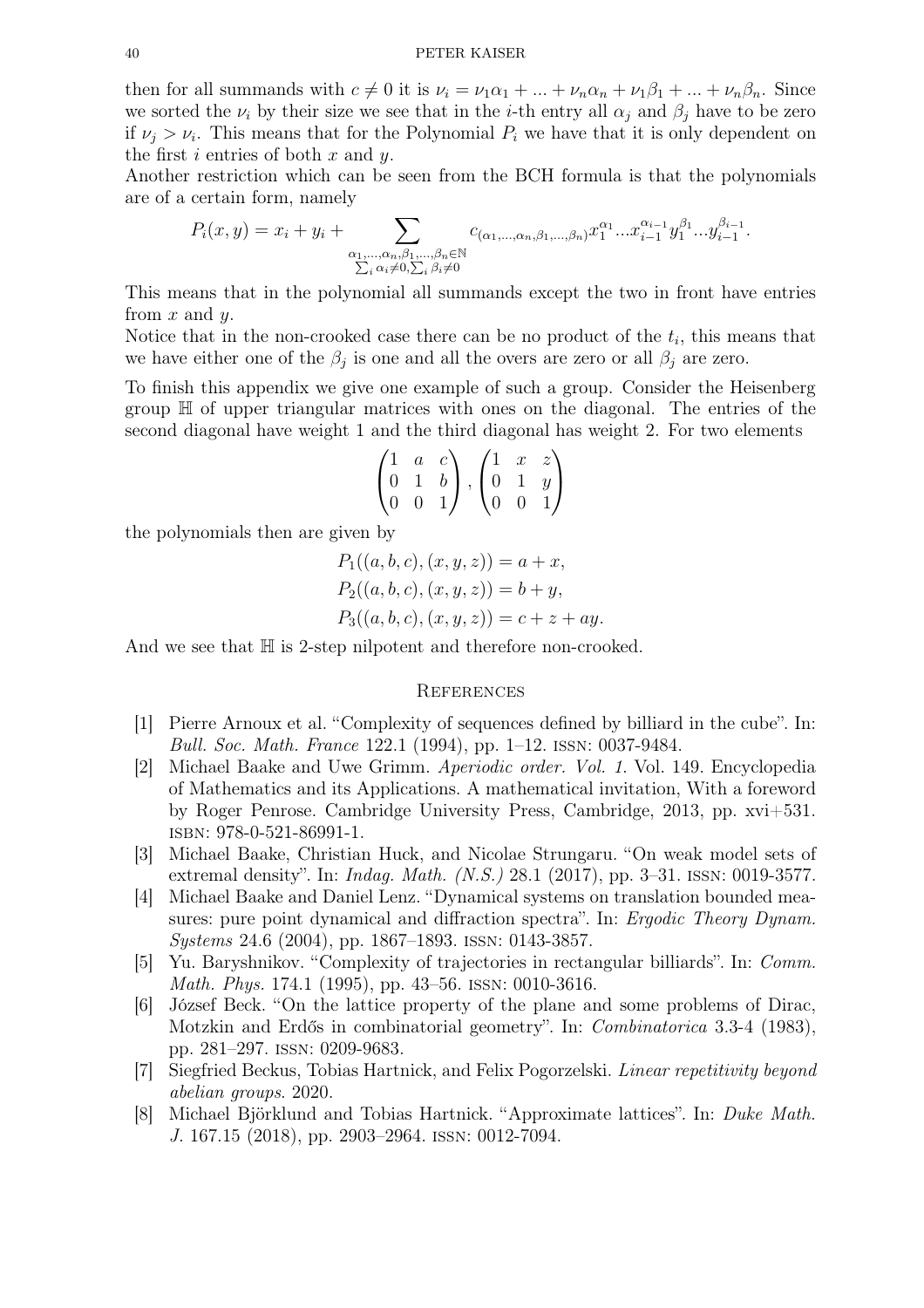then for all summands with $c \neq 0$ it is $\nu_i = \nu_1\alpha_1 + ... + \nu_n\alpha_n + \nu_1\beta_1 + ... + \nu_n\beta_n$. Since we sorted the $\nu_i$ by their size we see that in the $i$-th entry all $\alpha_j$ and $\beta_j$ have to be zero if $\nu_j > \nu_i$. This means that for the Polynomial $P_i$ we have that it is only dependent on the first $i$ entries of both $x$ and $y$.

Another restriction which can be seen from the BCH formula is that the polynomials are of a certain form, namely

$$P_i(x,y) = x_i + y_i + \sum_{\substack{\alpha_1,...,\alpha_n,\beta_1,...,\beta_n \in \mathbb{N} \\ \sum_i \alpha_i \neq 0, \sum_i \beta_i \neq 0}} c_{(\alpha_1,...,\alpha_n,\beta_1,...,\beta_n)} x_1^{\alpha_1} ... x_{i-1}^{\alpha_{i-1}} y_1^{\beta_1} ... y_{i-1}^{\beta_{i-1}}.$$

This means that in the polynomial all summands except the two in front have entries from $x$ and $y$.

Notice that in the non-crooked case there can be no product of the $t_i$, this means that we have either one of the $\beta_j$ is one and all the overs are zero or all $\beta_j$ are zero.

To finish this appendix we give one example of such a group. Consider the Heisenberg group $\mathbb{H}$ of upper triangular matrices with ones on the diagonal. The entries of the second diagonal have weight 1 and the third diagonal has weight 2. For two elements

$$\begin{pmatrix} 1 & a & c \\ 0 & 1 & b \\ 0 & 0 & 1 \end{pmatrix}, \begin{pmatrix} 1 & x & z \\ 0 & 1 & y \\ 0 & 0 & 1 \end{pmatrix}$$

the polynomials then are given by

$$\begin{aligned} P_1((a,b,c),(x,y,z)) &= a + x, \\ P_2((a,b,c),(x,y,z)) &= b + y, \\ P_3((a,b,c),(x,y,z)) &= c + z + ay. \end{aligned}$$

And we see that $\mathbb{H}$ is 2-step nilpotent and therefore non-crooked.

## References

[1] Pierre Arnoux et al. "Complexity of sequences defined by billiard in the cube". In: *Bull. Soc. Math. France* 122.1 (1994), pp. 1–12. ISSN: 0037-9484.

[2] Michael Baake and Uwe Grimm. *Aperiodic order. Vol. 1.* Vol. 149. Encyclopedia of Mathematics and its Applications. A mathematical invitation, With a foreword by Roger Penrose. Cambridge University Press, Cambridge, 2013, pp. xvi+531. ISBN: 978-0-521-86991-1.

[3] Michael Baake, Christian Huck, and Nicolae Strungaru. "On weak model sets of extremal density". In: *Indag. Math. (N.S.)* 28.1 (2017), pp. 3–31. ISSN: 0019-3577.

[4] Michael Baake and Daniel Lenz. "Dynamical systems on translation bounded measures: pure point dynamical and diffraction spectra". In: *Ergodic Theory Dynam. Systems* 24.6 (2004), pp. 1867–1893. ISSN: 0143-3857.

[5] Yu. Baryshnikov. "Complexity of trajectories in rectangular billiards". In: *Comm. Math. Phys.* 174.1 (1995), pp. 43–56. ISSN: 0010-3616.

[6] József Beck. "On the lattice property of the plane and some problems of Dirac, Motzkin and Erdős in combinatorial geometry". In: *Combinatorica* 3.3-4 (1983), pp. 281–297. ISSN: 0209-9683.

[7] Siegfried Beckus, Tobias Hartnick, and Felix Pogorzelski. *Linear repetitivity beyond abelian groups.* 2020.

[8] Michael Björklund and Tobias Hartnick. "Approximate lattices". In: *Duke Math. J.* 167.15 (2018), pp. 2903–2964. ISSN: 0012-7094.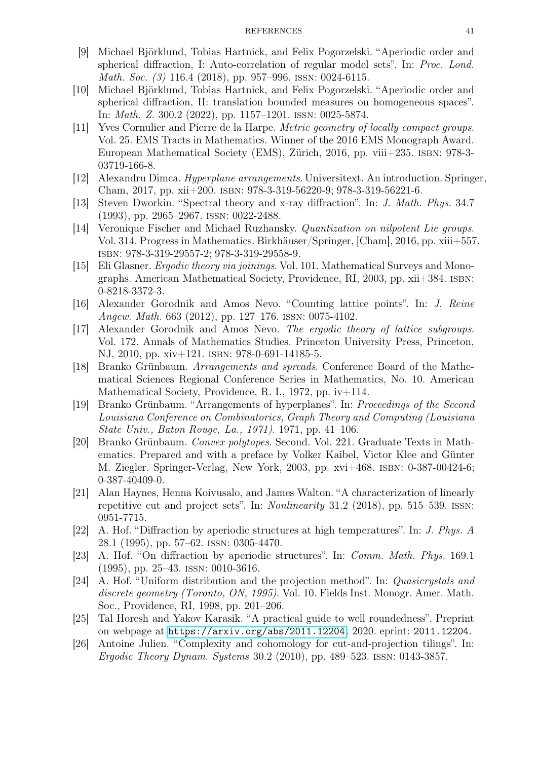[9] Michael Björklund, Tobias Hartnick, and Felix Pogorzelski. "Aperiodic order and spherical diffraction, I: Auto-correlation of regular model sets". In: *Proc. Lond. Math. Soc. (3)* 116.4 (2018), pp. 957–996. ISSN: 0024-6115.

[10] Michael Björklund, Tobias Hartnick, and Felix Pogorzelski. "Aperiodic order and spherical diffraction, II: translation bounded measures on homogeneous spaces". In: *Math. Z.* 300.2 (2022), pp. 1157–1201. ISSN: 0025-5874.

[11] Yves Cornulier and Pierre de la Harpe. *Metric geometry of locally compact groups*. Vol. 25. EMS Tracts in Mathematics. Winner of the 2016 EMS Monograph Award. European Mathematical Society (EMS), Zürich, 2016, pp. viii+235. ISBN: 978-3-03719-166-8.

[12] Alexandru Dimca. *Hyperplane arrangements*. Universitext. An introduction. Springer, Cham, 2017, pp. xii+200. ISBN: 978-3-319-56220-9; 978-3-319-56221-6.

[13] Steven Dworkin. "Spectral theory and x-ray diffraction". In: *J. Math. Phys.* 34.7 (1993), pp. 2965–2967. ISSN: 0022-2488.

[14] Veronique Fischer and Michael Ruzhansky. *Quantization on nilpotent Lie groups*. Vol. 314. Progress in Mathematics. Birkhäuser/Springer, [Cham], 2016, pp. xiii+557. ISBN: 978-3-319-29557-2; 978-3-319-29558-9.

[15] Eli Glasner. *Ergodic theory via joinings*. Vol. 101. Mathematical Surveys and Monographs. American Mathematical Society, Providence, RI, 2003, pp. xii+384. ISBN: 0-8218-3372-3.

[16] Alexander Gorodnik and Amos Nevo. "Counting lattice points". In: *J. Reine Angew. Math.* 663 (2012), pp. 127–176. ISSN: 0075-4102.

[17] Alexander Gorodnik and Amos Nevo. *The ergodic theory of lattice subgroups*. Vol. 172. Annals of Mathematics Studies. Princeton University Press, Princeton, NJ, 2010, pp. xiv+121. ISBN: 978-0-691-14185-5.

[18] Branko Grünbaum. *Arrangements and spreads*. Conference Board of the Mathematical Sciences Regional Conference Series in Mathematics, No. 10. American Mathematical Society, Providence, R. I., 1972, pp. iv+114.

[19] Branko Grünbaum. "Arrangements of hyperplanes". In: *Proceedings of the Second Louisiana Conference on Combinatorics, Graph Theory and Computing (Louisiana State Univ., Baton Rouge, La., 1971)*. 1971, pp. 41–106.

[20] Branko Grünbaum. *Convex polytopes*. Second. Vol. 221. Graduate Texts in Mathematics. Prepared and with a preface by Volker Kaibel, Victor Klee and Günter M. Ziegler. Springer-Verlag, New York, 2003, pp. xvi+468. ISBN: 0-387-00424-6; 0-387-40409-0.

[21] Alan Haynes, Henna Koivusalo, and James Walton. "A characterization of linearly repetitive cut and project sets". In: *Nonlinearity* 31.2 (2018), pp. 515–539. ISSN: 0951-7715.

[22] A. Hof. "Diffraction by aperiodic structures at high temperatures". In: *J. Phys. A* 28.1 (1995), pp. 57–62. ISSN: 0305-4470.

[23] A. Hof. "On diffraction by aperiodic structures". In: *Comm. Math. Phys.* 169.1 (1995), pp. 25–43. ISSN: 0010-3616.

[24] A. Hof. "Uniform distribution and the projection method". In: *Quasicrystals and discrete geometry (Toronto, ON, 1995)*. Vol. 10. Fields Inst. Monogr. Amer. Math. Soc., Providence, RI, 1998, pp. 201–206.

[25] Tal Horesh and Yakov Karasik. "A practical guide to well roundedness". Preprint on webpage at https://arxiv.org/abs/2011.12204. 2020. eprint: 2011.12204.

[26] Antoine Julien. "Complexity and cohomology for cut-and-projection tilings". In: *Ergodic Theory Dynam. Systems* 30.2 (2010), pp. 489–523. ISSN: 0143-3857.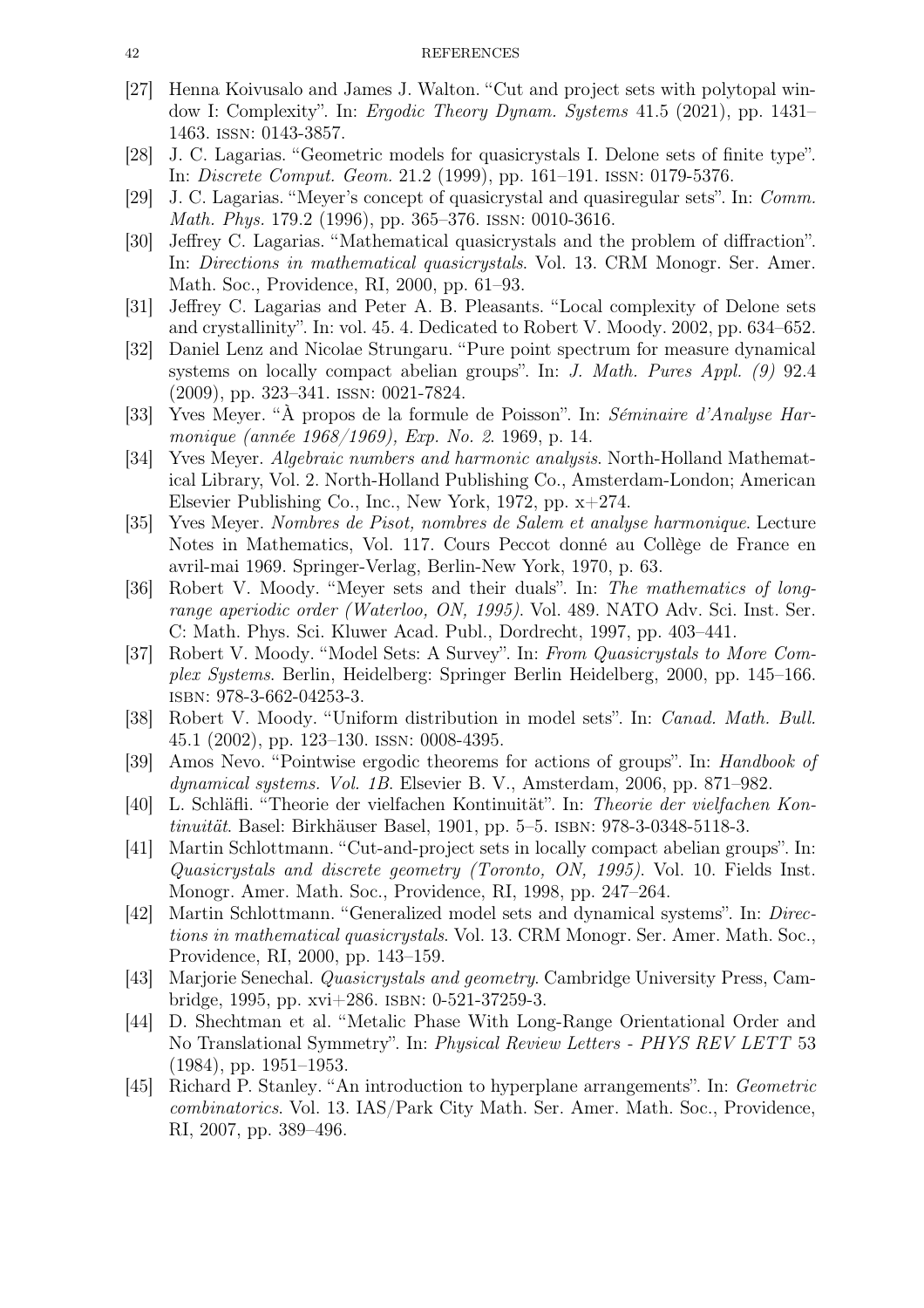- [27] Henna Koivusalo and James J. Walton. "Cut and project sets with polytopal window I: Complexity". In: *Ergodic Theory Dynam. Systems* 41.5 (2021), pp. 1431–1463. ISSN: 0143-3857.
- [28] J. C. Lagarias. "Geometric models for quasicrystals I. Delone sets of finite type". In: *Discrete Comput. Geom.* 21.2 (1999), pp. 161–191. ISSN: 0179-5376.
- [29] J. C. Lagarias. "Meyer's concept of quasicrystal and quasiregular sets". In: *Comm. Math. Phys.* 179.2 (1996), pp. 365–376. ISSN: 0010-3616.
- [30] Jeffrey C. Lagarias. "Mathematical quasicrystals and the problem of diffraction". In: *Directions in mathematical quasicrystals*. Vol. 13. CRM Monogr. Ser. Amer. Math. Soc., Providence, RI, 2000, pp. 61–93.
- [31] Jeffrey C. Lagarias and Peter A. B. Pleasants. "Local complexity of Delone sets and crystallinity". In: vol. 45. 4. Dedicated to Robert V. Moody. 2002, pp. 634–652.
- [32] Daniel Lenz and Nicolae Strungaru. "Pure point spectrum for measure dynamical systems on locally compact abelian groups". In: *J. Math. Pures Appl. (9)* 92.4 (2009), pp. 323–341. ISSN: 0021-7824.
- [33] Yves Meyer. "À propos de la formule de Poisson". In: *Séminaire d'Analyse Harmonique (année 1968/1969), Exp. No. 2*. 1969, p. 14.
- [34] Yves Meyer. *Algebraic numbers and harmonic analysis*. North-Holland Mathematical Library, Vol. 2. North-Holland Publishing Co., Amsterdam-London; American Elsevier Publishing Co., Inc., New York, 1972, pp. x+274.
- [35] Yves Meyer. *Nombres de Pisot, nombres de Salem et analyse harmonique*. Lecture Notes in Mathematics, Vol. 117. Cours Peccot donné au Collège de France en avril-mai 1969. Springer-Verlag, Berlin-New York, 1970, p. 63.
- [36] Robert V. Moody. "Meyer sets and their duals". In: *The mathematics of long-range aperiodic order (Waterloo, ON, 1995)*. Vol. 489. NATO Adv. Sci. Inst. Ser. C: Math. Phys. Sci. Kluwer Acad. Publ., Dordrecht, 1997, pp. 403–441.
- [37] Robert V. Moody. "Model Sets: A Survey". In: *From Quasicrystals to More Complex Systems*. Berlin, Heidelberg: Springer Berlin Heidelberg, 2000, pp. 145–166. ISBN: 978-3-662-04253-3.
- [38] Robert V. Moody. "Uniform distribution in model sets". In: *Canad. Math. Bull.* 45.1 (2002), pp. 123–130. ISSN: 0008-4395.
- [39] Amos Nevo. "Pointwise ergodic theorems for actions of groups". In: *Handbook of dynamical systems. Vol. 1B*. Elsevier B. V., Amsterdam, 2006, pp. 871–982.
- [40] L. Schläfli. "Theorie der vielfachen Kontinuität". In: *Theorie der vielfachen Kontinuität*. Basel: Birkhäuser Basel, 1901, pp. 5–5. ISBN: 978-3-0348-5118-3.
- [41] Martin Schlottmann. "Cut-and-project sets in locally compact abelian groups". In: *Quasicrystals and discrete geometry (Toronto, ON, 1995)*. Vol. 10. Fields Inst. Monogr. Amer. Math. Soc., Providence, RI, 1998, pp. 247–264.
- [42] Martin Schlottmann. "Generalized model sets and dynamical systems". In: *Directions in mathematical quasicrystals*. Vol. 13. CRM Monogr. Ser. Amer. Math. Soc., Providence, RI, 2000, pp. 143–159.
- [43] Marjorie Senechal. *Quasicrystals and geometry*. Cambridge University Press, Cambridge, 1995, pp. xvi+286. ISBN: 0-521-37259-3.
- [44] D. Shechtman et al. "Metalic Phase With Long-Range Orientational Order and No Translational Symmetry". In: *Physical Review Letters - PHYS REV LETT* 53 (1984), pp. 1951–1953.
- [45] Richard P. Stanley. "An introduction to hyperplane arrangements". In: *Geometric combinatorics*. Vol. 13. IAS/Park City Math. Ser. Amer. Math. Soc., Providence, RI, 2007, pp. 389–496.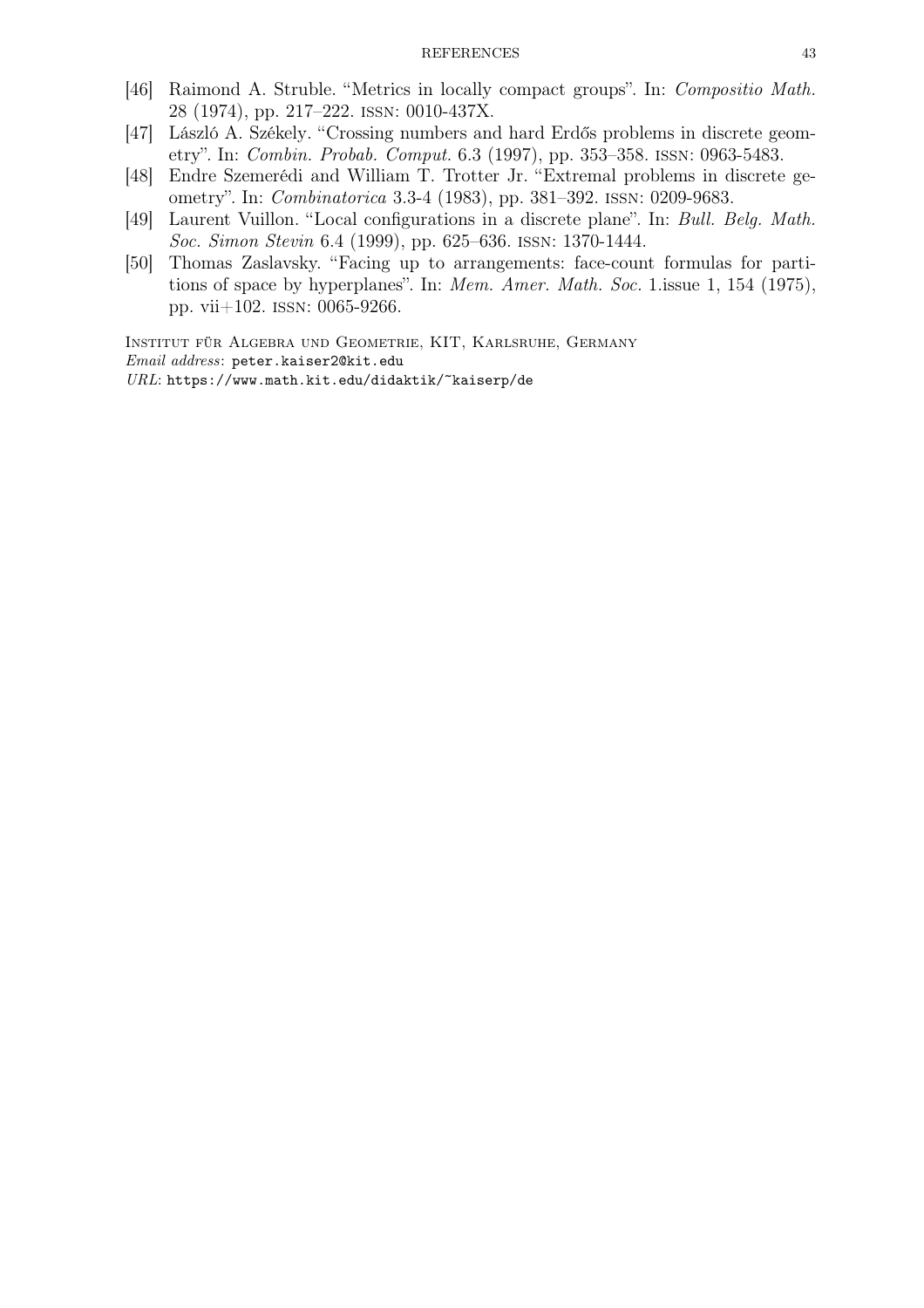[46] Raimond A. Struble. "Metrics in locally compact groups". In: *Compositio Math.* 28 (1974), pp. 217–222. ISSN: 0010-437X.

[47] László A. Székely. "Crossing numbers and hard Erdős problems in discrete geometry". In: *Combin. Probab. Comput.* 6.3 (1997), pp. 353–358. ISSN: 0963-5483.

[48] Endre Szemerédi and William T. Trotter Jr. "Extremal problems in discrete geometry". In: *Combinatorica* 3.3-4 (1983), pp. 381–392. ISSN: 0209-9683.

[49] Laurent Vuillon. "Local configurations in a discrete plane". In: *Bull. Belg. Math. Soc. Simon Stevin* 6.4 (1999), pp. 625–636. ISSN: 1370-1444.

[50] Thomas Zaslavsky. "Facing up to arrangements: face-count formulas for partitions of space by hyperplanes". In: *Mem. Amer. Math. Soc.* 1.issue 1, 154 (1975), pp. vii+102. ISSN: 0065-9266.

Institut für Algebra und Geometrie, KIT, Karlsruhe, Germany
*Email address*: peter.kaiser2@kit.edu
*URL*: https://www.math.kit.edu/didaktik/~kaiserp/de